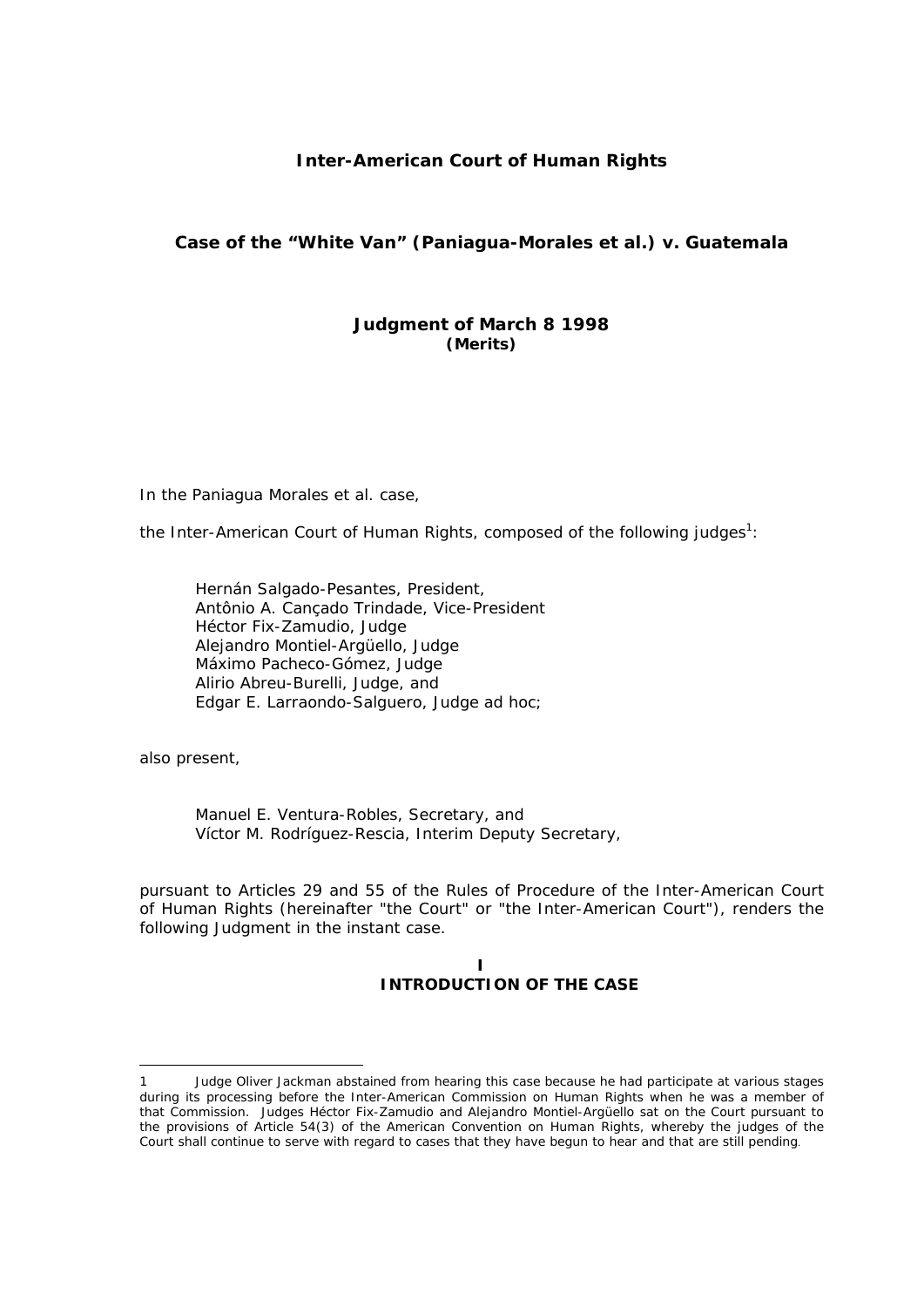**Inter-American Court of Human Rights**

**Case of the "White Van" (Paniagua-Morales et al.) v. Guatemala**

**Judgment of March 8 1998**
**(Merits)**

In the Paniagua Morales et al. case,

the Inter-American Court of Human Rights, composed of the following judges[1]:

Hernán Salgado-Pesantes, President,
Antônio A. Cançado Trindade, Vice-President
Héctor Fix-Zamudio, Judge
Alejandro Montiel-Argüello, Judge
Máximo Pacheco-Gómez, Judge
Alirio Abreu-Burelli, Judge, and
Edgar E. Larraondo-Salguero, Judge ad hoc;

also present,

Manuel E. Ventura-Robles, Secretary, and
Víctor M. Rodríguez-Rescia, Interim Deputy Secretary,

pursuant to Articles 29 and 55 of the Rules of Procedure of the Inter-American Court of Human Rights (hereinafter "the Court" or "the Inter-American Court"), renders the following Judgment in the instant case.

## I
## INTRODUCTION OF THE CASE

---

1 Judge Oliver Jackman abstained from hearing this case because he had participate at various stages during its processing before the Inter-American Commission on Human Rights when he was a member of that Commission. Judges Héctor Fix-Zamudio and Alejandro Montiel-Argüello sat on the Court pursuant to the provisions of Article 54(3) of the American Convention on Human Rights, whereby the judges of the Court shall continue to serve with regard to cases that they have begun to hear and that are still pending.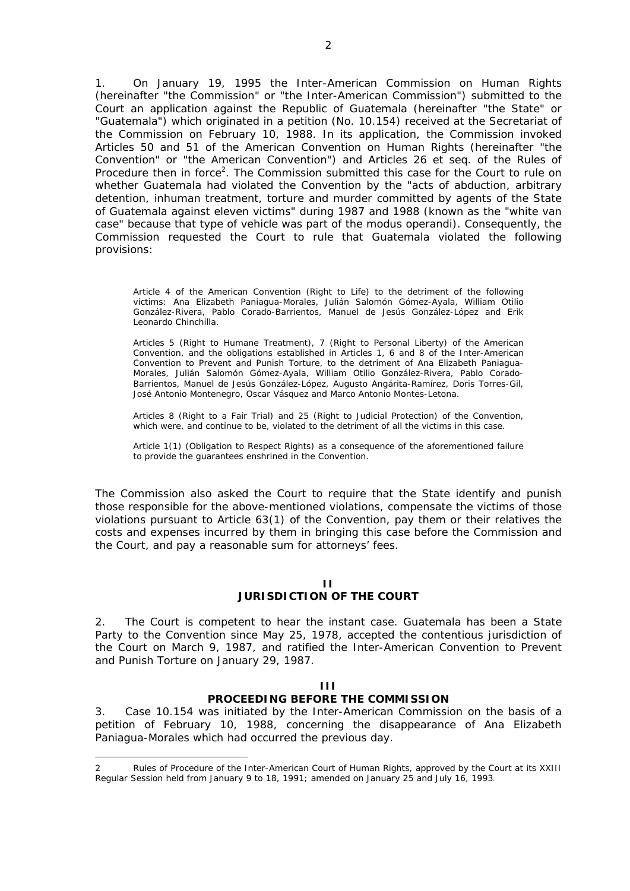1. On January 19, 1995 the Inter-American Commission on Human Rights (hereinafter "the Commission" or "the Inter-American Commission") submitted to the Court an application against the Republic of Guatemala (hereinafter "the State" or "Guatemala") which originated in a petition (No. 10.154) received at the Secretariat of the Commission on February 10, 1988. In its application, the Commission invoked Articles 50 and 51 of the American Convention on Human Rights (hereinafter "the Convention" or "the American Convention") and Articles 26 et seq. of the Rules of Procedure then in force[2]. The Commission submitted this case for the Court to rule on whether Guatemala had violated the Convention by the "acts of abduction, arbitrary detention, inhuman treatment, torture and murder committed by agents of the State of Guatemala against eleven victims" during 1987 and 1988 (known as the "white van case" because that type of vehicle was part of the modus operandi). Consequently, the Commission requested the Court to rule that Guatemala violated the following provisions:

> Article 4 of the American Convention (Right to Life) to the detriment of the following victims: Ana Elizabeth Paniagua-Morales, Julián Salomón Gómez-Ayala, William Otilio González-Rivera, Pablo Corado-Barrientos, Manuel de Jesús González-López and Erik Leonardo Chinchilla.
>
> Articles 5 (Right to Humane Treatment), 7 (Right to Personal Liberty) of the American Convention, and the obligations established in Articles 1, 6 and 8 of the Inter-American Convention to Prevent and Punish Torture, to the detriment of Ana Elizabeth Paniagua-Morales, Julián Salomón Gómez-Ayala, William Otilio González-Rivera, Pablo Corado-Barrientos, Manuel de Jesús González-López, Augusto Angárita-Ramírez, Doris Torres-Gil, José Antonio Montenegro, Oscar Vásquez and Marco Antonio Montes-Letona.
>
> Articles 8 (Right to a Fair Trial) and 25 (Right to Judicial Protection) of the Convention, which were, and continue to be, violated to the detriment of all the victims in this case.
>
> Article 1(1) (Obligation to Respect Rights) as a consequence of the aforementioned failure to provide the guarantees enshrined in the Convention.

The Commission also asked the Court to require that the State identify and punish those responsible for the above-mentioned violations, compensate the victims of those violations pursuant to Article 63(1) of the Convention, pay them or their relatives the costs and expenses incurred by them in bringing this case before the Commission and the Court, and pay a reasonable sum for attorneys' fees.

## II
## JURISDICTION OF THE COURT

2. The Court is competent to hear the instant case. Guatemala has been a State Party to the Convention since May 25, 1978, accepted the contentious jurisdiction of the Court on March 9, 1987, and ratified the Inter-American Convention to Prevent and Punish Torture on January 29, 1987.

## III
## PROCEEDING BEFORE THE COMMISSION

3. Case 10.154 was initiated by the Inter-American Commission on the basis of a petition of February 10, 1988, concerning the disappearance of Ana Elizabeth Paniagua-Morales which had occurred the previous day.

---

2 Rules of Procedure of the Inter-American Court of Human Rights, approved by the Court at its XXIII Regular Session held from January 9 to 18, 1991; amended on January 25 and July 16, 1993.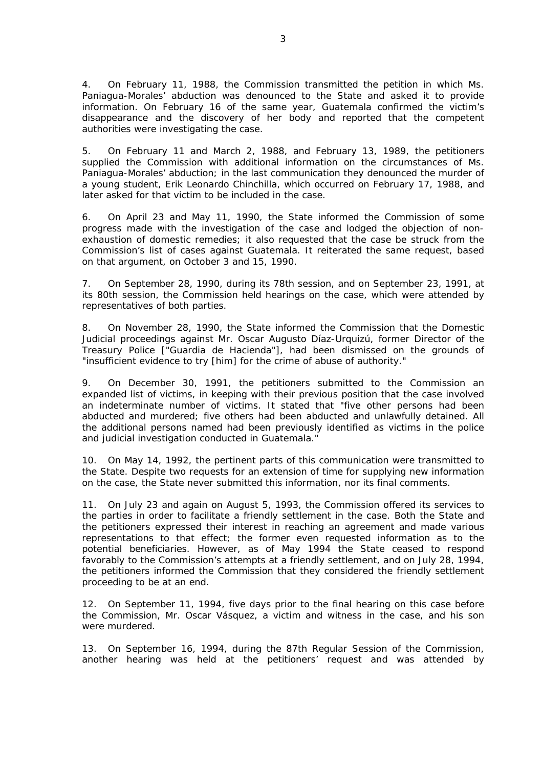4. On February 11, 1988, the Commission transmitted the petition in which Ms. Paniagua-Morales' abduction was denounced to the State and asked it to provide information. On February 16 of the same year, Guatemala confirmed the victim's disappearance and the discovery of her body and reported that the competent authorities were investigating the case.

5. On February 11 and March 2, 1988, and February 13, 1989, the petitioners supplied the Commission with additional information on the circumstances of Ms. Paniagua-Morales' abduction; in the last communication they denounced the murder of a young student, Erik Leonardo Chinchilla, which occurred on February 17, 1988, and later asked for that victim to be included in the case.

6. On April 23 and May 11, 1990, the State informed the Commission of some progress made with the investigation of the case and lodged the objection of non-exhaustion of domestic remedies; it also requested that the case be struck from the Commission's list of cases against Guatemala. It reiterated the same request, based on that argument, on October 3 and 15, 1990.

7. On September 28, 1990, during its 78th session, and on September 23, 1991, at its 80th session, the Commission held hearings on the case, which were attended by representatives of both parties.

8. On November 28, 1990, the State informed the Commission that the Domestic Judicial proceedings against Mr. Oscar Augusto Díaz-Urquizú, former Director of the Treasury Police ["Guardia de Hacienda"], had been dismissed on the grounds of "insufficient evidence to try [him] for the crime of abuse of authority."

9. On December 30, 1991, the petitioners submitted to the Commission an expanded list of victims, in keeping with their previous position that the case involved an indeterminate number of victims. It stated that "five other persons had been abducted and murdered; five others had been abducted and unlawfully detained. All the additional persons named had been previously identified as victims in the police and judicial investigation conducted in Guatemala."

10. On May 14, 1992, the pertinent parts of this communication were transmitted to the State. Despite two requests for an extension of time for supplying new information on the case, the State never submitted this information, nor its final comments.

11. On July 23 and again on August 5, 1993, the Commission offered its services to the parties in order to facilitate a friendly settlement in the case. Both the State and the petitioners expressed their interest in reaching an agreement and made various representations to that effect; the former even requested information as to the potential beneficiaries. However, as of May 1994 the State ceased to respond favorably to the Commission's attempts at a friendly settlement, and on July 28, 1994, the petitioners informed the Commission that they considered the friendly settlement proceeding to be at an end.

12. On September 11, 1994, five days prior to the final hearing on this case before the Commission, Mr. Oscar Vásquez, a victim and witness in the case, and his son were murdered.

13. On September 16, 1994, during the 87th Regular Session of the Commission, another hearing was held at the petitioners' request and was attended by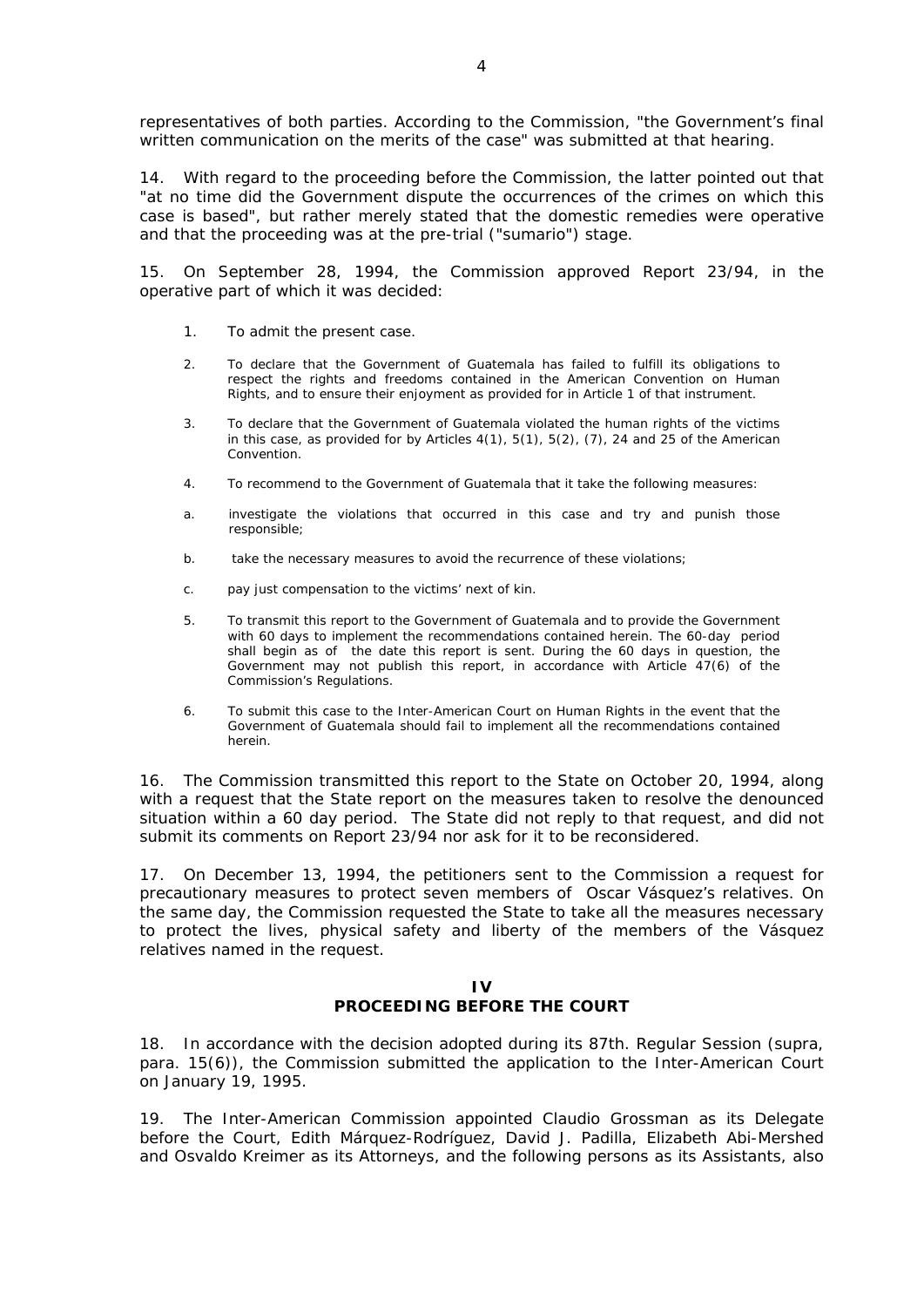representatives of both parties. According to the Commission, "the Government's final written communication on the merits of the case" was submitted at that hearing.

14. With regard to the proceeding before the Commission, the latter pointed out that "at no time did the Government dispute the occurrences of the crimes on which this case is based", but rather merely stated that the domestic remedies were operative and that the proceeding was at the pre-trial ("sumario") stage.

15. On September 28, 1994, the Commission approved Report 23/94, in the operative part of which it was decided:

> 1. To admit the present case.
>
> 2. To declare that the Government of Guatemala has failed to fulfill its obligations to respect the rights and freedoms contained in the American Convention on Human Rights, and to ensure their enjoyment as provided for in Article 1 of that instrument.
>
> 3. To declare that the Government of Guatemala violated the human rights of the victims in this case, as provided for by Articles 4(1), 5(1), 5(2), (7), 24 and 25 of the American Convention.
>
> 4. To recommend to the Government of Guatemala that it take the following measures:
>
> a. investigate the violations that occurred in this case and try and punish those responsible;
>
> b. take the necessary measures to avoid the recurrence of these violations;
>
> c. pay just compensation to the victims' next of kin.
>
> 5. To transmit this report to the Government of Guatemala and to provide the Government with 60 days to implement the recommendations contained herein. The 60-day period shall begin as of the date this report is sent. During the 60 days in question, the Government may not publish this report, in accordance with Article 47(6) of the Commission's Regulations.
>
> 6. To submit this case to the Inter-American Court on Human Rights in the event that the Government of Guatemala should fail to implement all the recommendations contained herein.

16. The Commission transmitted this report to the State on October 20, 1994, along with a request that the State report on the measures taken to resolve the denounced situation within a 60 day period. The State did not reply to that request, and did not submit its comments on Report 23/94 nor ask for it to be reconsidered.

17. On December 13, 1994, the petitioners sent to the Commission a request for precautionary measures to protect seven members of Oscar Vásquez's relatives. On the same day, the Commission requested the State to take all the measures necessary to protect the lives, physical safety and liberty of the members of the Vásquez relatives named in the request.

## IV
## PROCEEDING BEFORE THE COURT

18. In accordance with the decision adopted during its 87th. Regular Session (supra, para. 15(6)), the Commission submitted the application to the Inter-American Court on January 19, 1995.

19. The Inter-American Commission appointed Claudio Grossman as its Delegate before the Court, Edith Márquez-Rodríguez, David J. Padilla, Elizabeth Abi-Mershed and Osvaldo Kreimer as its Attorneys, and the following persons as its Assistants, also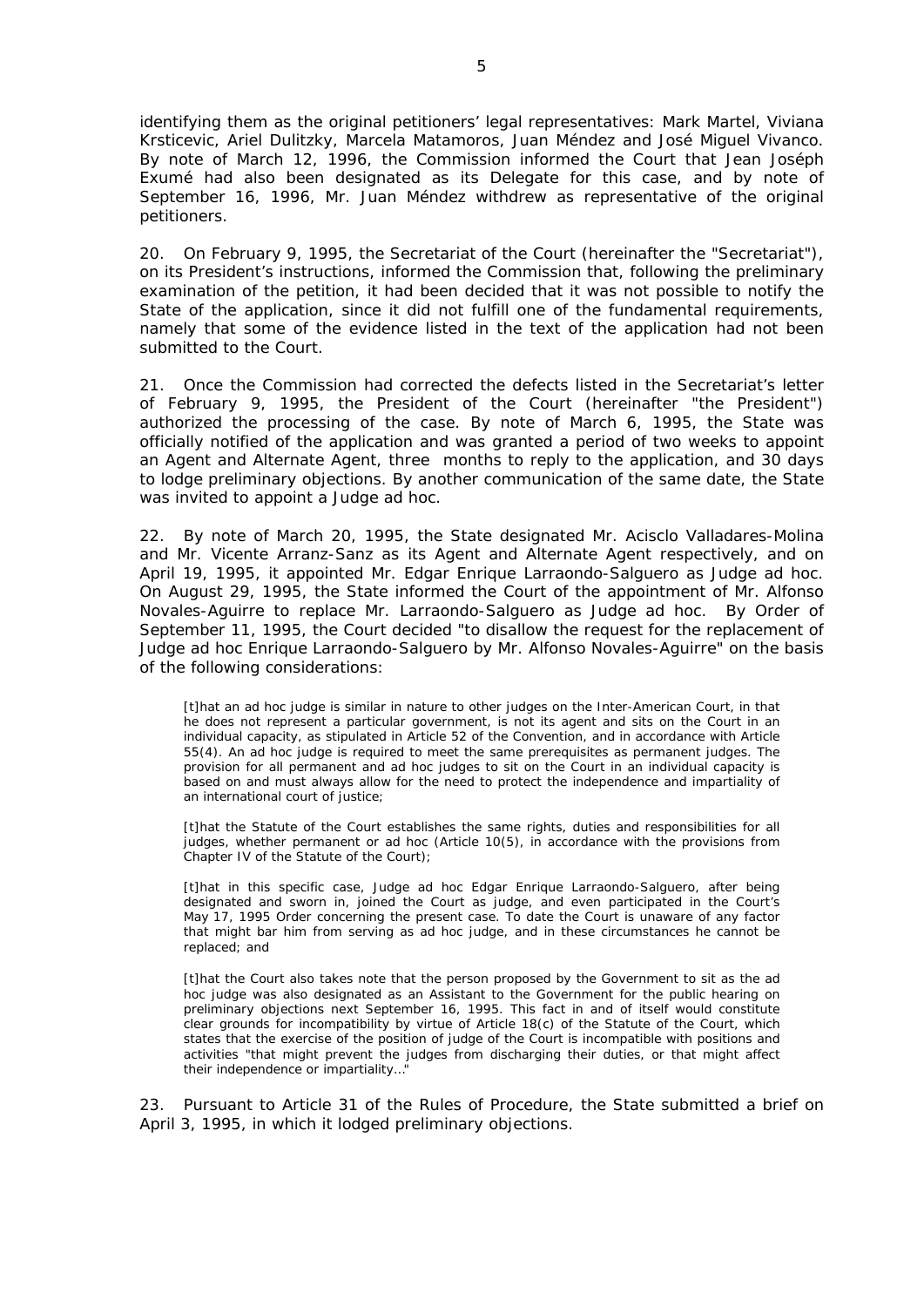identifying them as the original petitioners' legal representatives: Mark Martel, Viviana Krsticevic, Ariel Dulitzky, Marcela Matamoros, Juan Méndez and José Miguel Vivanco. By note of March 12, 1996, the Commission informed the Court that Jean Joséph Exumé had also been designated as its Delegate for this case, and by note of September 16, 1996, Mr. Juan Méndez withdrew as representative of the original petitioners.

20. On February 9, 1995, the Secretariat of the Court (hereinafter the "Secretariat"), on its President's instructions, informed the Commission that, following the preliminary examination of the petition, it had been decided that it was not possible to notify the State of the application, since it did not fulfill one of the fundamental requirements, namely that some of the evidence listed in the text of the application had not been submitted to the Court.

21. Once the Commission had corrected the defects listed in the Secretariat's letter of February 9, 1995, the President of the Court (hereinafter "the President") authorized the processing of the case. By note of March 6, 1995, the State was officially notified of the application and was granted a period of two weeks to appoint an Agent and Alternate Agent, three months to reply to the application, and 30 days to lodge preliminary objections. By another communication of the same date, the State was invited to appoint a Judge ad hoc.

22. By note of March 20, 1995, the State designated Mr. Acisclo Valladares-Molina and Mr. Vicente Arranz-Sanz as its Agent and Alternate Agent respectively, and on April 19, 1995, it appointed Mr. Edgar Enrique Larraondo-Salguero as Judge ad hoc. On August 29, 1995, the State informed the Court of the appointment of Mr. Alfonso Novales-Aguirre to replace Mr. Larraondo-Salguero as Judge ad hoc. By Order of September 11, 1995, the Court decided "to disallow the request for the replacement of Judge ad hoc Enrique Larraondo-Salguero by Mr. Alfonso Novales-Aguirre" on the basis of the following considerations:

> [t]hat an ad hoc judge is similar in nature to other judges on the Inter-American Court, in that he does not represent a particular government, is not its agent and sits on the Court in an individual capacity, as stipulated in Article 52 of the Convention, and in accordance with Article 55(4). An ad hoc judge is required to meet the same prerequisites as permanent judges. The provision for all permanent and ad hoc judges to sit on the Court in an individual capacity is based on and must always allow for the need to protect the independence and impartiality of an international court of justice;
>
> [t]hat the Statute of the Court establishes the same rights, duties and responsibilities for all judges, whether permanent or ad hoc (Article 10(5), in accordance with the provisions from Chapter IV of the Statute of the Court);
>
> [t]hat in this specific case, Judge ad hoc Edgar Enrique Larraondo-Salguero, after being designated and sworn in, joined the Court as judge, and even participated in the Court's May 17, 1995 Order concerning the present case. To date the Court is unaware of any factor that might bar him from serving as ad hoc judge, and in these circumstances he cannot be replaced; and
>
> [t]hat the Court also takes note that the person proposed by the Government to sit as the ad hoc judge was also designated as an Assistant to the Government for the public hearing on preliminary objections next September 16, 1995. This fact in and of itself would constitute clear grounds for incompatibility by virtue of Article 18(c) of the Statute of the Court, which states that the exercise of the position of judge of the Court is incompatible with positions and activities "that might prevent the judges from discharging their duties, or that might affect their independence or impartiality..."

23. Pursuant to Article 31 of the Rules of Procedure, the State submitted a brief on April 3, 1995, in which it lodged preliminary objections.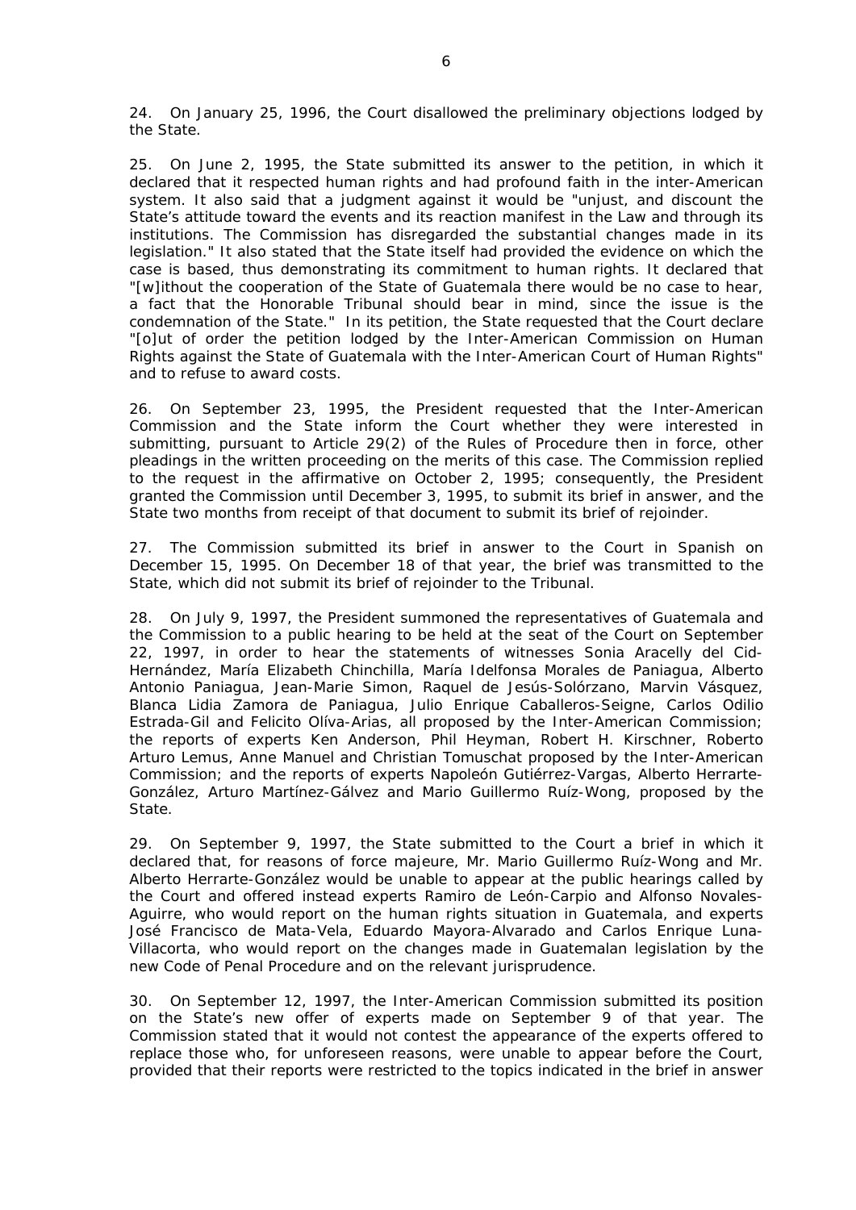24. On January 25, 1996, the Court disallowed the preliminary objections lodged by the State.

25. On June 2, 1995, the State submitted its answer to the petition, in which it declared that it respected human rights and had profound faith in the inter-American system. It also said that a judgment against it would be "unjust, and discount the State's attitude toward the events and its reaction manifest in the Law and through its institutions. The Commission has disregarded the substantial changes made in its legislation." It also stated that the State itself had provided the evidence on which the case is based, thus demonstrating its commitment to human rights. It declared that "[w]ithout the cooperation of the State of Guatemala there would be no case to hear, a fact that the Honorable Tribunal should bear in mind, since the issue is the condemnation of the State." In its petition, the State requested that the Court declare "[o]ut of order the petition lodged by the Inter-American Commission on Human Rights against the State of Guatemala with the Inter-American Court of Human Rights" and to refuse to award costs.

26. On September 23, 1995, the President requested that the Inter-American Commission and the State inform the Court whether they were interested in submitting, pursuant to Article 29(2) of the Rules of Procedure then in force, other pleadings in the written proceeding on the merits of this case. The Commission replied to the request in the affirmative on October 2, 1995; consequently, the President granted the Commission until December 3, 1995, to submit its brief in answer, and the State two months from receipt of that document to submit its brief of rejoinder.

27. The Commission submitted its brief in answer to the Court in Spanish on December 15, 1995. On December 18 of that year, the brief was transmitted to the State, which did not submit its brief of rejoinder to the Tribunal.

28. On July 9, 1997, the President summoned the representatives of Guatemala and the Commission to a public hearing to be held at the seat of the Court on September 22, 1997, in order to hear the statements of witnesses Sonia Aracelly del Cid-Hernández, María Elizabeth Chinchilla, María Idelfonsa Morales de Paniagua, Alberto Antonio Paniagua, Jean-Marie Simon, Raquel de Jesús-Solórzano, Marvin Vásquez, Blanca Lidia Zamora de Paniagua, Julio Enrique Caballeros-Seigne, Carlos Odilio Estrada-Gil and Felicito Olíva-Arias, all proposed by the Inter-American Commission; the reports of experts Ken Anderson, Phil Heyman, Robert H. Kirschner, Roberto Arturo Lemus, Anne Manuel and Christian Tomuschat proposed by the Inter-American Commission; and the reports of experts Napoleón Gutiérrez-Vargas, Alberto Herrarte-González, Arturo Martínez-Gálvez and Mario Guillermo Ruíz-Wong, proposed by the State.

29. On September 9, 1997, the State submitted to the Court a brief in which it declared that, for reasons of force majeure, Mr. Mario Guillermo Ruíz-Wong and Mr. Alberto Herrarte-González would be unable to appear at the public hearings called by the Court and offered instead experts Ramiro de León-Carpio and Alfonso Novales-Aguirre, who would report on the human rights situation in Guatemala, and experts José Francisco de Mata-Vela, Eduardo Mayora-Alvarado and Carlos Enrique Luna-Villacorta, who would report on the changes made in Guatemalan legislation by the new Code of Penal Procedure and on the relevant jurisprudence.

30. On September 12, 1997, the Inter-American Commission submitted its position on the State's new offer of experts made on September 9 of that year. The Commission stated that it would not contest the appearance of the experts offered to replace those who, for unforeseen reasons, were unable to appear before the Court, provided that their reports were restricted to the topics indicated in the brief in answer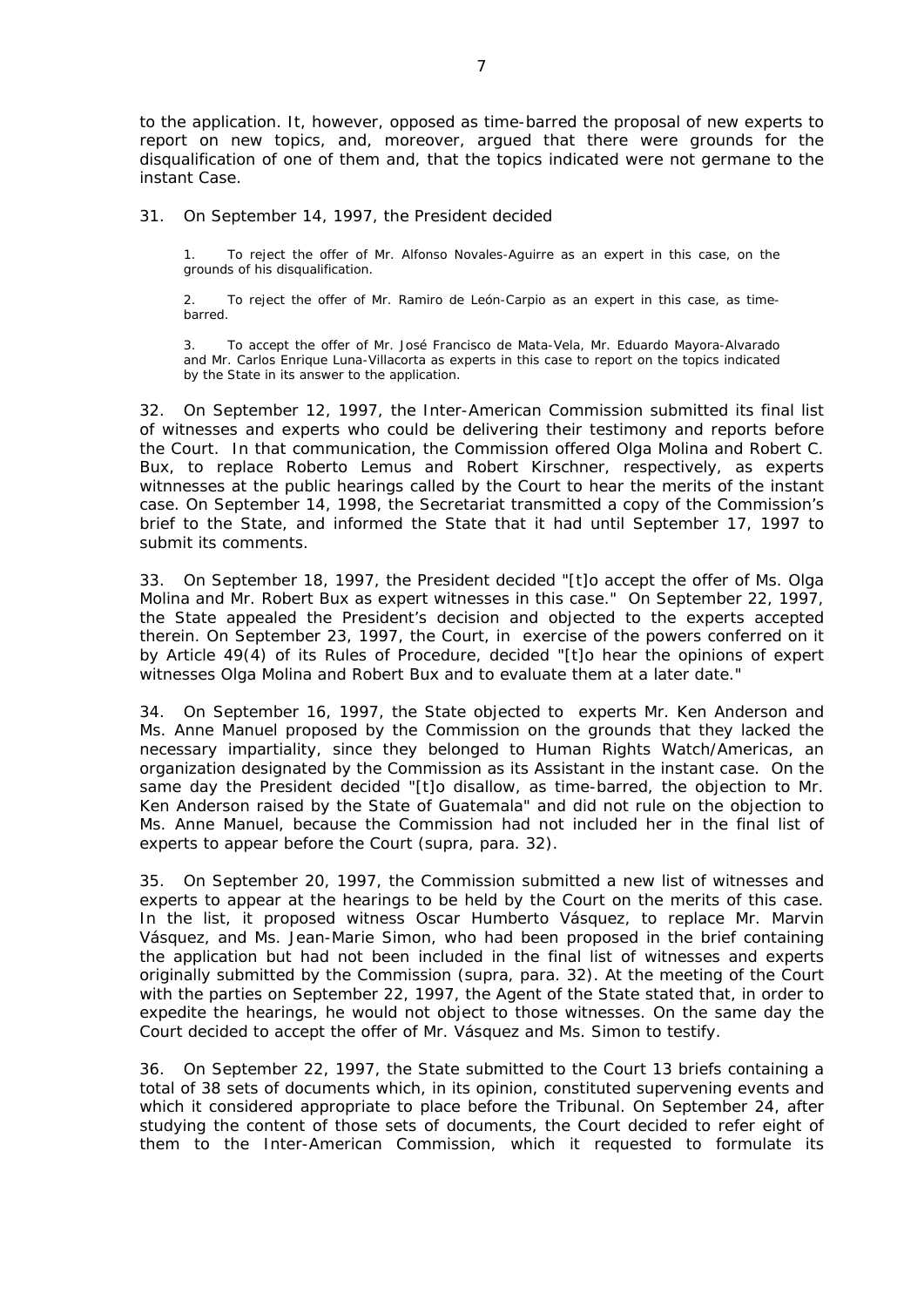to the application. It, however, opposed as time-barred the proposal of new experts to report on new topics, and, moreover, argued that there were grounds for the disqualification of one of them and, that the topics indicated were not germane to the instant Case.

31. On September 14, 1997, the President decided

> 1. To reject the offer of Mr. Alfonso Novales-Aguirre as an expert in this case, on the grounds of his disqualification.
>
> 2. To reject the offer of Mr. Ramiro de León-Carpio as an expert in this case, as time-barred.
>
> 3. To accept the offer of Mr. José Francisco de Mata-Vela, Mr. Eduardo Mayora-Alvarado and Mr. Carlos Enrique Luna-Villacorta as experts in this case to report on the topics indicated by the State in its answer to the application.

32. On September 12, 1997, the Inter-American Commission submitted its final list of witnesses and experts who could be delivering their testimony and reports before the Court. In that communication, the Commission offered Olga Molina and Robert C. Bux, to replace Roberto Lemus and Robert Kirschner, respectively, as experts witnnesses at the public hearings called by the Court to hear the merits of the instant case. On September 14, 1998, the Secretariat transmitted a copy of the Commission's brief to the State, and informed the State that it had until September 17, 1997 to submit its comments.

33. On September 18, 1997, the President decided "[t]o accept the offer of Ms. Olga Molina and Mr. Robert Bux as expert witnesses in this case." On September 22, 1997, the State appealed the President's decision and objected to the experts accepted therein. On September 23, 1997, the Court, in exercise of the powers conferred on it by Article 49(4) of its Rules of Procedure, decided "[t]o hear the opinions of expert witnesses Olga Molina and Robert Bux and to evaluate them at a later date."

34. On September 16, 1997, the State objected to experts Mr. Ken Anderson and Ms. Anne Manuel proposed by the Commission on the grounds that they lacked the necessary impartiality, since they belonged to Human Rights Watch/Americas, an organization designated by the Commission as its Assistant in the instant case. On the same day the President decided "[t]o disallow, as time-barred, the objection to Mr. Ken Anderson raised by the State of Guatemala" and did not rule on the objection to Ms. Anne Manuel, because the Commission had not included her in the final list of experts to appear before the Court (supra, para. 32).

35. On September 20, 1997, the Commission submitted a new list of witnesses and experts to appear at the hearings to be held by the Court on the merits of this case. In the list, it proposed witness Oscar Humberto Vásquez, to replace Mr. Marvin Vásquez, and Ms. Jean-Marie Simon, who had been proposed in the brief containing the application but had not been included in the final list of witnesses and experts originally submitted by the Commission (supra, para. 32). At the meeting of the Court with the parties on September 22, 1997, the Agent of the State stated that, in order to expedite the hearings, he would not object to those witnesses. On the same day the Court decided to accept the offer of Mr. Vásquez and Ms. Simon to testify.

36. On September 22, 1997, the State submitted to the Court 13 briefs containing a total of 38 sets of documents which, in its opinion, constituted supervening events and which it considered appropriate to place before the Tribunal. On September 24, after studying the content of those sets of documents, the Court decided to refer eight of them to the Inter-American Commission, which it requested to formulate its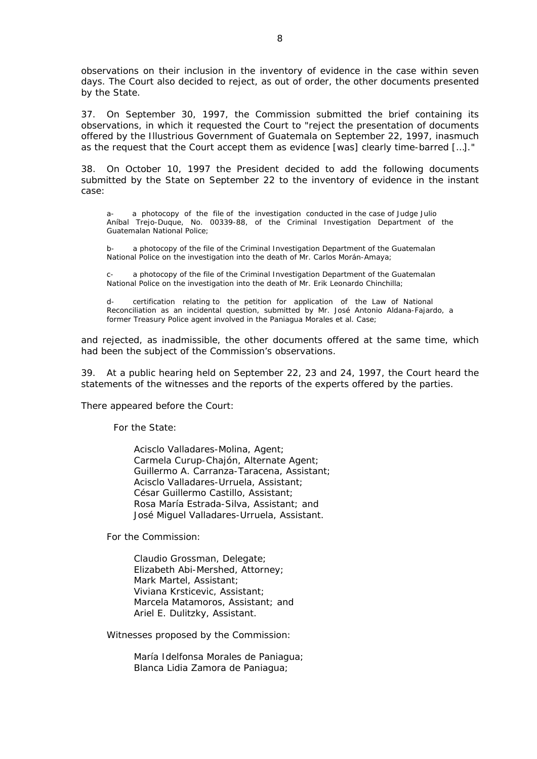observations on their inclusion in the inventory of evidence in the case within seven days. The Court also decided to reject, as out of order, the other documents presented by the State.

37. On September 30, 1997, the Commission submitted the brief containing its observations, in which it requested the Court to "reject the presentation of documents offered by the Illustrious Government of Guatemala on September 22, 1997, inasmuch as the request that the Court accept them as evidence [was] clearly time-barred [...]."

38. On October 10, 1997 the President decided to add the following documents submitted by the State on September 22 to the inventory of evidence in the instant case:

> a- a photocopy of the file of the investigation conducted in the case of Judge Julio Aníbal Trejo-Duque, No. 00339-88, of the Criminal Investigation Department of the Guatemalan National Police;
>
> b- a photocopy of the file of the Criminal Investigation Department of the Guatemalan National Police on the investigation into the death of Mr. Carlos Morán-Amaya;
>
> c- a photocopy of the file of the Criminal Investigation Department of the Guatemalan National Police on the investigation into the death of Mr. Erik Leonardo Chinchilla;
>
> d- certification relating to the petition for application of the Law of National Reconciliation as an incidental question, submitted by Mr. José Antonio Aldana-Fajardo, a former Treasury Police agent involved in the Paniagua Morales et al. Case;

and rejected, as inadmissible, the other documents offered at the same time, which had been the subject of the Commission's observations.

39. At a public hearing held on September 22, 23 and 24, 1997, the Court heard the statements of the witnesses and the reports of the experts offered by the parties.

There appeared before the Court:

For the State:

Acisclo Valladares-Molina, Agent;
Carmela Curup-Chajón, Alternate Agent;
Guillermo A. Carranza-Taracena, Assistant;
Acisclo Valladares-Urruela, Assistant;
César Guillermo Castillo, Assistant;
Rosa María Estrada-Silva, Assistant; and
José Miguel Valladares-Urruela, Assistant.

For the Commission:

Claudio Grossman, Delegate;
Elizabeth Abi-Mershed, Attorney;
Mark Martel, Assistant;
Viviana Krsticevic, Assistant;
Marcela Matamoros, Assistant; and
Ariel E. Dulitzky, Assistant.

Witnesses proposed by the Commission:

María Idelfonsa Morales de Paniagua;
Blanca Lidia Zamora de Paniagua;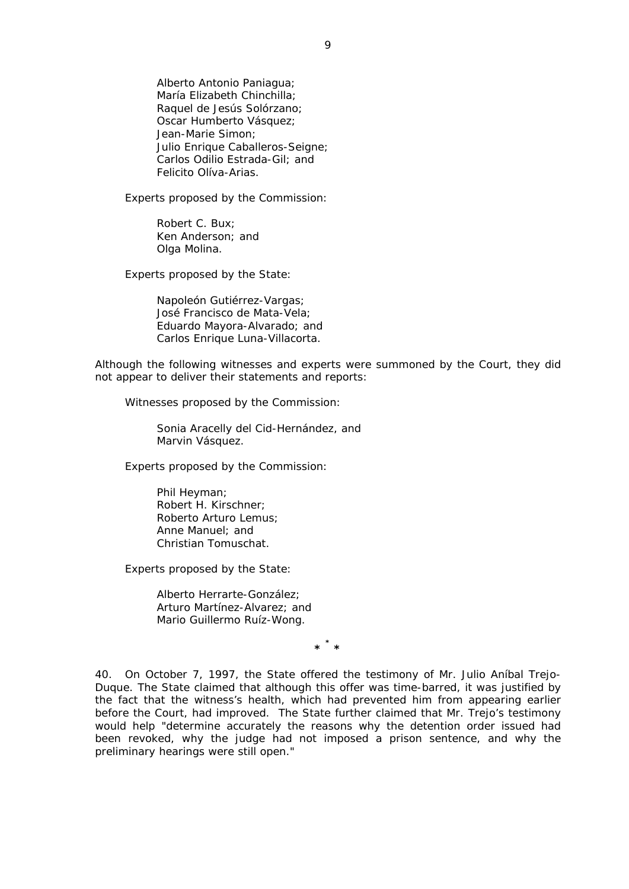Alberto Antonio Paniagua;
María Elizabeth Chinchilla;
Raquel de Jesús Solórzano;
Oscar Humberto Vásquez;
Jean-Marie Simon;
Julio Enrique Caballeros-Seigne;
Carlos Odilio Estrada-Gil; and
Felicito Olíva-Arias.

Experts proposed by the Commission:

Robert C. Bux;
Ken Anderson; and
Olga Molina.

Experts proposed by the State:

Napoleón Gutiérrez-Vargas;
José Francisco de Mata-Vela;
Eduardo Mayora-Alvarado; and
Carlos Enrique Luna-Villacorta.

Although the following witnesses and experts were summoned by the Court, they did not appear to deliver their statements and reports:

Witnesses proposed by the Commission:

Sonia Aracelly del Cid-Hernández, and
Marvin Vásquez.

Experts proposed by the Commission:

Phil Heyman;
Robert H. Kirschner;
Roberto Arturo Lemus;
Anne Manuel; and
Christian Tomuschat.

Experts proposed by the State:

Alberto Herrarte-González;
Arturo Martínez-Alvarez; and
Mario Guillermo Ruíz-Wong.

\* \* \*

40. On October 7, 1997, the State offered the testimony of Mr. Julio Aníbal Trejo-Duque. The State claimed that although this offer was time-barred, it was justified by the fact that the witness's health, which had prevented him from appearing earlier before the Court, had improved. The State further claimed that Mr. Trejo's testimony would help "determine accurately the reasons why the detention order issued had been revoked, why the judge had not imposed a prison sentence, and why the preliminary hearings were still open."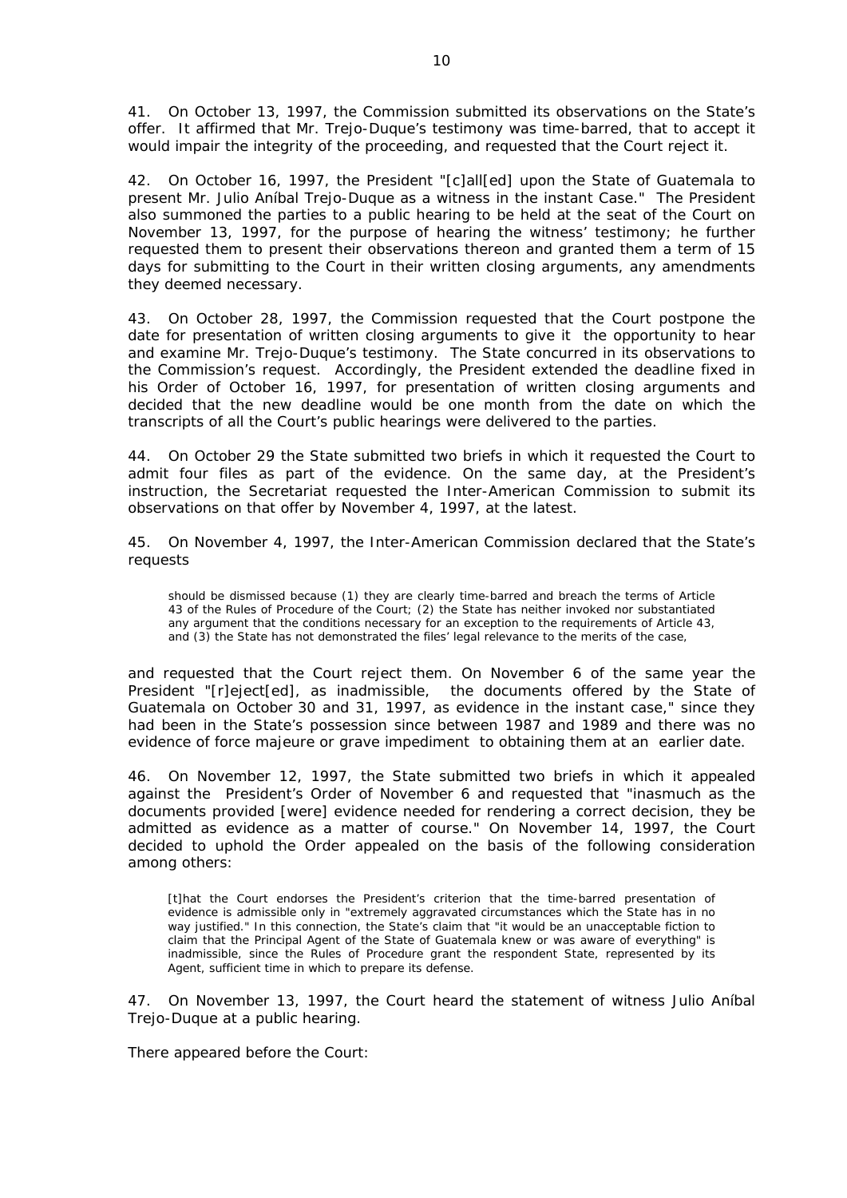41. On October 13, 1997, the Commission submitted its observations on the State's offer. It affirmed that Mr. Trejo-Duque's testimony was time-barred, that to accept it would impair the integrity of the proceeding, and requested that the Court reject it.

42. On October 16, 1997, the President "[c]all[ed] upon the State of Guatemala to present Mr. Julio Aníbal Trejo-Duque as a witness in the instant Case." The President also summoned the parties to a public hearing to be held at the seat of the Court on November 13, 1997, for the purpose of hearing the witness' testimony; he further requested them to present their observations thereon and granted them a term of 15 days for submitting to the Court in their written closing arguments, any amendments they deemed necessary.

43. On October 28, 1997, the Commission requested that the Court postpone the date for presentation of written closing arguments to give it the opportunity to hear and examine Mr. Trejo-Duque's testimony. The State concurred in its observations to the Commission's request. Accordingly, the President extended the deadline fixed in his Order of October 16, 1997, for presentation of written closing arguments and decided that the new deadline would be one month from the date on which the transcripts of all the Court's public hearings were delivered to the parties.

44. On October 29 the State submitted two briefs in which it requested the Court to admit four files as part of the evidence. On the same day, at the President's instruction, the Secretariat requested the Inter-American Commission to submit its observations on that offer by November 4, 1997, at the latest.

45. On November 4, 1997, the Inter-American Commission declared that the State's requests

> should be dismissed because (1) they are clearly time-barred and breach the terms of Article 43 of the Rules of Procedure of the Court; (2) the State has neither invoked nor substantiated any argument that the conditions necessary for an exception to the requirements of Article 43, and (3) the State has not demonstrated the files' legal relevance to the merits of the case,

and requested that the Court reject them. On November 6 of the same year the President "[r]eject[ed], as inadmissible, the documents offered by the State of Guatemala on October 30 and 31, 1997, as evidence in the instant case," since they had been in the State's possession since between 1987 and 1989 and there was no evidence of force majeure or grave impediment to obtaining them at an earlier date.

46. On November 12, 1997, the State submitted two briefs in which it appealed against the President's Order of November 6 and requested that "inasmuch as the documents provided [were] evidence needed for rendering a correct decision, they be admitted as evidence as a matter of course." On November 14, 1997, the Court decided to uphold the Order appealed on the basis of the following consideration among others:

> [t]hat the Court endorses the President's criterion that the time-barred presentation of evidence is admissible only in "extremely aggravated circumstances which the State has in no way justified." In this connection, the State's claim that "it would be an unacceptable fiction to claim that the Principal Agent of the State of Guatemala knew or was aware of everything" is inadmissible, since the Rules of Procedure grant the respondent State, represented by its Agent, sufficient time in which to prepare its defense.

47. On November 13, 1997, the Court heard the statement of witness Julio Aníbal Trejo-Duque at a public hearing.

There appeared before the Court: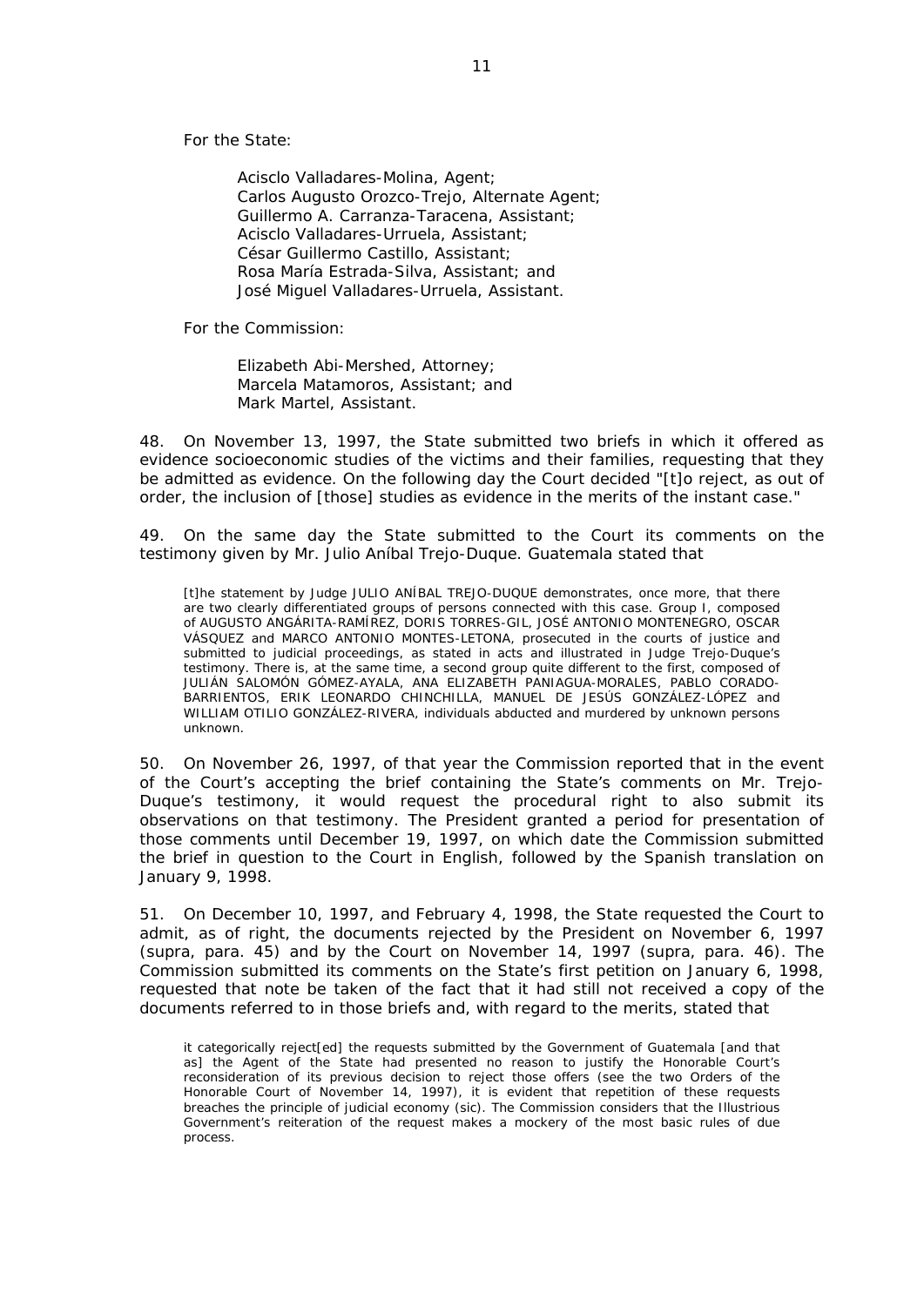For the State:

> Acisclo Valladares-Molina, Agent;
> Carlos Augusto Orozco-Trejo, Alternate Agent;
> Guillermo A. Carranza-Taracena, Assistant;
> Acisclo Valladares-Urruela, Assistant;
> César Guillermo Castillo, Assistant;
> Rosa María Estrada-Silva, Assistant; and
> José Miguel Valladares-Urruela, Assistant.

For the Commission:

> Elizabeth Abi-Mershed, Attorney;
> Marcela Matamoros, Assistant; and
> Mark Martel, Assistant.

48. On November 13, 1997, the State submitted two briefs in which it offered as evidence socioeconomic studies of the victims and their families, requesting that they be admitted as evidence. On the following day the Court decided "[t]o reject, as out of order, the inclusion of [those] studies as evidence in the merits of the instant case."

49. On the same day the State submitted to the Court its comments on the testimony given by Mr. Julio Aníbal Trejo-Duque. Guatemala stated that

> [t]he statement by Judge JULIO ANÍBAL TREJO-DUQUE demonstrates, once more, that there are two clearly differentiated groups of persons connected with this case. Group I, composed of AUGUSTO ANGÁRITA-RAMÍREZ, DORIS TORRES-GIL, JOSÉ ANTONIO MONTENEGRO, OSCAR VÁSQUEZ and MARCO ANTONIO MONTES-LETONA, prosecuted in the courts of justice and submitted to judicial proceedings, as stated in acts and illustrated in Judge Trejo-Duque's testimony. There is, at the same time, a second group quite different to the first, composed of JULIÁN SALOMÓN GÓMEZ-AYALA, ANA ELIZABETH PANIAGUA-MORALES, PABLO CORADO-BARRIENTOS, ERIK LEONARDO CHINCHILLA, MANUEL DE JESÚS GONZÁLEZ-LÓPEZ and WILLIAM OTILIO GONZÁLEZ-RIVERA, individuals abducted and murdered by unknown persons unknown.

50. On November 26, 1997, of that year the Commission reported that in the event of the Court's accepting the brief containing the State's comments on Mr. Trejo-Duque's testimony, it would request the procedural right to also submit its observations on that testimony. The President granted a period for presentation of those comments until December 19, 1997, on which date the Commission submitted the brief in question to the Court in English, followed by the Spanish translation on January 9, 1998.

51. On December 10, 1997, and February 4, 1998, the State requested the Court to admit, as of right, the documents rejected by the President on November 6, 1997 (supra, para. 45) and by the Court on November 14, 1997 (supra, para. 46). The Commission submitted its comments on the State's first petition on January 6, 1998, requested that note be taken of the fact that it had still not received a copy of the documents referred to in those briefs and, with regard to the merits, stated that

> it categorically reject[ed] the requests submitted by the Government of Guatemala [and that as] the Agent of the State had presented no reason to justify the Honorable Court's reconsideration of its previous decision to reject those offers (see the two Orders of the Honorable Court of November 14, 1997), it is evident that repetition of these requests breaches the principle of judicial economy (sic). The Commission considers that the Illustrious Government's reiteration of the request makes a mockery of the most basic rules of due process.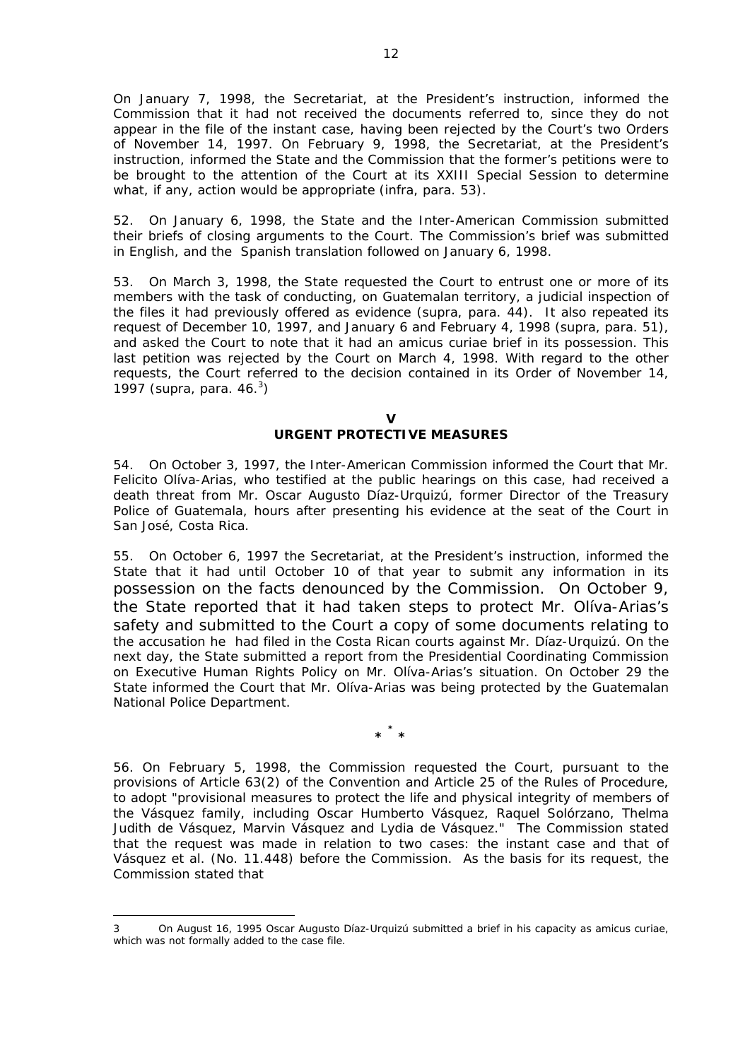On January 7, 1998, the Secretariat, at the President's instruction, informed the Commission that it had not received the documents referred to, since they do not appear in the file of the instant case, having been rejected by the Court's two Orders of November 14, 1997. On February 9, 1998, the Secretariat, at the President's instruction, informed the State and the Commission that the former's petitions were to be brought to the attention of the Court at its XXIII Special Session to determine what, if any, action would be appropriate (infra, para. 53).

52. On January 6, 1998, the State and the Inter-American Commission submitted their briefs of closing arguments to the Court. The Commission's brief was submitted in English, and the Spanish translation followed on January 6, 1998.

53. On March 3, 1998, the State requested the Court to entrust one or more of its members with the task of conducting, on Guatemalan territory, a judicial inspection of the files it had previously offered as evidence (supra, para. 44). It also repeated its request of December 10, 1997, and January 6 and February 4, 1998 (supra, para. 51), and asked the Court to note that it had an amicus curiae brief in its possession. This last petition was rejected by the Court on March 4, 1998. With regard to the other requests, the Court referred to the decision contained in its Order of November 14, 1997 (supra, para. 46.[3])

## V
## URGENT PROTECTIVE MEASURES

54. On October 3, 1997, the Inter-American Commission informed the Court that Mr. Felicito Olíva-Arias, who testified at the public hearings on this case, had received a death threat from Mr. Oscar Augusto Díaz-Urquizú, former Director of the Treasury Police of Guatemala, hours after presenting his evidence at the seat of the Court in San José, Costa Rica.

55. On October 6, 1997 the Secretariat, at the President's instruction, informed the State that it had until October 10 of that year to submit any information in its possession on the facts denounced by the Commission. On October 9, the State reported that it had taken steps to protect Mr. Olíva-Arias's safety and submitted to the Court a copy of some documents relating to the accusation he had filed in the Costa Rican courts against Mr. Díaz-Urquizú. On the next day, the State submitted a report from the Presidential Coordinating Commission on Executive Human Rights Policy on Mr. Olíva-Arias's situation. On October 29 the State informed the Court that Mr. Olíva-Arias was being protected by the Guatemalan National Police Department.

\* \* \*

56. On February 5, 1998, the Commission requested the Court, pursuant to the provisions of Article 63(2) of the Convention and Article 25 of the Rules of Procedure, to adopt "provisional measures to protect the life and physical integrity of members of the Vásquez family, including Oscar Humberto Vásquez, Raquel Solórzano, Thelma Judith de Vásquez, Marvin Vásquez and Lydia de Vásquez." The Commission stated that the request was made in relation to two cases: the instant case and that of Vásquez et al. (No. 11.448) before the Commission. As the basis for its request, the Commission stated that

---

[3] On August 16, 1995 Oscar Augusto Díaz-Urquizú submitted a brief in his capacity as amicus curiae, which was not formally added to the case file.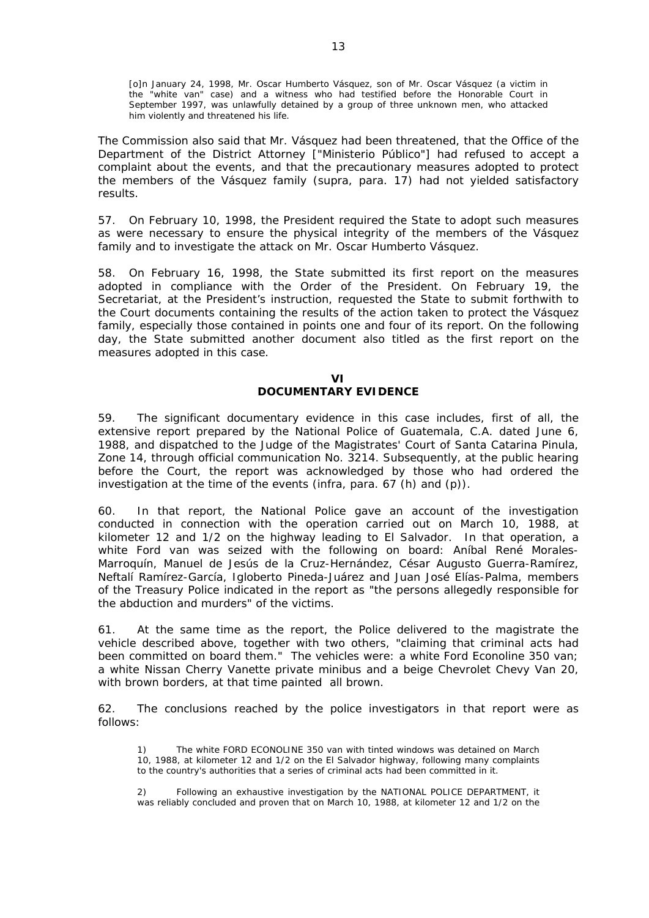> [o]n January 24, 1998, Mr. Oscar Humberto Vásquez, son of Mr. Oscar Vásquez (a victim in the "white van" case) and a witness who had testified before the Honorable Court in September 1997, was unlawfully detained by a group of three unknown men, who attacked him violently and threatened his life.

The Commission also said that Mr. Vásquez had been threatened, that the Office of the Department of the District Attorney ["Ministerio Público"] had refused to accept a complaint about the events, and that the precautionary measures adopted to protect the members of the Vásquez family (supra, para. 17) had not yielded satisfactory results.

57. On February 10, 1998, the President required the State to adopt such measures as were necessary to ensure the physical integrity of the members of the Vásquez family and to investigate the attack on Mr. Oscar Humberto Vásquez.

58. On February 16, 1998, the State submitted its first report on the measures adopted in compliance with the Order of the President. On February 19, the Secretariat, at the President's instruction, requested the State to submit forthwith to the Court documents containing the results of the action taken to protect the Vásquez family, especially those contained in points one and four of its report. On the following day, the State submitted another document also titled as the first report on the measures adopted in this case.

## VI
## DOCUMENTARY EVIDENCE

59. The significant documentary evidence in this case includes, first of all, the extensive report prepared by the National Police of Guatemala, C.A. dated June 6, 1988, and dispatched to the Judge of the Magistrates' Court of Santa Catarina Pinula, Zone 14, through official communication No. 3214. Subsequently, at the public hearing before the Court, the report was acknowledged by those who had ordered the investigation at the time of the events (infra, para. 67 (h) and (p)).

60. In that report, the National Police gave an account of the investigation conducted in connection with the operation carried out on March 10, 1988, at kilometer 12 and 1/2 on the highway leading to El Salvador. In that operation, a white Ford van was seized with the following on board: Aníbal René Morales-Marroquín, Manuel de Jesús de la Cruz-Hernández, César Augusto Guerra-Ramírez, Neftalí Ramírez-García, Igloberto Pineda-Juárez and Juan José Elías-Palma, members of the Treasury Police indicated in the report as "the persons allegedly responsible for the abduction and murders" of the victims.

61. At the same time as the report, the Police delivered to the magistrate the vehicle described above, together with two others, "claiming that criminal acts had been committed on board them." The vehicles were: a white Ford Econoline 350 van; a white Nissan Cherry Vanette private minibus and a beige Chevrolet Chevy Van 20, with brown borders, at that time painted all brown.

62. The conclusions reached by the police investigators in that report were as follows:

> 1) The white FORD ECONOLINE 350 van with tinted windows was detained on March 10, 1988, at kilometer 12 and 1/2 on the El Salvador highway, following many complaints to the country's authorities that a series of criminal acts had been committed in it.
>
> 2) Following an exhaustive investigation by the NATIONAL POLICE DEPARTMENT, it was reliably concluded and proven that on March 10, 1988, at kilometer 12 and 1/2 on the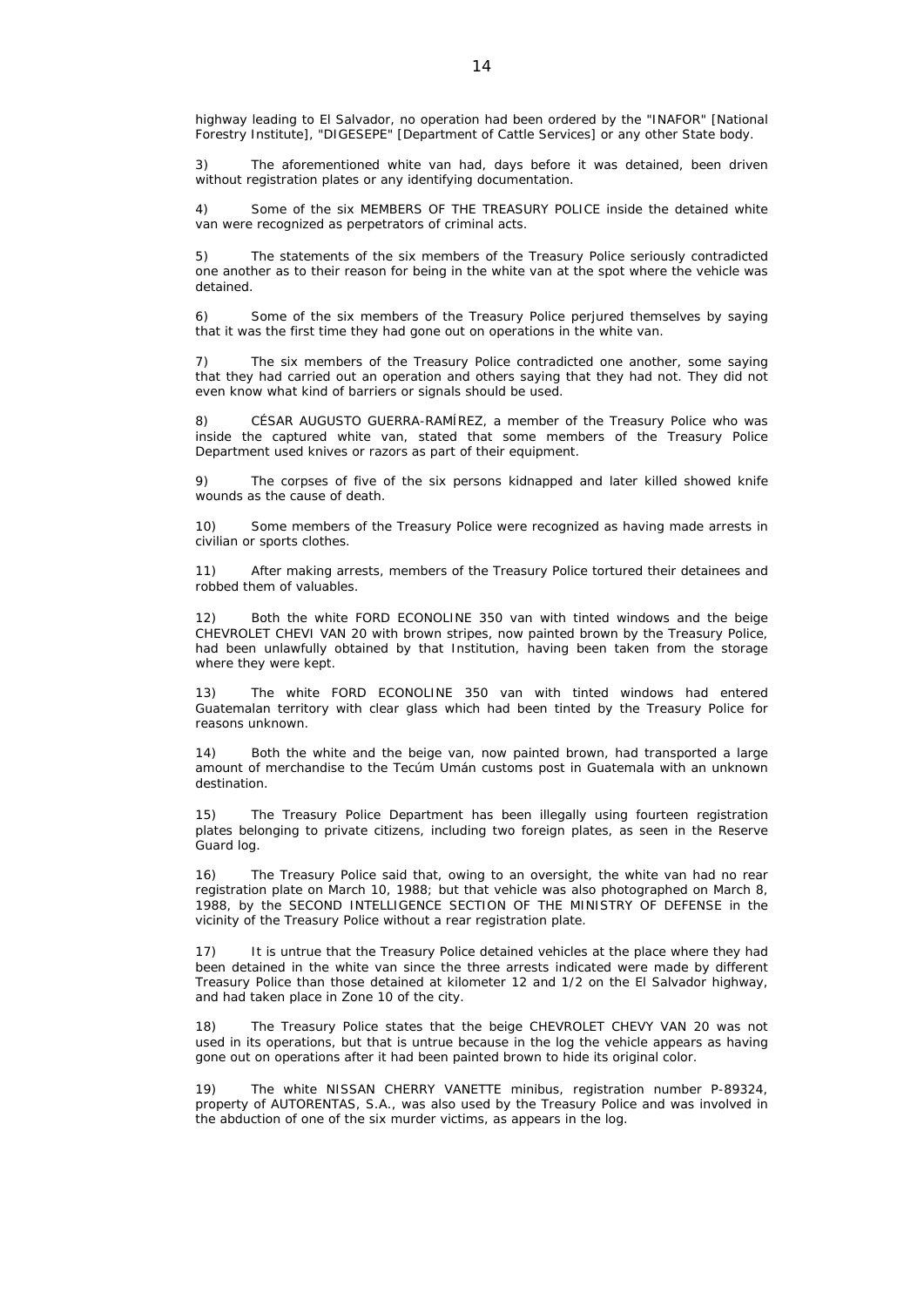highway leading to El Salvador, no operation had been ordered by the "INAFOR" [National Forestry Institute], "DIGESEPE" [Department of Cattle Services] or any other State body.

3) The aforementioned white van had, days before it was detained, been driven without registration plates or any identifying documentation.

4) Some of the six MEMBERS OF THE TREASURY POLICE inside the detained white van were recognized as perpetrators of criminal acts.

5) The statements of the six members of the Treasury Police seriously contradicted one another as to their reason for being in the white van at the spot where the vehicle was detained.

6) Some of the six members of the Treasury Police perjured themselves by saying that it was the first time they had gone out on operations in the white van.

7) The six members of the Treasury Police contradicted one another, some saying that they had carried out an operation and others saying that they had not. They did not even know what kind of barriers or signals should be used.

8) CÉSAR AUGUSTO GUERRA-RAMÍREZ, a member of the Treasury Police who was inside the captured white van, stated that some members of the Treasury Police Department used knives or razors as part of their equipment.

9) The corpses of five of the six persons kidnapped and later killed showed knife wounds as the cause of death.

10) Some members of the Treasury Police were recognized as having made arrests in civilian or sports clothes.

11) After making arrests, members of the Treasury Police tortured their detainees and robbed them of valuables.

12) Both the white FORD ECONOLINE 350 van with tinted windows and the beige CHEVROLET CHEVI VAN 20 with brown stripes, now painted brown by the Treasury Police, had been unlawfully obtained by that Institution, having been taken from the storage where they were kept.

13) The white FORD ECONOLINE 350 van with tinted windows had entered Guatemalan territory with clear glass which had been tinted by the Treasury Police for reasons unknown.

14) Both the white and the beige van, now painted brown, had transported a large amount of merchandise to the Tecúm Umán customs post in Guatemala with an unknown destination.

15) The Treasury Police Department has been illegally using fourteen registration plates belonging to private citizens, including two foreign plates, as seen in the Reserve Guard log.

16) The Treasury Police said that, owing to an oversight, the white van had no rear registration plate on March 10, 1988; but that vehicle was also photographed on March 8, 1988, by the SECOND INTELLIGENCE SECTION OF THE MINISTRY OF DEFENSE in the vicinity of the Treasury Police without a rear registration plate.

17) It is untrue that the Treasury Police detained vehicles at the place where they had been detained in the white van since the three arrests indicated were made by different Treasury Police than those detained at kilometer 12 and 1/2 on the El Salvador highway, and had taken place in Zone 10 of the city.

18) The Treasury Police states that the beige CHEVROLET CHEVY VAN 20 was not used in its operations, but that is untrue because in the log the vehicle appears as having gone out on operations after it had been painted brown to hide its original color.

19) The white NISSAN CHERRY VANETTE minibus, registration number P-89324, property of AUTORENTAS, S.A., was also used by the Treasury Police and was involved in the abduction of one of the six murder victims, as appears in the log.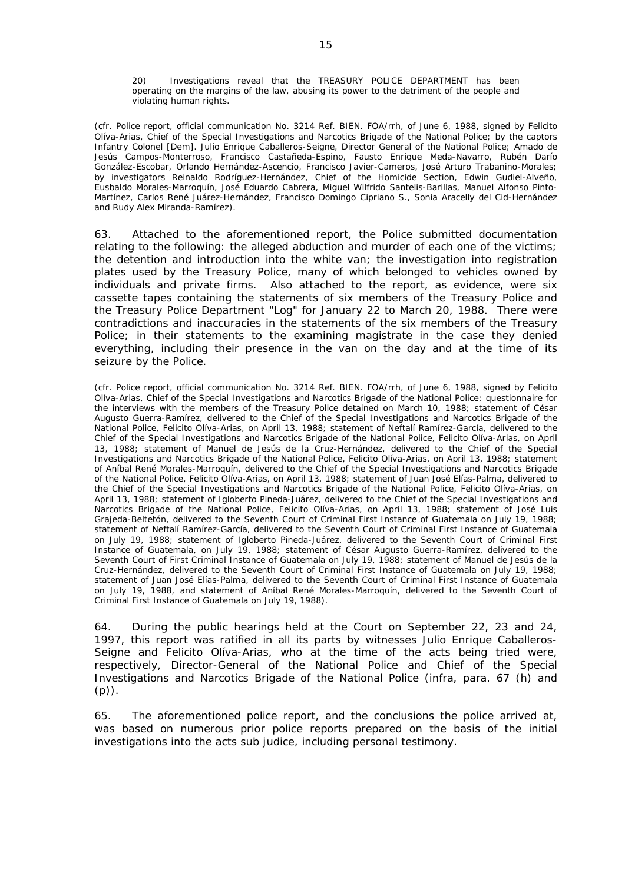20) Investigations reveal that the TREASURY POLICE DEPARTMENT has been operating on the margins of the law, abusing its power to the detriment of the people and violating human rights.

(cfr. Police report, official communication No. 3214 Ref. BIEN. FOA/rrh, of June 6, 1988, signed by Felicito Olíva-Arias, Chief of the Special Investigations and Narcotics Brigade of the National Police; by the captors Infantry Colonel [Dem]. Julio Enrique Caballeros-Seigne, Director General of the National Police; Amado de Jesús Campos-Monterroso, Francisco Castañeda-Espino, Fausto Enrique Meda-Navarro, Rubén Darío González-Escobar, Orlando Hernández-Ascencio, Francisco Javier-Cameros, José Arturo Trabanino-Morales; by investigators Reinaldo Rodríguez-Hernández, Chief of the Homicide Section, Edwin Gudiel-Alveño, Eusbaldo Morales-Marroquín, José Eduardo Cabrera, Miguel Wilfrido Santelis-Barillas, Manuel Alfonso Pinto-Martínez, Carlos René Juárez-Hernández, Francisco Domingo Cipriano S., Sonia Aracelly del Cid-Hernández and Rudy Alex Miranda-Ramírez).

63. Attached to the aforementioned report, the Police submitted documentation relating to the following: the alleged abduction and murder of each one of the victims; the detention and introduction into the white van; the investigation into registration plates used by the Treasury Police, many of which belonged to vehicles owned by individuals and private firms. Also attached to the report, as evidence, were six cassette tapes containing the statements of six members of the Treasury Police and the Treasury Police Department "Log" for January 22 to March 20, 1988. There were contradictions and inaccuracies in the statements of the six members of the Treasury Police; in their statements to the examining magistrate in the case they denied everything, including their presence in the van on the day and at the time of its seizure by the Police.

(cfr. Police report, official communication No. 3214 Ref. BIEN. FOA/rrh, of June 6, 1988, signed by Felicito Olíva-Arias, Chief of the Special Investigations and Narcotics Brigade of the National Police; questionnaire for the interviews with the members of the Treasury Police detained on March 10, 1988; statement of César Augusto Guerra-Ramírez, delivered to the Chief of the Special Investigations and Narcotics Brigade of the National Police, Felicito Olíva-Arias, on April 13, 1988; statement of Neftalí Ramírez-García, delivered to the Chief of the Special Investigations and Narcotics Brigade of the National Police, Felicito Olíva-Arias, on April 13, 1988; statement of Manuel de Jesús de la Cruz-Hernández, delivered to the Chief of the Special Investigations and Narcotics Brigade of the National Police, Felicito Olíva-Arias, on April 13, 1988; statement of Aníbal René Morales-Marroquín, delivered to the Chief of the Special Investigations and Narcotics Brigade of the National Police, Felicito Olíva-Arias, on April 13, 1988; statement of Juan José Elías-Palma, delivered to the Chief of the Special Investigations and Narcotics Brigade of the National Police, Felicito Olíva-Arias, on April 13, 1988; statement of Igloberto Pineda-Juárez, delivered to the Chief of the Special Investigations and Narcotics Brigade of the National Police, Felicito Olíva-Arias, on April 13, 1988; statement of José Luis Grajeda-Beltetón, delivered to the Seventh Court of Criminal First Instance of Guatemala on July 19, 1988; statement of Neftalí Ramírez-García, delivered to the Seventh Court of Criminal First Instance of Guatemala on July 19, 1988; statement of Igloberto Pineda-Juárez, delivered to the Seventh Court of Criminal First Instance of Guatemala, on July 19, 1988; statement of César Augusto Guerra-Ramírez, delivered to the Seventh Court of First Criminal Instance of Guatemala on July 19, 1988; statement of Manuel de Jesús de la Cruz-Hernández, delivered to the Seventh Court of Criminal First Instance of Guatemala on July 19, 1988; statement of Juan José Elías-Palma, delivered to the Seventh Court of Criminal First Instance of Guatemala on July 19, 1988, and statement of Aníbal René Morales-Marroquín, delivered to the Seventh Court of Criminal First Instance of Guatemala on July 19, 1988).

64. During the public hearings held at the Court on September 22, 23 and 24, 1997, this report was ratified in all its parts by witnesses Julio Enrique Caballeros-Seigne and Felicito Olíva-Arias, who at the time of the acts being tried were, respectively, Director-General of the National Police and Chief of the Special Investigations and Narcotics Brigade of the National Police (infra, para. 67 (h) and (p)).

65. The aforementioned police report, and the conclusions the police arrived at, was based on numerous prior police reports prepared on the basis of the initial investigations into the acts sub judice, including personal testimony.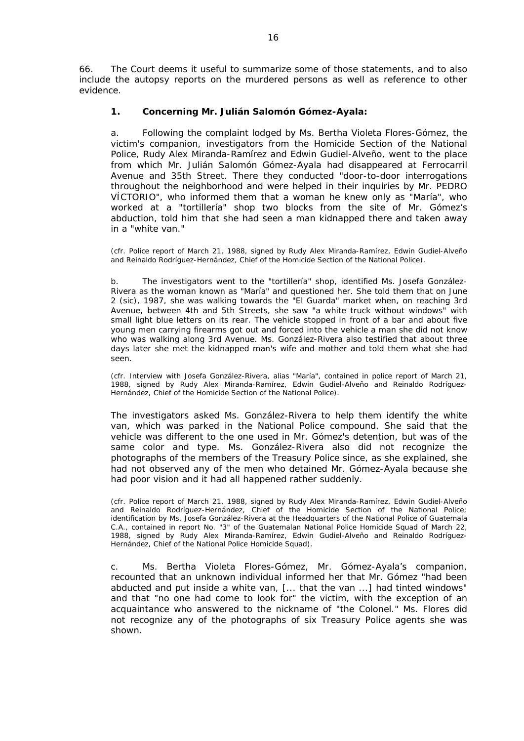66. The Court deems it useful to summarize some of those statements, and to also include the autopsy reports on the murdered persons as well as reference to other evidence.

**1. Concerning Mr. Julián Salomón Gómez-Ayala:**

a. Following the complaint lodged by Ms. Bertha Violeta Flores-Gómez, the victim's companion, investigators from the Homicide Section of the National Police, Rudy Alex Miranda-Ramírez and Edwin Gudiel-Alveño, went to the place from which Mr. Julián Salomón Gómez-Ayala had disappeared at Ferrocarril Avenue and 35th Street. There they conducted "door-to-door interrogations throughout the neighborhood and were helped in their inquiries by Mr. PEDRO VÍCTORIO", who informed them that a woman he knew only as "María", who worked at a "tortillería" shop two blocks from the site of Mr. Gómez's abduction, told him that she had seen a man kidnapped there and taken away in a "white van."

(cfr. Police report of March 21, 1988, signed by Rudy Alex Miranda-Ramírez, Edwin Gudiel-Alveño and Reinaldo Rodríguez-Hernández, Chief of the Homicide Section of the National Police).

b. The investigators went to the "tortillería" shop, identified Ms. Josefa González-Rivera as the woman known as "María" and questioned her. She told them that on June 2 (sic), 1987, she was walking towards the "El Guarda" market when, on reaching 3rd Avenue, between 4th and 5th Streets, she saw "a white truck without windows" with small light blue letters on its rear. The vehicle stopped in front of a bar and about five young men carrying firearms got out and forced into the vehicle a man she did not know who was walking along 3rd Avenue. Ms. González-Rivera also testified that about three days later she met the kidnapped man's wife and mother and told them what she had seen.

(cfr. Interview with Josefa González-Rivera, alias "María", contained in police report of March 21, 1988, signed by Rudy Alex Miranda-Ramírez, Edwin Gudiel-Alveño and Reinaldo Rodríguez-Hernández, Chief of the Homicide Section of the National Police).

The investigators asked Ms. González-Rivera to help them identify the white van, which was parked in the National Police compound. She said that the vehicle was different to the one used in Mr. Gómez's detention, but was of the same color and type. Ms. González-Rivera also did not recognize the photographs of the members of the Treasury Police since, as she explained, she had not observed any of the men who detained Mr. Gómez-Ayala because she had poor vision and it had all happened rather suddenly.

(cfr. Police report of March 21, 1988, signed by Rudy Alex Miranda-Ramírez, Edwin Gudiel-Alveño and Reinaldo Rodríguez-Hernández, Chief of the Homicide Section of the National Police; identification by Ms. Josefa González-Rivera at the Headquarters of the National Police of Guatemala C.A., contained in report No. "3" of the Guatemalan National Police Homicide Squad of March 22, 1988, signed by Rudy Alex Miranda-Ramírez, Edwin Gudiel-Alveño and Reinaldo Rodríguez-Hernández, Chief of the National Police Homicide Squad).

c. Ms. Bertha Violeta Flores-Gómez, Mr. Gómez-Ayala's companion, recounted that an unknown individual informed her that Mr. Gómez "had been abducted and put inside a white van, [... that the van ...] had tinted windows" and that "no one had come to look for" the victim, with the exception of an acquaintance who answered to the nickname of "the Colonel." Ms. Flores did not recognize any of the photographs of six Treasury Police agents she was shown.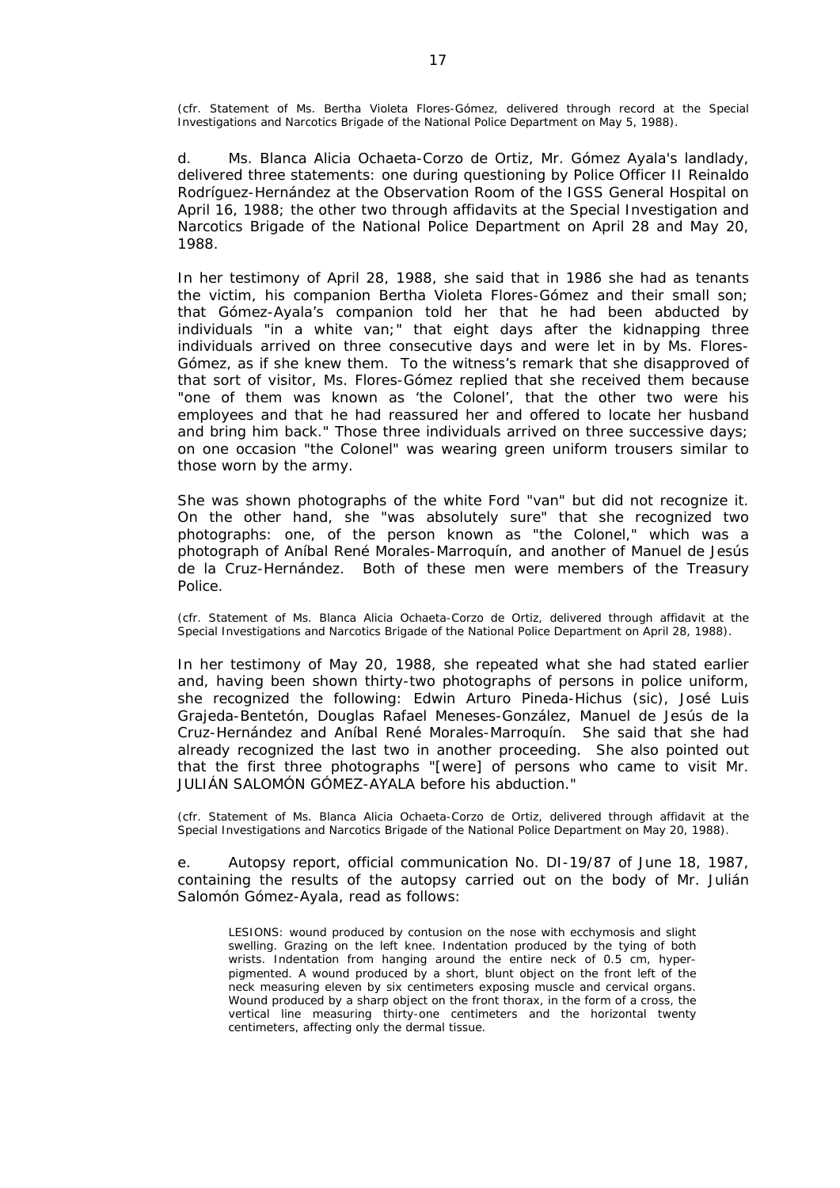(cfr. Statement of Ms. Bertha Violeta Flores-Gómez, delivered through record at the Special Investigations and Narcotics Brigade of the National Police Department on May 5, 1988).

d. Ms. Blanca Alicia Ochaeta-Corzo de Ortiz, Mr. Gómez Ayala's landlady, delivered three statements: one during questioning by Police Officer II Reinaldo Rodríguez-Hernández at the Observation Room of the IGSS General Hospital on April 16, 1988; the other two through affidavits at the Special Investigation and Narcotics Brigade of the National Police Department on April 28 and May 20, 1988.

In her testimony of April 28, 1988, she said that in 1986 she had as tenants the victim, his companion Bertha Violeta Flores-Gómez and their small son; that Gómez-Ayala's companion told her that he had been abducted by individuals "in a white van;" that eight days after the kidnapping three individuals arrived on three consecutive days and were let in by Ms. Flores-Gómez, as if she knew them. To the witness's remark that she disapproved of that sort of visitor, Ms. Flores-Gómez replied that she received them because "one of them was known as 'the Colonel', that the other two were his employees and that he had reassured her and offered to locate her husband and bring him back." Those three individuals arrived on three successive days; on one occasion "the Colonel" was wearing green uniform trousers similar to those worn by the army.

She was shown photographs of the white Ford "van" but did not recognize it. On the other hand, she "was absolutely sure" that she recognized two photographs: one, of the person known as "the Colonel," which was a photograph of Aníbal René Morales-Marroquín, and another of Manuel de Jesús de la Cruz-Hernández. Both of these men were members of the Treasury Police.

(cfr. Statement of Ms. Blanca Alicia Ochaeta-Corzo de Ortiz, delivered through affidavit at the Special Investigations and Narcotics Brigade of the National Police Department on April 28, 1988).

In her testimony of May 20, 1988, she repeated what she had stated earlier and, having been shown thirty-two photographs of persons in police uniform, she recognized the following: Edwin Arturo Pineda-Hichus (sic), José Luis Grajeda-Bentetón, Douglas Rafael Meneses-González, Manuel de Jesús de la Cruz-Hernández and Aníbal René Morales-Marroquín. She said that she had already recognized the last two in another proceeding. She also pointed out that the first three photographs "[were] of persons who came to visit Mr. JULIÁN SALOMÓN GÓMEZ-AYALA before his abduction."

(cfr. Statement of Ms. Blanca Alicia Ochaeta-Corzo de Ortiz, delivered through affidavit at the Special Investigations and Narcotics Brigade of the National Police Department on May 20, 1988).

e. Autopsy report, official communication No. DI-19/87 of June 18, 1987, containing the results of the autopsy carried out on the body of Mr. Julián Salomón Gómez-Ayala, read as follows:

> LESIONS: wound produced by contusion on the nose with ecchymosis and slight swelling. Grazing on the left knee. Indentation produced by the tying of both wrists. Indentation from hanging around the entire neck of 0.5 cm, hyper-pigmented. A wound produced by a short, blunt object on the front left of the neck measuring eleven by six centimeters exposing muscle and cervical organs. Wound produced by a sharp object on the front thorax, in the form of a cross, the vertical line measuring thirty-one centimeters and the horizontal twenty centimeters, affecting only the dermal tissue.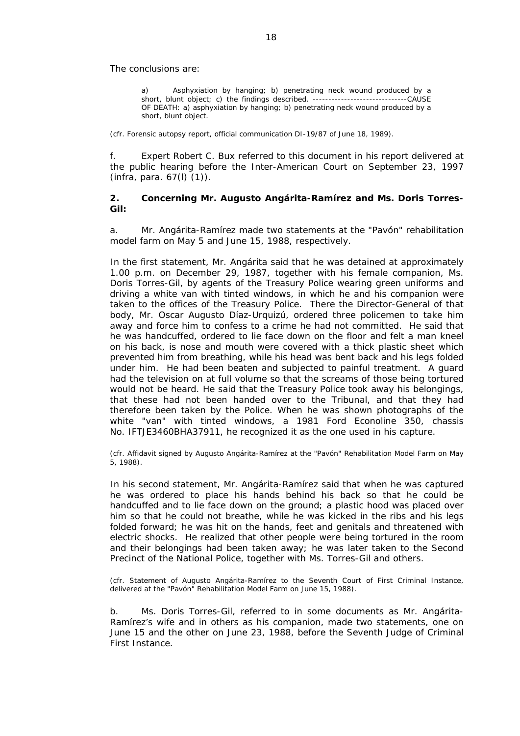The conclusions are:

> a) Asphyxiation by hanging; b) penetrating neck wound produced by a short, blunt object; c) the findings described. ------------------------------CAUSE OF DEATH: a) asphyxiation by hanging; b) penetrating neck wound produced by a short, blunt object.

(cfr. Forensic autopsy report, official communication DI-19/87 of June 18, 1989).

f. Expert Robert C. Bux referred to this document in his report delivered at the public hearing before the Inter-American Court on September 23, 1997 (infra, para. 67(l) (1)).

**2. Concerning Mr. Augusto Angárita-Ramírez and Ms. Doris Torres-Gil:**

a. Mr. Angárita-Ramírez made two statements at the "Pavón" rehabilitation model farm on May 5 and June 15, 1988, respectively.

In the first statement, Mr. Angárita said that he was detained at approximately 1.00 p.m. on December 29, 1987, together with his female companion, Ms. Doris Torres-Gil, by agents of the Treasury Police wearing green uniforms and driving a white van with tinted windows, in which he and his companion were taken to the offices of the Treasury Police. There the Director-General of that body, Mr. Oscar Augusto Díaz-Urquizú, ordered three policemen to take him away and force him to confess to a crime he had not committed. He said that he was handcuffed, ordered to lie face down on the floor and felt a man kneel on his back, is nose and mouth were covered with a thick plastic sheet which prevented him from breathing, while his head was bent back and his legs folded under him. He had been beaten and subjected to painful treatment. A guard had the television on at full volume so that the screams of those being tortured would not be heard. He said that the Treasury Police took away his belongings, that these had not been handed over to the Tribunal, and that they had therefore been taken by the Police. When he was shown photographs of the white "van" with tinted windows, a 1981 Ford Econoline 350, chassis No. IFTJE3460BHA37911, he recognized it as the one used in his capture.

(cfr. Affidavit signed by Augusto Angárita-Ramírez at the "Pavón" Rehabilitation Model Farm on May 5, 1988).

In his second statement, Mr. Angárita-Ramírez said that when he was captured he was ordered to place his hands behind his back so that he could be handcuffed and to lie face down on the ground; a plastic hood was placed over him so that he could not breathe, while he was kicked in the ribs and his legs folded forward; he was hit on the hands, feet and genitals and threatened with electric shocks. He realized that other people were being tortured in the room and their belongings had been taken away; he was later taken to the Second Precinct of the National Police, together with Ms. Torres-Gil and others.

(cfr. Statement of Augusto Angárita-Ramírez to the Seventh Court of First Criminal Instance, delivered at the "Pavón" Rehabilitation Model Farm on June 15, 1988).

b. Ms. Doris Torres-Gil, referred to in some documents as Mr. Angárita-Ramírez's wife and in others as his companion, made two statements, one on June 15 and the other on June 23, 1988, before the Seventh Judge of Criminal First Instance.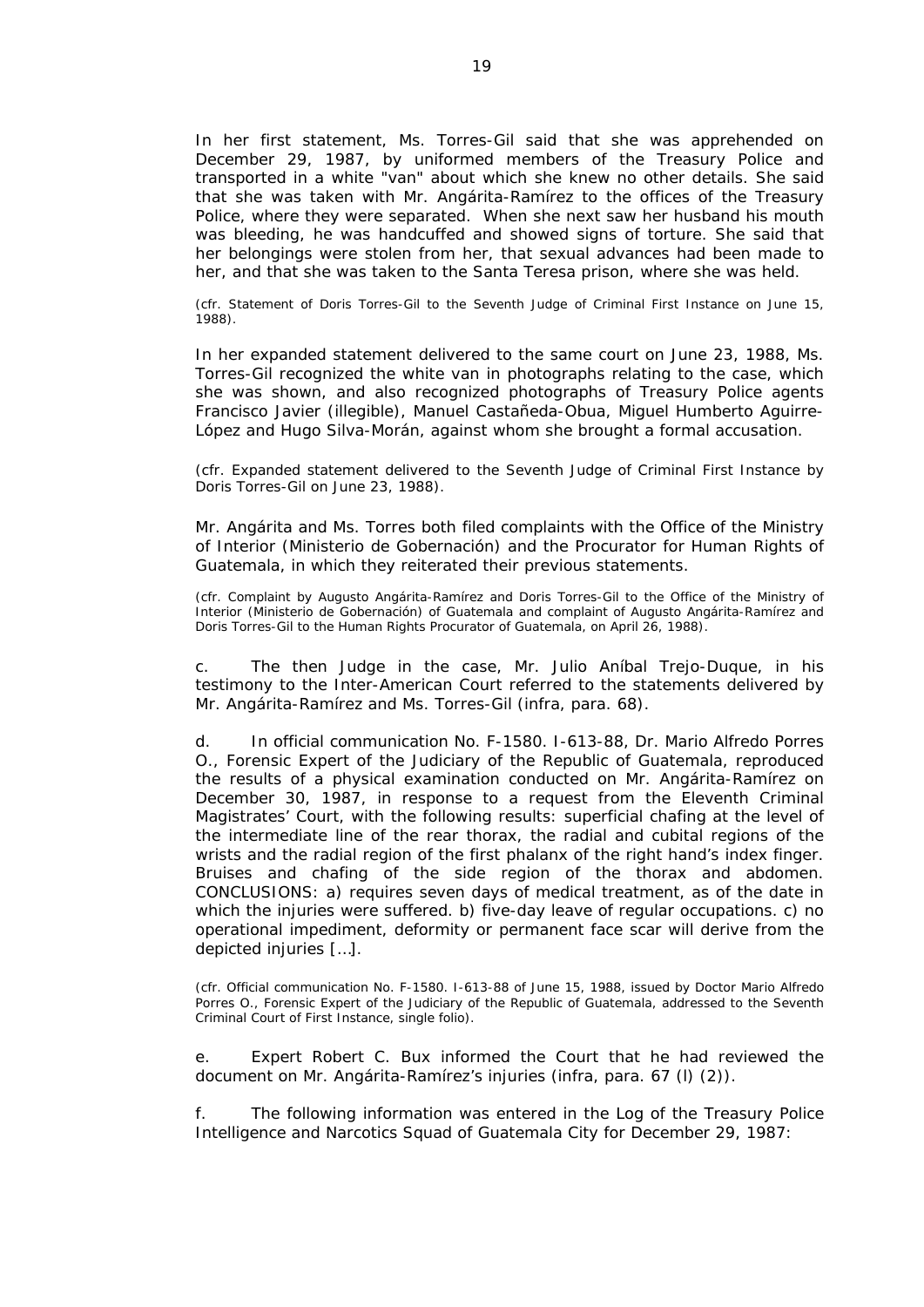In her first statement, Ms. Torres-Gil said that she was apprehended on December 29, 1987, by uniformed members of the Treasury Police and transported in a white "van" about which she knew no other details. She said that she was taken with Mr. Angárita-Ramírez to the offices of the Treasury Police, where they were separated. When she next saw her husband his mouth was bleeding, he was handcuffed and showed signs of torture. She said that her belongings were stolen from her, that sexual advances had been made to her, and that she was taken to the Santa Teresa prison, where she was held.

(cfr. Statement of Doris Torres-Gil to the Seventh Judge of Criminal First Instance on June 15, 1988).

In her expanded statement delivered to the same court on June 23, 1988, Ms. Torres-Gil recognized the white van in photographs relating to the case, which she was shown, and also recognized photographs of Treasury Police agents Francisco Javier (illegible), Manuel Castañeda-Obua, Miguel Humberto Aguirre-López and Hugo Silva-Morán, against whom she brought a formal accusation.

(cfr. Expanded statement delivered to the Seventh Judge of Criminal First Instance by Doris Torres-Gil on June 23, 1988).

Mr. Angárita and Ms. Torres both filed complaints with the Office of the Ministry of Interior (Ministerio de Gobernación) and the Procurator for Human Rights of Guatemala, in which they reiterated their previous statements.

(cfr. Complaint by Augusto Angárita-Ramírez and Doris Torres-Gil to the Office of the Ministry of Interior (Ministerio de Gobernación) of Guatemala and complaint of Augusto Angárita-Ramírez and Doris Torres-Gil to the Human Rights Procurator of Guatemala, on April 26, 1988).

c. The then Judge in the case, Mr. Julio Aníbal Trejo-Duque, in his testimony to the Inter-American Court referred to the statements delivered by Mr. Angárita-Ramírez and Ms. Torres-Gil (infra, para. 68).

d. In official communication No. F-1580. I-613-88, Dr. Mario Alfredo Porres O., Forensic Expert of the Judiciary of the Republic of Guatemala, reproduced the results of a physical examination conducted on Mr. Angárita-Ramírez on December 30, 1987, in response to a request from the Eleventh Criminal Magistrates' Court, with the following results: superficial chafing at the level of the intermediate line of the rear thorax, the radial and cubital regions of the wrists and the radial region of the first phalanx of the right hand's index finger. Bruises and chafing of the side region of the thorax and abdomen. CONCLUSIONS: a) requires seven days of medical treatment, as of the date in which the injuries were suffered. b) five-day leave of regular occupations. c) no operational impediment, deformity or permanent face scar will derive from the depicted injuries [...].

(cfr. Official communication No. F-1580. I-613-88 of June 15, 1988, issued by Doctor Mario Alfredo Porres O., Forensic Expert of the Judiciary of the Republic of Guatemala, addressed to the Seventh Criminal Court of First Instance, single folio).

e. Expert Robert C. Bux informed the Court that he had reviewed the document on Mr. Angárita-Ramírez's injuries (infra, para. 67 (l) (2)).

f. The following information was entered in the Log of the Treasury Police Intelligence and Narcotics Squad of Guatemala City for December 29, 1987: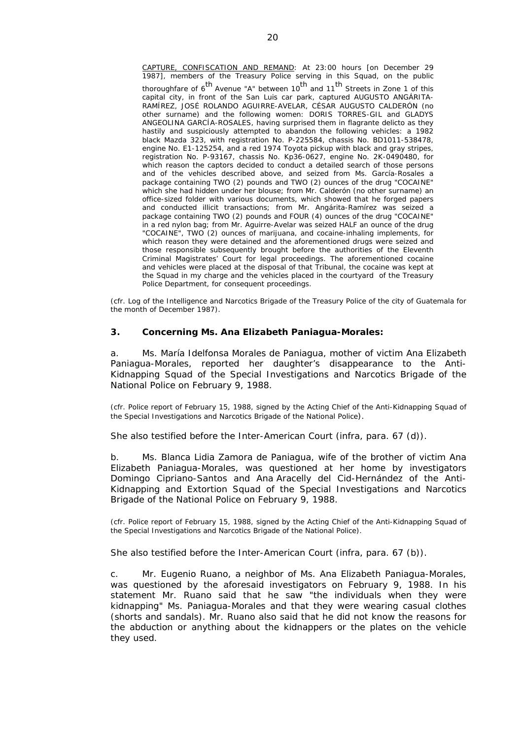> <u>CAPTURE, CONFISCATION AND REMAND</u>: At 23:00 hours [on December 29 1987], members of the Treasury Police serving in this Squad, on the public thoroughfare of 6th Avenue "A" between 10th and 11th Streets in Zone 1 of this capital city, in front of the San Luis car park, captured AUGUSTO ANGÁRITA-RAMÍREZ, JOSÉ ROLANDO AGUIRRE-AVELAR, CÉSAR AUGUSTO CALDERÓN (no other surname) and the following women: DORIS TORRES-GIL and GLADYS ANGEOLINA GARCÍA-ROSALES, having surprised them in flagrante delicto as they hastily and suspiciously attempted to abandon the following vehicles: a 1982 black Mazda 323, with registration No. P-225584, chassis No. BD1011-538478, engine No. E1-125254, and a red 1974 Toyota pickup with black and gray stripes, registration No. P-93167, chassis No. Kp36-0627, engine No. 2K-0490480, for which reason the captors decided to conduct a detailed search of those persons and of the vehicles described above, and seized from Ms. García-Rosales a package containing TWO (2) pounds and TWO (2) ounces of the drug "COCAINE" which she had hidden under her blouse; from Mr. Calderón (no other surname) an office-sized folder with various documents, which showed that he forged papers and conducted illicit transactions; from Mr. Angárita-Ramírez was seized a package containing TWO (2) pounds and FOUR (4) ounces of the drug "COCAINE" in a red nylon bag; from Mr. Aguirre-Avelar was seized HALF an ounce of the drug "COCAINE", TWO (2) ounces of marijuana, and cocaine-inhaling implements, for which reason they were detained and the aforementioned drugs were seized and those responsible subsequently brought before the authorities of the Eleventh Criminal Magistrates' Court for legal proceedings. The aforementioned cocaine and vehicles were placed at the disposal of that Tribunal, the cocaine was kept at the Squad in my charge and the vehicles placed in the courtyard of the Treasury Police Department, for consequent proceedings.

(cfr. Log of the Intelligence and Narcotics Brigade of the Treasury Police of the city of Guatemala for the month of December 1987).

### 3. Concerning Ms. Ana Elizabeth Paniagua-Morales:

a. Ms. María Idelfonsa Morales de Paniagua, mother of victim Ana Elizabeth Paniagua-Morales, reported her daughter's disappearance to the Anti-Kidnapping Squad of the Special Investigations and Narcotics Brigade of the National Police on February 9, 1988.

(cfr. Police report of February 15, 1988, signed by the Acting Chief of the Anti-Kidnapping Squad of the Special Investigations and Narcotics Brigade of the National Police).

*She also testified before the Inter-American Court (infra, para. 67 (d)).*

b. Ms. Blanca Lidia Zamora de Paniagua, wife of the brother of victim Ana Elizabeth Paniagua-Morales, was questioned at her home by investigators Domingo Cipriano-Santos and Ana Aracelly del Cid-Hernández of the Anti-Kidnapping and Extortion Squad of the Special Investigations and Narcotics Brigade of the National Police on February 9, 1988.

(cfr. Police report of February 15, 1988, signed by the Acting Chief of the Anti-Kidnapping Squad of the Special Investigations and Narcotics Brigade of the National Police).

*She also testified before the Inter-American Court (infra, para. 67 (b)).*

c. Mr. Eugenio Ruano, a neighbor of Ms. Ana Elizabeth Paniagua-Morales, was questioned by the aforesaid investigators on February 9, 1988. In his statement Mr. Ruano said that he saw "the individuals when they were kidnapping" Ms. Paniagua-Morales and that they were wearing casual clothes (shorts and sandals). Mr. Ruano also said that he did not know the reasons for the abduction or anything about the kidnappers or the plates on the vehicle they used.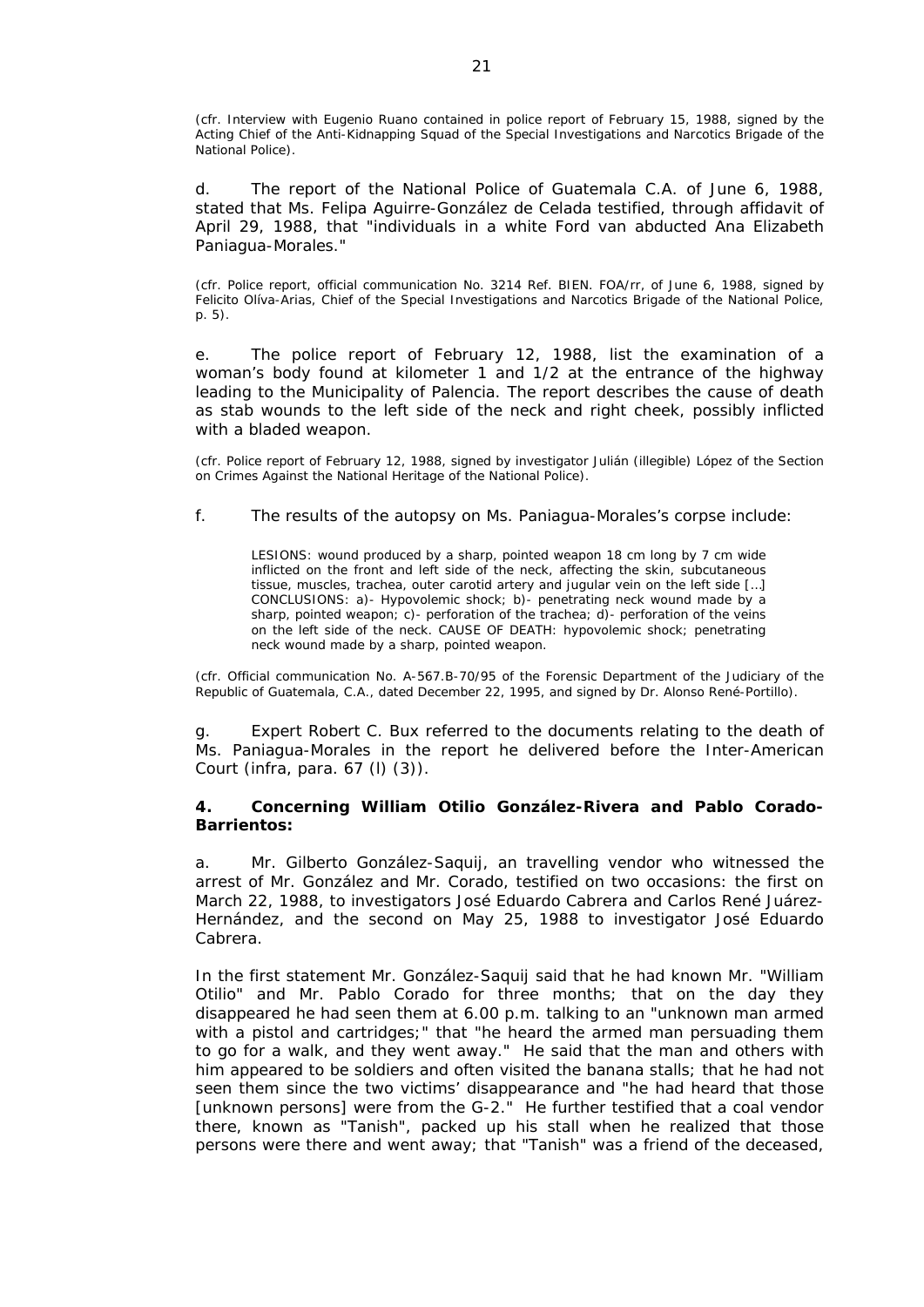(cfr. Interview with Eugenio Ruano contained in police report of February 15, 1988, signed by the Acting Chief of the Anti-Kidnapping Squad of the Special Investigations and Narcotics Brigade of the National Police).

d. The report of the National Police of Guatemala C.A. of June 6, 1988, stated that Ms. Felipa Aguirre-González de Celada testified, through affidavit of April 29, 1988, that "individuals in a white Ford van abducted Ana Elizabeth Paniagua-Morales."

(cfr. Police report, official communication No. 3214 Ref. BIEN. FOA/rr, of June 6, 1988, signed by Felicito Olíva-Arias, Chief of the Special Investigations and Narcotics Brigade of the National Police, p. 5).

e. The police report of February 12, 1988, list the examination of a woman's body found at kilometer 1 and 1/2 at the entrance of the highway leading to the Municipality of Palencia. The report describes the cause of death as stab wounds to the left side of the neck and right cheek, possibly inflicted with a bladed weapon.

(cfr. Police report of February 12, 1988, signed by investigator Julián (illegible) López of the Section on Crimes Against the National Heritage of the National Police).

f. The results of the autopsy on Ms. Paniagua-Morales's corpse include:

> LESIONS: wound produced by a sharp, pointed weapon 18 cm long by 7 cm wide inflicted on the front and left side of the neck, affecting the skin, subcutaneous tissue, muscles, trachea, outer carotid artery and jugular vein on the left side […] CONCLUSIONS: a)- Hypovolemic shock; b)- penetrating neck wound made by a sharp, pointed weapon; c)- perforation of the trachea; d)- perforation of the veins on the left side of the neck. CAUSE OF DEATH: hypovolemic shock; penetrating neck wound made by a sharp, pointed weapon.

(cfr. Official communication No. A-567.B-70/95 of the Forensic Department of the Judiciary of the Republic of Guatemala, C.A., dated December 22, 1995, and signed by Dr. Alonso René-Portillo).

g. Expert Robert C. Bux referred to the documents relating to the death of Ms. Paniagua-Morales in the report he delivered before the Inter-American Court (infra, para. 67 (l) (3)).

**4. Concerning William Otilio González-Rivera and Pablo Corado-Barrientos:**

a. Mr. Gilberto González-Saquij, an travelling vendor who witnessed the arrest of Mr. González and Mr. Corado, testified on two occasions: the first on March 22, 1988, to investigators José Eduardo Cabrera and Carlos René Juárez-Hernández, and the second on May 25, 1988 to investigator José Eduardo Cabrera.

In the first statement Mr. González-Saquij said that he had known Mr. "William Otilio" and Mr. Pablo Corado for three months; that on the day they disappeared he had seen them at 6.00 p.m. talking to an "unknown man armed with a pistol and cartridges;" that "he heard the armed man persuading them to go for a walk, and they went away." He said that the man and others with him appeared to be soldiers and often visited the banana stalls; that he had not seen them since the two victims' disappearance and "he had heard that those [unknown persons] were from the G-2." He further testified that a coal vendor there, known as "Tanish", packed up his stall when he realized that those persons were there and went away; that "Tanish" was a friend of the deceased,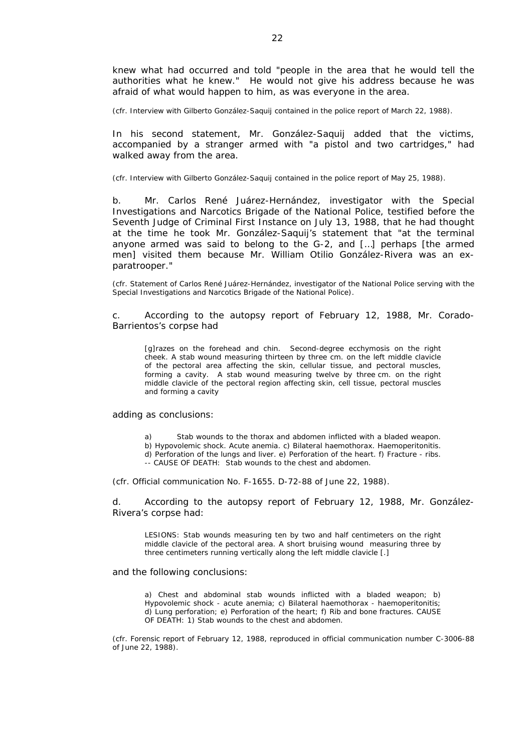knew what had occurred and told "people in the area that he would tell the authorities what he knew." He would not give his address because he was afraid of what would happen to him, as was everyone in the area.

(cfr. Interview with Gilberto González-Saquij contained in the police report of March 22, 1988).

In his second statement, Mr. González-Saquij added that the victims, accompanied by a stranger armed with "a pistol and two cartridges," had walked away from the area.

(cfr. Interview with Gilberto González-Saquij contained in the police report of May 25, 1988).

b. Mr. Carlos René Juárez-Hernández, investigator with the Special Investigations and Narcotics Brigade of the National Police, testified before the Seventh Judge of Criminal First Instance on July 13, 1988, that he had thought at the time he took Mr. González-Saquij's statement that "at the terminal anyone armed was said to belong to the G-2, and [...] perhaps [the armed men] visited them because Mr. William Otilio González-Rivera was an ex-paratrooper."

(cfr. Statement of Carlos René Juárez-Hernández, investigator of the National Police serving with the Special Investigations and Narcotics Brigade of the National Police).

c. According to the autopsy report of February 12, 1988, Mr. Corado-Barrientos's corpse had

> [g]razes on the forehead and chin. Second-degree ecchymosis on the right cheek. A stab wound measuring thirteen by three cm. on the left middle clavicle of the pectoral area affecting the skin, cellular tissue, and pectoral muscles, forming a cavity. A stab wound measuring twelve by three cm. on the right middle clavicle of the pectoral region affecting skin, cell tissue, pectoral muscles and forming a cavity

adding as conclusions:

> a) Stab wounds to the thorax and abdomen inflicted with a bladed weapon. b) Hypovolemic shock. Acute anemia. c) Bilateral haemothorax. Haemoperitonitis. d) Perforation of the lungs and liver. e) Perforation of the heart. f) Fracture - ribs. -- CAUSE OF DEATH: Stab wounds to the chest and abdomen.

(cfr. Official communication No. F-1655. D-72-88 of June 22, 1988).

d. According to the autopsy report of February 12, 1988, Mr. González-Rivera's corpse had:

> LESIONS: Stab wounds measuring ten by two and half centimeters on the right middle clavicle of the pectoral area. A short bruising wound measuring three by three centimeters running vertically along the left middle clavicle [.]

and the following conclusions:

> a) Chest and abdominal stab wounds inflicted with a bladed weapon; b) Hypovolemic shock - acute anemia; c) Bilateral haemothorax - haemoperitonitis; d) Lung perforation; e) Perforation of the heart; f) Rib and bone fractures. CAUSE OF DEATH: 1) Stab wounds to the chest and abdomen.

(cfr. Forensic report of February 12, 1988, reproduced in official communication number C-3006-88 of June 22, 1988).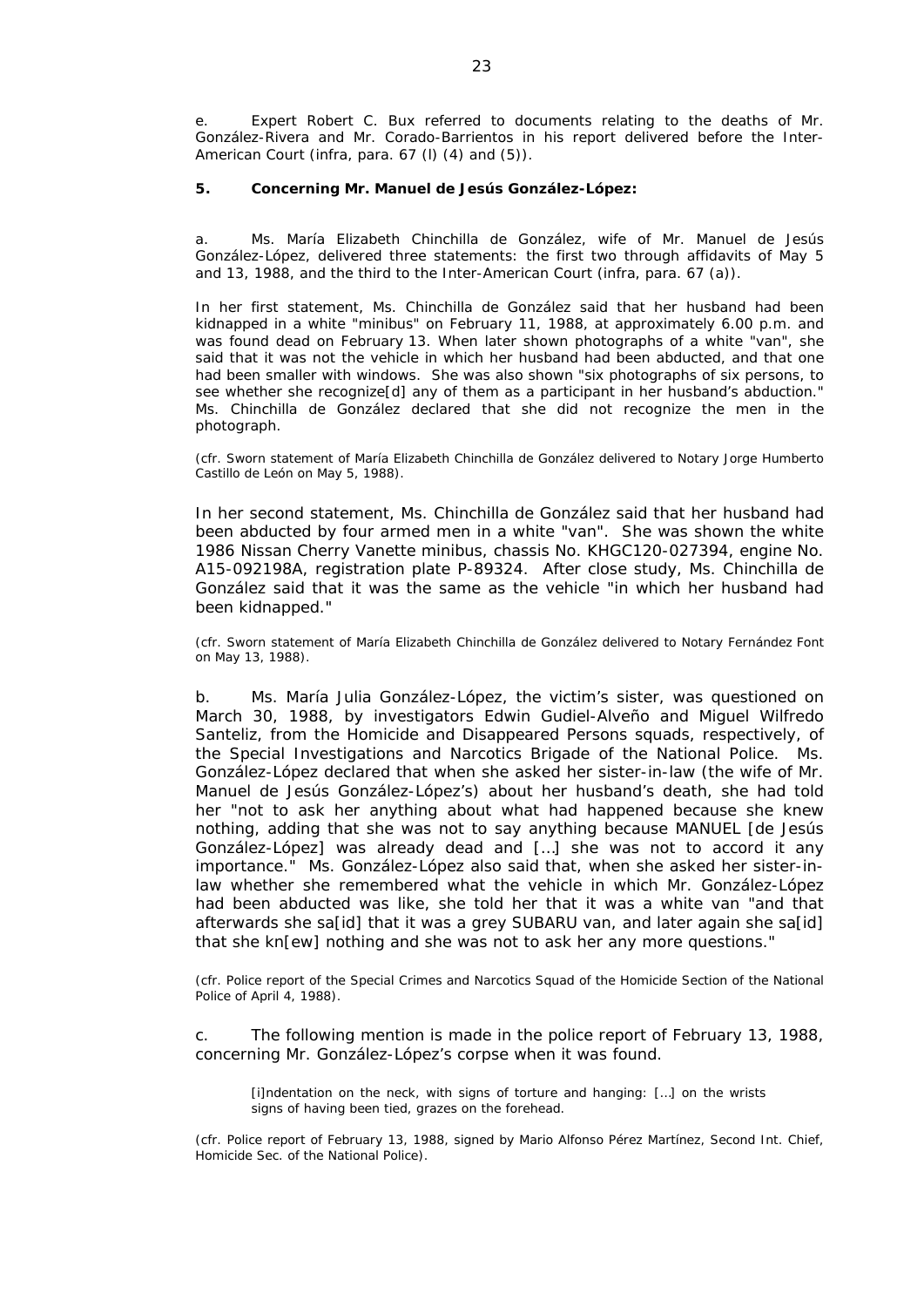e. Expert Robert C. Bux referred to documents relating to the deaths of Mr. González-Rivera and Mr. Corado-Barrientos in his report delivered before the Inter-American Court (infra, para. 67 (l) (4) and (5)).

**5. Concerning Mr. Manuel de Jesús González-López:**

a. Ms. María Elizabeth Chinchilla de González, wife of Mr. Manuel de Jesús González-López, delivered three statements: the first two through affidavits of May 5 and 13, 1988, and the third to the Inter-American Court (infra, para. 67 (a)).

In her first statement, Ms. Chinchilla de González said that her husband had been kidnapped in a white "minibus" on February 11, 1988, at approximately 6.00 p.m. and was found dead on February 13. When later shown photographs of a white "van", she said that it was not the vehicle in which her husband had been abducted, and that one had been smaller with windows. She was also shown "six photographs of six persons, to see whether she recognize[d] any of them as a participant in her husband's abduction." Ms. Chinchilla de González declared that she did not recognize the men in the photograph.

(cfr. Sworn statement of María Elizabeth Chinchilla de González delivered to Notary Jorge Humberto Castillo de León on May 5, 1988).

In her second statement, Ms. Chinchilla de González said that her husband had been abducted by four armed men in a white "van". She was shown the white 1986 Nissan Cherry Vanette minibus, chassis No. KHGC120-027394, engine No. A15-092198A, registration plate P-89324. After close study, Ms. Chinchilla de González said that it was the same as the vehicle "in which her husband had been kidnapped."

(cfr. Sworn statement of María Elizabeth Chinchilla de González delivered to Notary Fernández Font on May 13, 1988).

b. Ms. María Julia González-López, the victim's sister, was questioned on March 30, 1988, by investigators Edwin Gudiel-Alveño and Miguel Wilfredo Santeliz, from the Homicide and Disappeared Persons squads, respectively, of the Special Investigations and Narcotics Brigade of the National Police. Ms. González-López declared that when she asked her sister-in-law (the wife of Mr. Manuel de Jesús González-López's) about her husband's death, she had told her "not to ask her anything about what had happened because she knew nothing, adding that she was not to say anything because MANUEL [de Jesús González-López] was already dead and […] she was not to accord it any importance." Ms. González-López also said that, when she asked her sister-in-law whether she remembered what the vehicle in which Mr. González-López had been abducted was like, she told her that it was a white van "and that afterwards she sa[id] that it was a grey SUBARU van, and later again she sa[id] that she kn[ew] nothing and she was not to ask her any more questions."

(cfr. Police report of the Special Crimes and Narcotics Squad of the Homicide Section of the National Police of April 4, 1988).

c. The following mention is made in the police report of February 13, 1988, concerning Mr. González-López's corpse when it was found.

> [i]ndentation on the neck, with signs of torture and hanging: […] on the wrists signs of having been tied, grazes on the forehead.

(cfr. Police report of February 13, 1988, signed by Mario Alfonso Pérez Martínez, Second Int. Chief, Homicide Sec. of the National Police).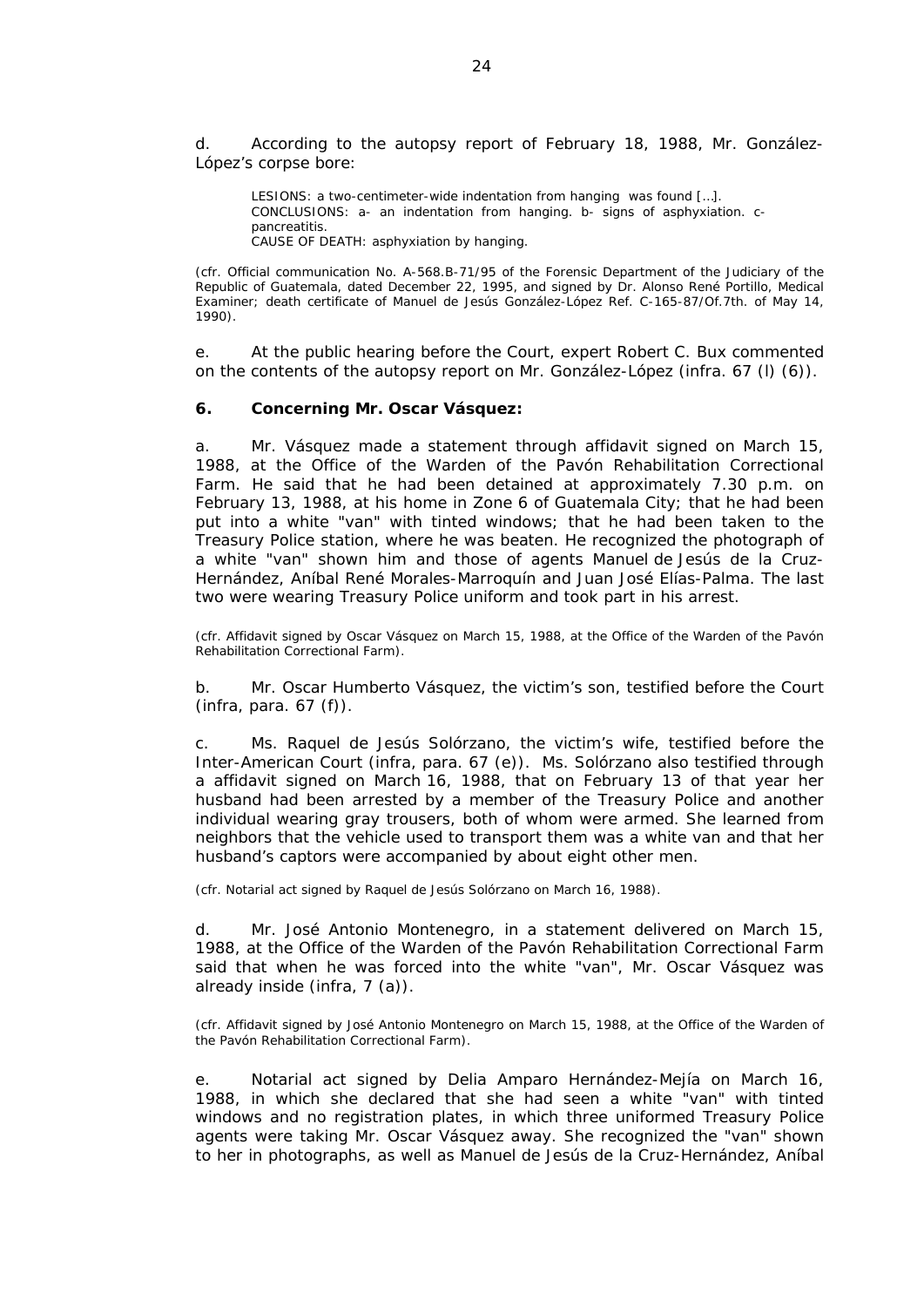d. According to the autopsy report of February 18, 1988, Mr. González-López's corpse bore:

> LESIONS: a two-centimeter-wide indentation from hanging was found […].
> CONCLUSIONS: a- an indentation from hanging. b- signs of asphyxiation. c- pancreatitis.
> CAUSE OF DEATH: asphyxiation by hanging.

(cfr. Official communication No. A-568.B-71/95 of the Forensic Department of the Judiciary of the Republic of Guatemala, dated December 22, 1995, and signed by Dr. Alonso René Portillo, Medical Examiner; death certificate of Manuel de Jesús González-López Ref. C-165-87/Of.7th. of May 14, 1990).

e. At the public hearing before the Court, expert Robert C. Bux commented on the contents of the autopsy report on Mr. González-López (infra. 67 (l) (6)).

**6. Concerning Mr. Oscar Vásquez:**

a. Mr. Vásquez made a statement through affidavit signed on March 15, 1988, at the Office of the Warden of the Pavón Rehabilitation Correctional Farm. He said that he had been detained at approximately 7.30 p.m. on February 13, 1988, at his home in Zone 6 of Guatemala City; that he had been put into a white "van" with tinted windows; that he had been taken to the Treasury Police station, where he was beaten. He recognized the photograph of a white "van" shown him and those of agents Manuel de Jesús de la Cruz-Hernández, Aníbal René Morales-Marroquín and Juan José Elías-Palma. The last two were wearing Treasury Police uniform and took part in his arrest.

(cfr. Affidavit signed by Oscar Vásquez on March 15, 1988, at the Office of the Warden of the Pavón Rehabilitation Correctional Farm).

b. Mr. Oscar Humberto Vásquez, the victim's son, testified before the Court (infra, para. 67 (f)).

c. Ms. Raquel de Jesús Solórzano, the victim's wife, testified before the Inter-American Court (infra, para. 67 (e)). Ms. Solórzano also testified through a affidavit signed on March 16, 1988, that on February 13 of that year her husband had been arrested by a member of the Treasury Police and another individual wearing gray trousers, both of whom were armed. She learned from neighbors that the vehicle used to transport them was a white van and that her husband's captors were accompanied by about eight other men.

(cfr. Notarial act signed by Raquel de Jesús Solórzano on March 16, 1988).

d. Mr. José Antonio Montenegro, in a statement delivered on March 15, 1988, at the Office of the Warden of the Pavón Rehabilitation Correctional Farm said that when he was forced into the white "van", Mr. Oscar Vásquez was already inside (infra, 7 (a)).

(cfr. Affidavit signed by José Antonio Montenegro on March 15, 1988, at the Office of the Warden of the Pavón Rehabilitation Correctional Farm).

e. Notarial act signed by Delia Amparo Hernández-Mejía on March 16, 1988, in which she declared that she had seen a white "van" with tinted windows and no registration plates, in which three uniformed Treasury Police agents were taking Mr. Oscar Vásquez away. She recognized the "van" shown to her in photographs, as well as Manuel de Jesús de la Cruz-Hernández, Aníbal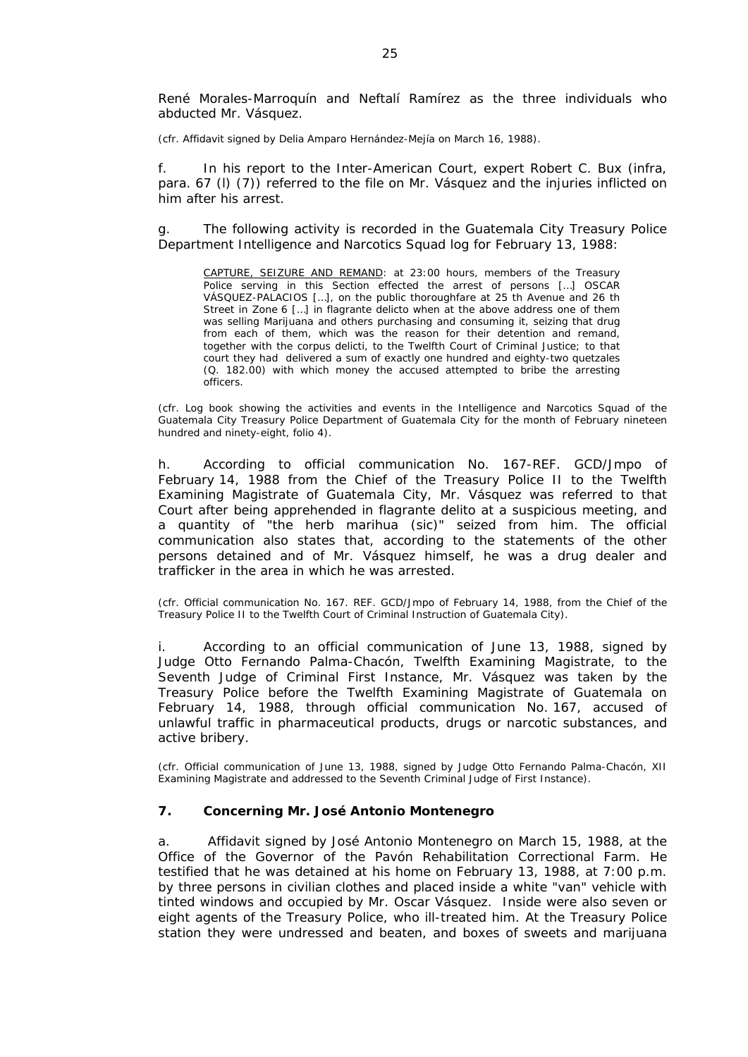René Morales-Marroquín and Neftalí Ramírez as the three individuals who abducted Mr. Vásquez.

(cfr. Affidavit signed by Delia Amparo Hernández-Mejía on March 16, 1988).

f. In his report to the Inter-American Court, expert Robert C. Bux (infra, para. 67 (l) (7)) referred to the file on Mr. Vásquez and the injuries inflicted on him after his arrest.

g. The following activity is recorded in the Guatemala City Treasury Police Department Intelligence and Narcotics Squad log for February 13, 1988:

> CAPTURE, SEIZURE AND REMAND: at 23:00 hours, members of the Treasury Police serving in this Section effected the arrest of persons […] OSCAR VÁSQUEZ-PALACIOS […], on the public thoroughfare at 25 th Avenue and 26 th Street in Zone 6 […] in flagrante delicto when at the above address one of them was selling Marijuana and others purchasing and consuming it, seizing that drug from each of them, which was the reason for their detention and remand, together with the corpus delicti, to the Twelfth Court of Criminal Justice; to that court they had delivered a sum of exactly one hundred and eighty-two quetzales (Q. 182.00) with which money the accused attempted to bribe the arresting officers.

(cfr. Log book showing the activities and events in the Intelligence and Narcotics Squad of the Guatemala City Treasury Police Department of Guatemala City for the month of February nineteen hundred and ninety-eight, folio 4).

h. According to official communication No. 167-REF. GCD/Jmpo of February 14, 1988 from the Chief of the Treasury Police II to the Twelfth Examining Magistrate of Guatemala City, Mr. Vásquez was referred to that Court after being apprehended in flagrante delito at a suspicious meeting, and a quantity of "the herb marihua (sic)" seized from him. The official communication also states that, according to the statements of the other persons detained and of Mr. Vásquez himself, he was a drug dealer and trafficker in the area in which he was arrested.

(cfr. Official communication No. 167. REF. GCD/Jmpo of February 14, 1988, from the Chief of the Treasury Police II to the Twelfth Court of Criminal Instruction of Guatemala City).

i. According to an official communication of June 13, 1988, signed by Judge Otto Fernando Palma-Chacón, Twelfth Examining Magistrate, to the Seventh Judge of Criminal First Instance, Mr. Vásquez was taken by the Treasury Police before the Twelfth Examining Magistrate of Guatemala on February 14, 1988, through official communication No. 167, accused of unlawful traffic in pharmaceutical products, drugs or narcotic substances, and active bribery.

(cfr. Official communication of June 13, 1988, signed by Judge Otto Fernando Palma-Chacón, XII Examining Magistrate and addressed to the Seventh Criminal Judge of First Instance).

### 7. Concerning Mr. José Antonio Montenegro

a. Affidavit signed by José Antonio Montenegro on March 15, 1988, at the Office of the Governor of the Pavón Rehabilitation Correctional Farm. He testified that he was detained at his home on February 13, 1988, at 7:00 p.m. by three persons in civilian clothes and placed inside a white "van" vehicle with tinted windows and occupied by Mr. Oscar Vásquez. Inside were also seven or eight agents of the Treasury Police, who ill-treated him. At the Treasury Police station they were undressed and beaten, and boxes of sweets and marijuana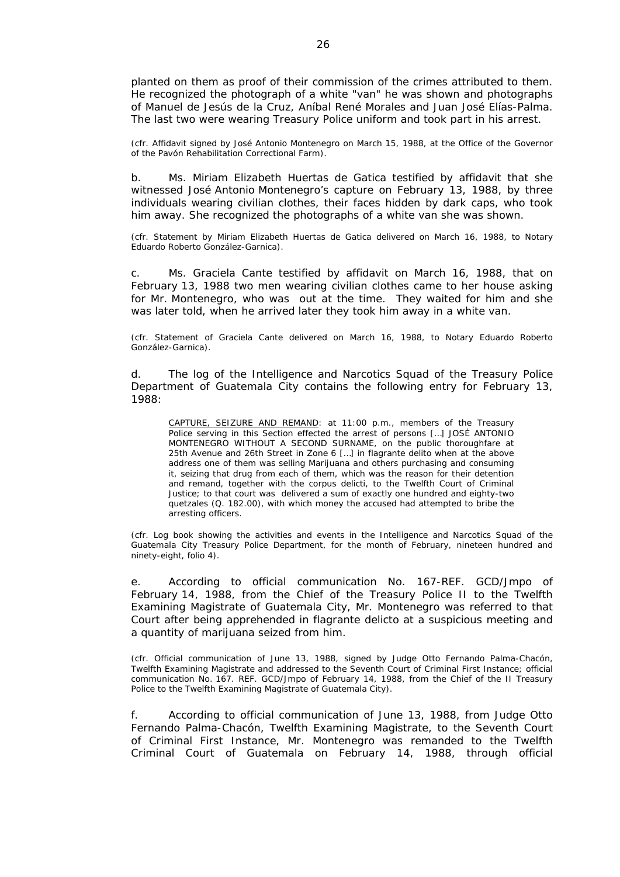planted on them as proof of their commission of the crimes attributed to them. He recognized the photograph of a white "van" he was shown and photographs of Manuel de Jesús de la Cruz, Aníbal René Morales and Juan José Elías-Palma. The last two were wearing Treasury Police uniform and took part in his arrest.

(cfr. Affidavit signed by José Antonio Montenegro on March 15, 1988, at the Office of the Governor of the Pavón Rehabilitation Correctional Farm).

b. Ms. Miriam Elizabeth Huertas de Gatica testified by affidavit that she witnessed José Antonio Montenegro's capture on February 13, 1988, by three individuals wearing civilian clothes, their faces hidden by dark caps, who took him away. She recognized the photographs of a white van she was shown.

(cfr. Statement by Miriam Elizabeth Huertas de Gatica delivered on March 16, 1988, to Notary Eduardo Roberto González-Garnica).

c. Ms. Graciela Cante testified by affidavit on March 16, 1988, that on February 13, 1988 two men wearing civilian clothes came to her house asking for Mr. Montenegro, who was out at the time. They waited for him and she was later told, when he arrived later they took him away in a white van.

(cfr. Statement of Graciela Cante delivered on March 16, 1988, to Notary Eduardo Roberto González-Garnica).

d. The log of the Intelligence and Narcotics Squad of the Treasury Police Department of Guatemala City contains the following entry for February 13, 1988:

> CAPTURE, SEIZURE AND REMAND: at 11:00 p.m., members of the Treasury Police serving in this Section effected the arrest of persons […] JOSÉ ANTONIO MONTENEGRO WITHOUT A SECOND SURNAME, on the public thoroughfare at 25th Avenue and 26th Street in Zone 6 […] in flagrante delito when at the above address one of them was selling Marijuana and others purchasing and consuming it, seizing that drug from each of them, which was the reason for their detention and remand, together with the corpus delicti, to the Twelfth Court of Criminal Justice; to that court was delivered a sum of exactly one hundred and eighty-two quetzales (Q. 182.00), with which money the accused had attempted to bribe the arresting officers.

(cfr. Log book showing the activities and events in the Intelligence and Narcotics Squad of the Guatemala City Treasury Police Department, for the month of February, nineteen hundred and ninety-eight, folio 4).

e. According to official communication No. 167-REF. GCD/Jmpo of February 14, 1988, from the Chief of the Treasury Police II to the Twelfth Examining Magistrate of Guatemala City, Mr. Montenegro was referred to that Court after being apprehended in flagrante delicto at a suspicious meeting and a quantity of marijuana seized from him.

(cfr. Official communication of June 13, 1988, signed by Judge Otto Fernando Palma-Chacón, Twelfth Examining Magistrate and addressed to the Seventh Court of Criminal First Instance; official communication No. 167. REF. GCD/Jmpo of February 14, 1988, from the Chief of the II Treasury Police to the Twelfth Examining Magistrate of Guatemala City).

f. According to official communication of June 13, 1988, from Judge Otto Fernando Palma-Chacón, Twelfth Examining Magistrate, to the Seventh Court of Criminal First Instance, Mr. Montenegro was remanded to the Twelfth Criminal Court of Guatemala on February 14, 1988, through official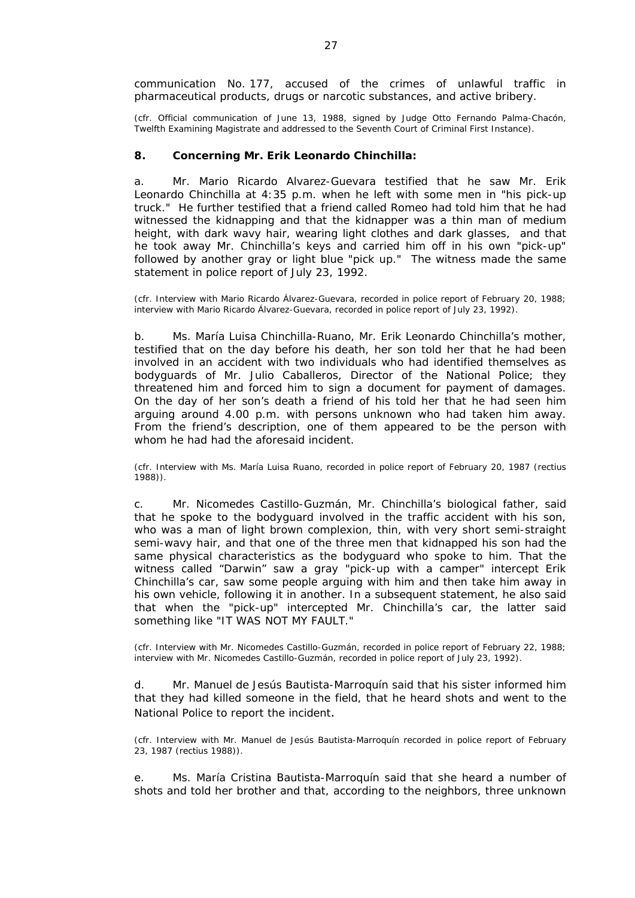communication No. 177, accused of the crimes of unlawful traffic in pharmaceutical products, drugs or narcotic substances, and active bribery.

(cfr. Official communication of June 13, 1988, signed by Judge Otto Fernando Palma-Chacón, Twelfth Examining Magistrate and addressed to the Seventh Court of Criminal First Instance).

**8. Concerning Mr. Erik Leonardo Chinchilla:**

a. Mr. Mario Ricardo Alvarez-Guevara testified that he saw Mr. Erik Leonardo Chinchilla at 4:35 p.m. when he left with some men in "his pick-up truck." He further testified that a friend called Romeo had told him that he had witnessed the kidnapping and that the kidnapper was a thin man of medium height, with dark wavy hair, wearing light clothes and dark glasses, and that he took away Mr. Chinchilla's keys and carried him off in his own "pick-up" followed by another gray or light blue "pick up." The witness made the same statement in police report of July 23, 1992.

(cfr. Interview with Mario Ricardo Álvarez-Guevara, recorded in police report of February 20, 1988; interview with Mario Ricardo Álvarez-Guevara, recorded in police report of July 23, 1992).

b. Ms. María Luisa Chinchilla-Ruano, Mr. Erik Leonardo Chinchilla's mother, testified that on the day before his death, her son told her that he had been involved in an accident with two individuals who had identified themselves as bodyguards of Mr. Julio Caballeros, Director of the National Police; they threatened him and forced him to sign a document for payment of damages. On the day of her son's death a friend of his told her that he had seen him arguing around 4.00 p.m. with persons unknown who had taken him away. From the friend's description, one of them appeared to be the person with whom he had had the aforesaid incident.

(cfr. Interview with Ms. María Luisa Ruano, recorded in police report of February 20, 1987 (rectius 1988)).

c. Mr. Nicomedes Castillo-Guzmán, Mr. Chinchilla's biological father, said that he spoke to the bodyguard involved in the traffic accident with his son, who was a man of light brown complexion, thin, with very short semi-straight semi-wavy hair, and that one of the three men that kidnapped his son had the same physical characteristics as the bodyguard who spoke to him. That the witness called "Darwin" saw a gray "pick-up with a camper" intercept Erik Chinchilla's car, saw some people arguing with him and then take him away in his own vehicle, following it in another. In a subsequent statement, he also said that when the "pick-up" intercepted Mr. Chinchilla's car, the latter said something like "IT WAS NOT MY FAULT."

(cfr. Interview with Mr. Nicomedes Castillo-Guzmán, recorded in police report of February 22, 1988; interview with Mr. Nicomedes Castillo-Guzmán, recorded in police report of July 23, 1992).

d. Mr. Manuel de Jesús Bautista-Marroquín said that his sister informed him that they had killed someone in the field, that he heard shots and went to the National Police to report the incident.

(cfr. Interview with Mr. Manuel de Jesús Bautista-Marroquín recorded in police report of February 23, 1987 (rectius 1988)).

e. Ms. María Cristina Bautista-Marroquín said that she heard a number of shots and told her brother and that, according to the neighbors, three unknown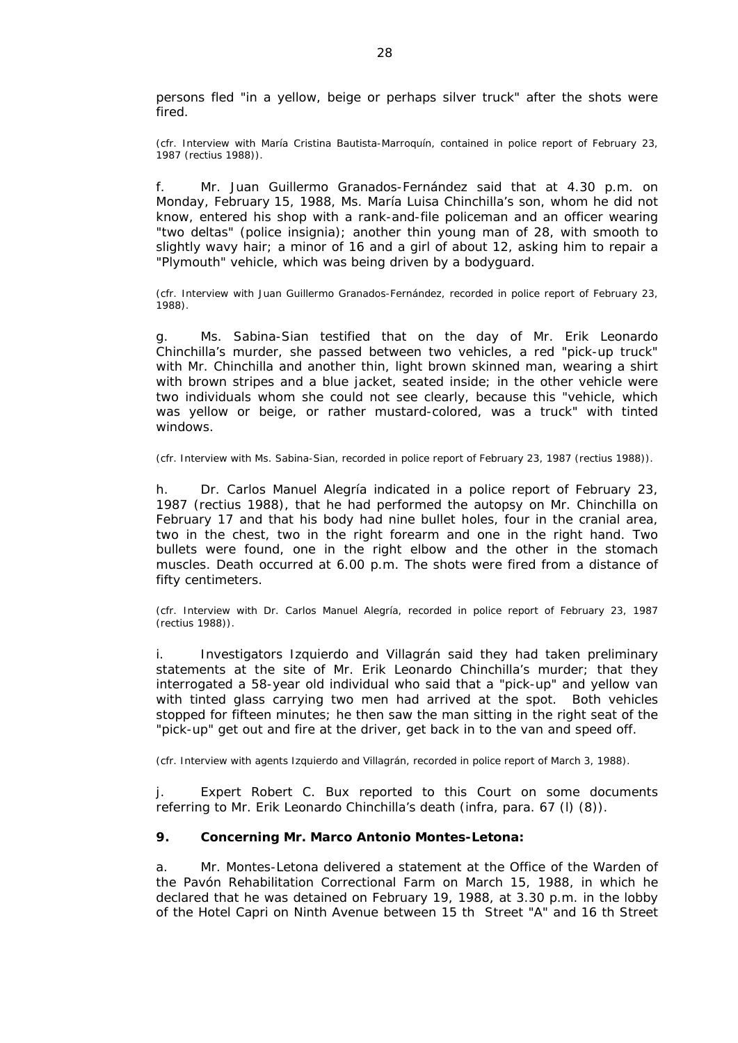persons fled "in a yellow, beige or perhaps silver truck" after the shots were fired.

(cfr. Interview with María Cristina Bautista-Marroquín, contained in police report of February 23, 1987 (*rectius* 1988)).

f. Mr. Juan Guillermo Granados-Fernández said that at 4.30 p.m. on Monday, February 15, 1988, Ms. María Luisa Chinchilla's son, whom he did not know, entered his shop with a rank-and-file policeman and an officer wearing "two deltas" (police insignia); another thin young man of 28, with smooth to slightly wavy hair; a minor of 16 and a girl of about 12, asking him to repair a "Plymouth" vehicle, which was being driven by a bodyguard.

(cfr. Interview with Juan Guillermo Granados-Fernández, recorded in police report of February 23, 1988).

g. Ms. Sabina-Sian testified that on the day of Mr. Erik Leonardo Chinchilla's murder, she passed between two vehicles, a red "pick-up truck" with Mr. Chinchilla and another thin, light brown skinned man, wearing a shirt with brown stripes and a blue jacket, seated inside; in the other vehicle were two individuals whom she could not see clearly, because this "vehicle, which was yellow or beige, or rather mustard-colored, was a truck" with tinted windows.

(cfr. Interview with Ms. Sabina-Sian, recorded in police report of February 23, 1987 (*rectius* 1988)).

h. Dr. Carlos Manuel Alegría indicated in a police report of February 23, 1987 (*rectius* 1988), that he had performed the autopsy on Mr. Chinchilla on February 17 and that his body had nine bullet holes, four in the cranial area, two in the chest, two in the right forearm and one in the right hand. Two bullets were found, one in the right elbow and the other in the stomach muscles. Death occurred at 6.00 p.m. The shots were fired from a distance of fifty centimeters.

(cfr. Interview with Dr. Carlos Manuel Alegría, recorded in police report of February 23, 1987 (*rectius* 1988)).

i. Investigators Izquierdo and Villagrán said they had taken preliminary statements at the site of Mr. Erik Leonardo Chinchilla's murder; that they interrogated a 58-year old individual who said that a "pick-up" and yellow van with tinted glass carrying two men had arrived at the spot. Both vehicles stopped for fifteen minutes; he then saw the man sitting in the right seat of the "pick-up" get out and fire at the driver, get back in to the van and speed off.

(cfr. Interview with agents Izquierdo and Villagrán, recorded in police report of March 3, 1988).

j. Expert Robert C. Bux reported to this Court on some documents referring to Mr. Erik Leonardo Chinchilla's death (*infra*, para. 67 (l) (8)).

**9. Concerning Mr. Marco Antonio Montes-Letona:**

a. Mr. Montes-Letona delivered a statement at the Office of the Warden of the Pavón Rehabilitation Correctional Farm on March 15, 1988, in which he declared that he was detained on February 19, 1988, at 3.30 p.m. in the lobby of the Hotel Capri on Ninth Avenue between 15 th Street "A" and 16 th Street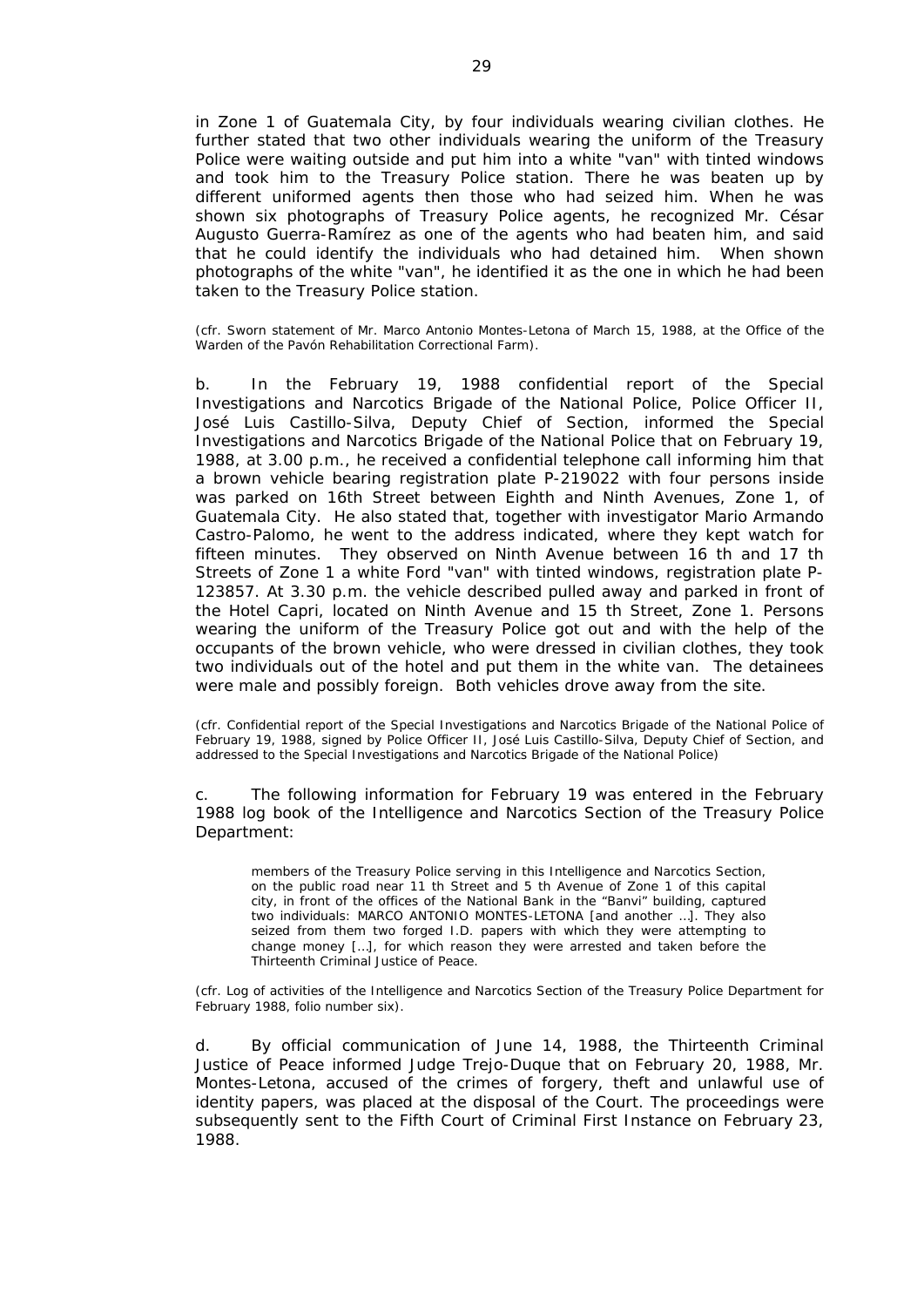in Zone 1 of Guatemala City, by four individuals wearing civilian clothes. He further stated that two other individuals wearing the uniform of the Treasury Police were waiting outside and put him into a white "van" with tinted windows and took him to the Treasury Police station. There he was beaten up by different uniformed agents then those who had seized him. When he was shown six photographs of Treasury Police agents, he recognized Mr. César Augusto Guerra-Ramírez as one of the agents who had beaten him, and said that he could identify the individuals who had detained him. When shown photographs of the white "van", he identified it as the one in which he had been taken to the Treasury Police station.

(cfr. Sworn statement of Mr. Marco Antonio Montes-Letona of March 15, 1988, at the Office of the Warden of the Pavón Rehabilitation Correctional Farm).

b. In the February 19, 1988 confidential report of the Special Investigations and Narcotics Brigade of the National Police, Police Officer II, José Luis Castillo-Silva, Deputy Chief of Section, informed the Special Investigations and Narcotics Brigade of the National Police that on February 19, 1988, at 3.00 p.m., he received a confidential telephone call informing him that a brown vehicle bearing registration plate P-219022 with four persons inside was parked on 16th Street between Eighth and Ninth Avenues, Zone 1, of Guatemala City. He also stated that, together with investigator Mario Armando Castro-Palomo, he went to the address indicated, where they kept watch for fifteen minutes. They observed on Ninth Avenue between 16 th and 17 th Streets of Zone 1 a white Ford "van" with tinted windows, registration plate P-123857. At 3.30 p.m. the vehicle described pulled away and parked in front of the Hotel Capri, located on Ninth Avenue and 15 th Street, Zone 1. Persons wearing the uniform of the Treasury Police got out and with the help of the occupants of the brown vehicle, who were dressed in civilian clothes, they took two individuals out of the hotel and put them in the white van. The detainees were male and possibly foreign. Both vehicles drove away from the site.

(cfr. Confidential report of the Special Investigations and Narcotics Brigade of the National Police of February 19, 1988, signed by Police Officer II, José Luis Castillo-Silva, Deputy Chief of Section, and addressed to the Special Investigations and Narcotics Brigade of the National Police)

c. The following information for February 19 was entered in the February 1988 log book of the Intelligence and Narcotics Section of the Treasury Police Department:

> members of the Treasury Police serving in this Intelligence and Narcotics Section, on the public road near 11 th Street and 5 th Avenue of Zone 1 of this capital city, in front of the offices of the National Bank in the "Banvi" building, captured two individuals: MARCO ANTONIO MONTES-LETONA [and another …]. They also seized from them two forged I.D. papers with which they were attempting to change money […], for which reason they were arrested and taken before the Thirteenth Criminal Justice of Peace.

(cfr. Log of activities of the Intelligence and Narcotics Section of the Treasury Police Department for February 1988, folio number six).

d. By official communication of June 14, 1988, the Thirteenth Criminal Justice of Peace informed Judge Trejo-Duque that on February 20, 1988, Mr. Montes-Letona, accused of the crimes of forgery, theft and unlawful use of identity papers, was placed at the disposal of the Court. The proceedings were subsequently sent to the Fifth Court of Criminal First Instance on February 23, 1988.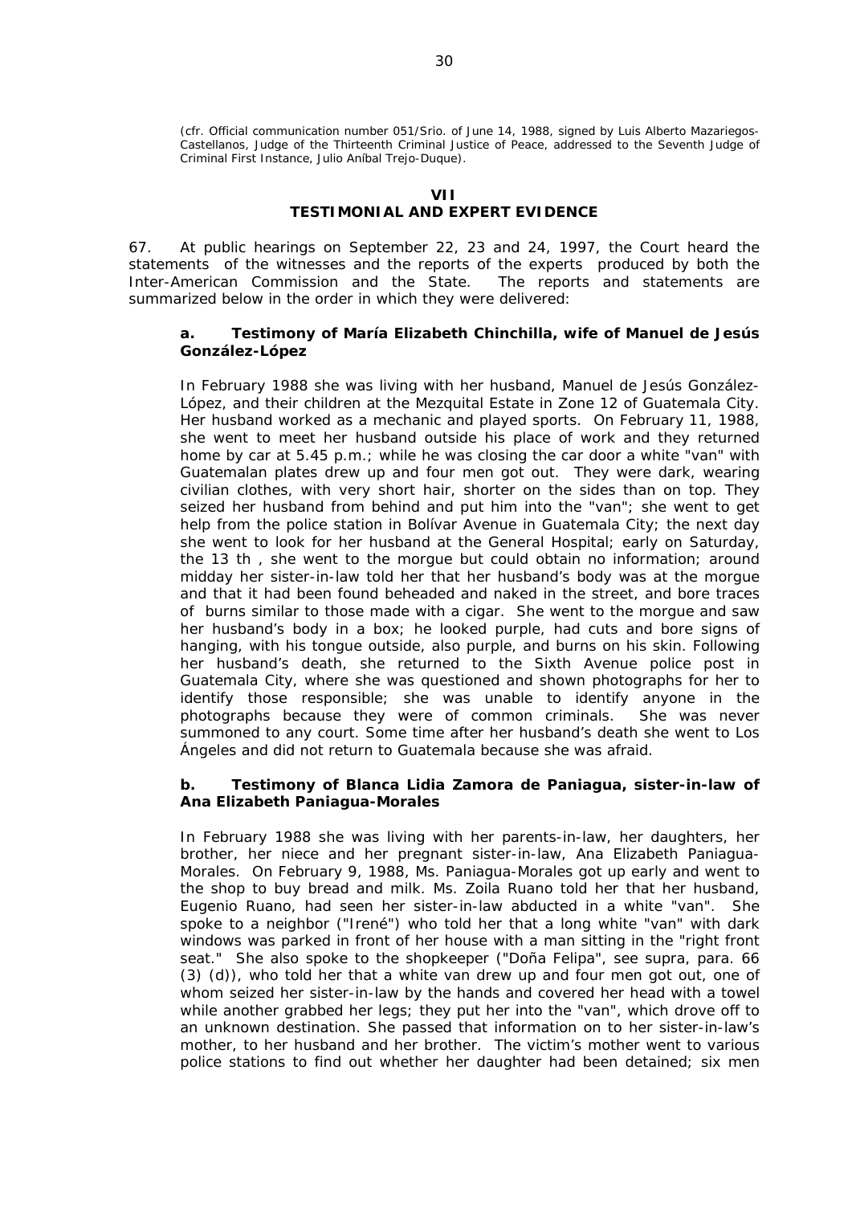(cfr. Official communication number 051/Srio. of June 14, 1988, signed by Luis Alberto Mazariegos-Castellanos, Judge of the Thirteenth Criminal Justice of Peace, addressed to the Seventh Judge of Criminal First Instance, Julio Aníbal Trejo-Duque).

## VII
## TESTIMONIAL AND EXPERT EVIDENCE

67. At public hearings on September 22, 23 and 24, 1997, the Court heard the statements of the witnesses and the reports of the experts produced by both the Inter-American Commission and the State. The reports and statements are summarized below in the order in which they were delivered:

**a. Testimony of María Elizabeth Chinchilla, wife of Manuel de Jesús González-López**

In February 1988 she was living with her husband, Manuel de Jesús González-López, and their children at the Mezquital Estate in Zone 12 of Guatemala City. Her husband worked as a mechanic and played sports. On February 11, 1988, she went to meet her husband outside his place of work and they returned home by car at 5.45 p.m.; while he was closing the car door a white "van" with Guatemalan plates drew up and four men got out. They were dark, wearing civilian clothes, with very short hair, shorter on the sides than on top. They seized her husband from behind and put him into the "van"; she went to get help from the police station in Bolívar Avenue in Guatemala City; the next day she went to look for her husband at the General Hospital; early on Saturday, the 13 th , she went to the morgue but could obtain no information; around midday her sister-in-law told her that her husband's body was at the morgue and that it had been found beheaded and naked in the street, and bore traces of burns similar to those made with a cigar. She went to the morgue and saw her husband's body in a box; he looked purple, had cuts and bore signs of hanging, with his tongue outside, also purple, and burns on his skin. Following her husband's death, she returned to the Sixth Avenue police post in Guatemala City, where she was questioned and shown photographs for her to identify those responsible; she was unable to identify anyone in the photographs because they were of common criminals. She was never summoned to any court. Some time after her husband's death she went to Los Ángeles and did not return to Guatemala because she was afraid.

**b. Testimony of Blanca Lidia Zamora de Paniagua, sister-in-law of Ana Elizabeth Paniagua-Morales**

In February 1988 she was living with her parents-in-law, her daughters, her brother, her niece and her pregnant sister-in-law, Ana Elizabeth Paniagua-Morales. On February 9, 1988, Ms. Paniagua-Morales got up early and went to the shop to buy bread and milk. Ms. Zoila Ruano told her that her husband, Eugenio Ruano, had seen her sister-in-law abducted in a white "van". She spoke to a neighbor ("Irené") who told her that a long white "van" with dark windows was parked in front of her house with a man sitting in the "right front seat." She also spoke to the shopkeeper ("Doña Felipa", see supra, para. 66 (3) (d)), who told her that a white van drew up and four men got out, one of whom seized her sister-in-law by the hands and covered her head with a towel while another grabbed her legs; they put her into the "van", which drove off to an unknown destination. She passed that information on to her sister-in-law's mother, to her husband and her brother. The victim's mother went to various police stations to find out whether her daughter had been detained; six men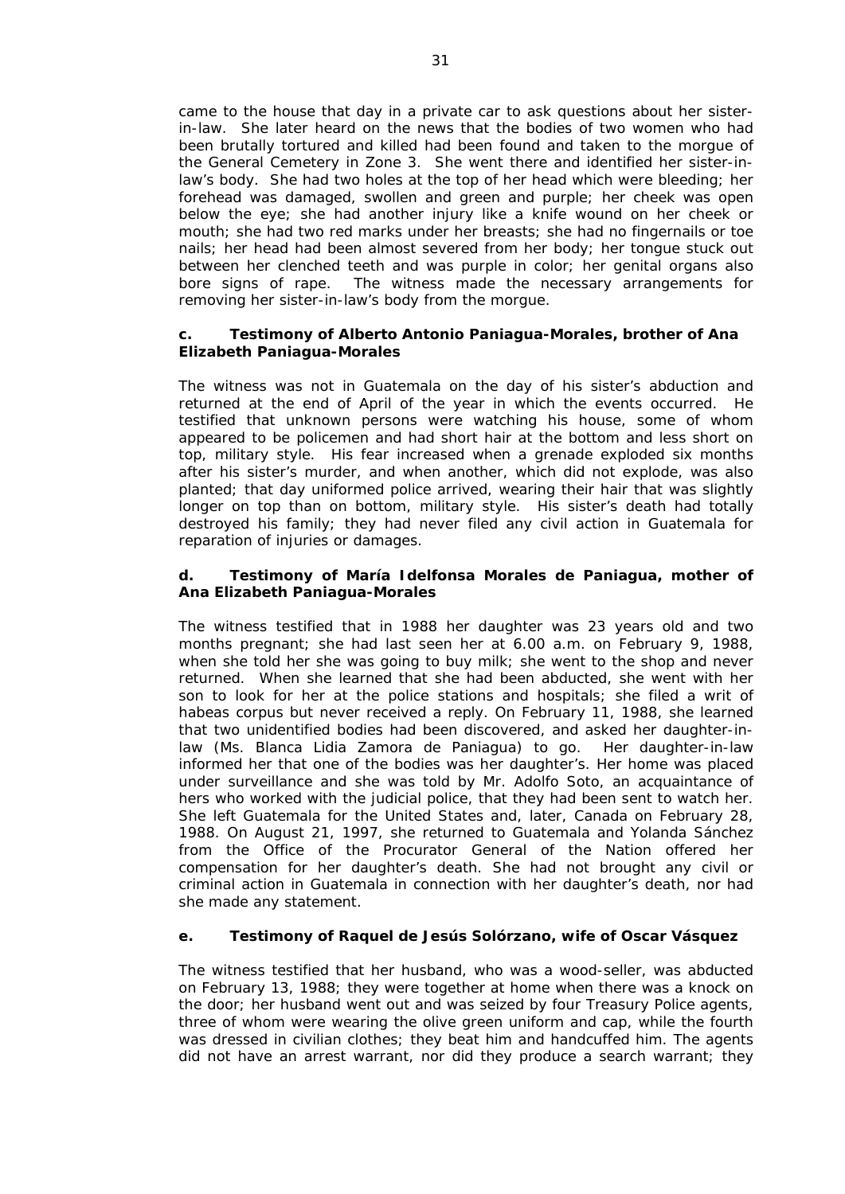came to the house that day in a private car to ask questions about her sister-in-law. She later heard on the news that the bodies of two women who had been brutally tortured and killed had been found and taken to the morgue of the General Cemetery in Zone 3. She went there and identified her sister-in-law's body. She had two holes at the top of her head which were bleeding; her forehead was damaged, swollen and green and purple; her cheek was open below the eye; she had another injury like a knife wound on her cheek or mouth; she had two red marks under her breasts; she had no fingernails or toe nails; her head had been almost severed from her body; her tongue stuck out between her clenched teeth and was purple in color; her genital organs also bore signs of rape. The witness made the necessary arrangements for removing her sister-in-law's body from the morgue.

#### c. Testimony of Alberto Antonio Paniagua-Morales, brother of Ana Elizabeth Paniagua-Morales

The witness was not in Guatemala on the day of his sister's abduction and returned at the end of April of the year in which the events occurred. He testified that unknown persons were watching his house, some of whom appeared to be policemen and had short hair at the bottom and less short on top, military style. His fear increased when a grenade exploded six months after his sister's murder, and when another, which did not explode, was also planted; that day uniformed police arrived, wearing their hair that was slightly longer on top than on bottom, military style. His sister's death had totally destroyed his family; they had never filed any civil action in Guatemala for reparation of injuries or damages.

#### d. Testimony of María Idelfonsa Morales de Paniagua, mother of Ana Elizabeth Paniagua-Morales

The witness testified that in 1988 her daughter was 23 years old and two months pregnant; she had last seen her at 6.00 a.m. on February 9, 1988, when she told her she was going to buy milk; she went to the shop and never returned. When she learned that she had been abducted, she went with her son to look for her at the police stations and hospitals; she filed a writ of habeas corpus but never received a reply. On February 11, 1988, she learned that two unidentified bodies had been discovered, and asked her daughter-in-law (Ms. Blanca Lidia Zamora de Paniagua) to go. Her daughter-in-law informed her that one of the bodies was her daughter's. Her home was placed under surveillance and she was told by Mr. Adolfo Soto, an acquaintance of hers who worked with the judicial police, that they had been sent to watch her. She left Guatemala for the United States and, later, Canada on February 28, 1988. On August 21, 1997, she returned to Guatemala and Yolanda Sánchez from the Office of the Procurator General of the Nation offered her compensation for her daughter's death. She had not brought any civil or criminal action in Guatemala in connection with her daughter's death, nor had she made any statement.

#### e. Testimony of Raquel de Jesús Solórzano, wife of Oscar Vásquez

The witness testified that her husband, who was a wood-seller, was abducted on February 13, 1988; they were together at home when there was a knock on the door; her husband went out and was seized by four Treasury Police agents, three of whom were wearing the olive green uniform and cap, while the fourth was dressed in civilian clothes; they beat him and handcuffed him. The agents did not have an arrest warrant, nor did they produce a search warrant; they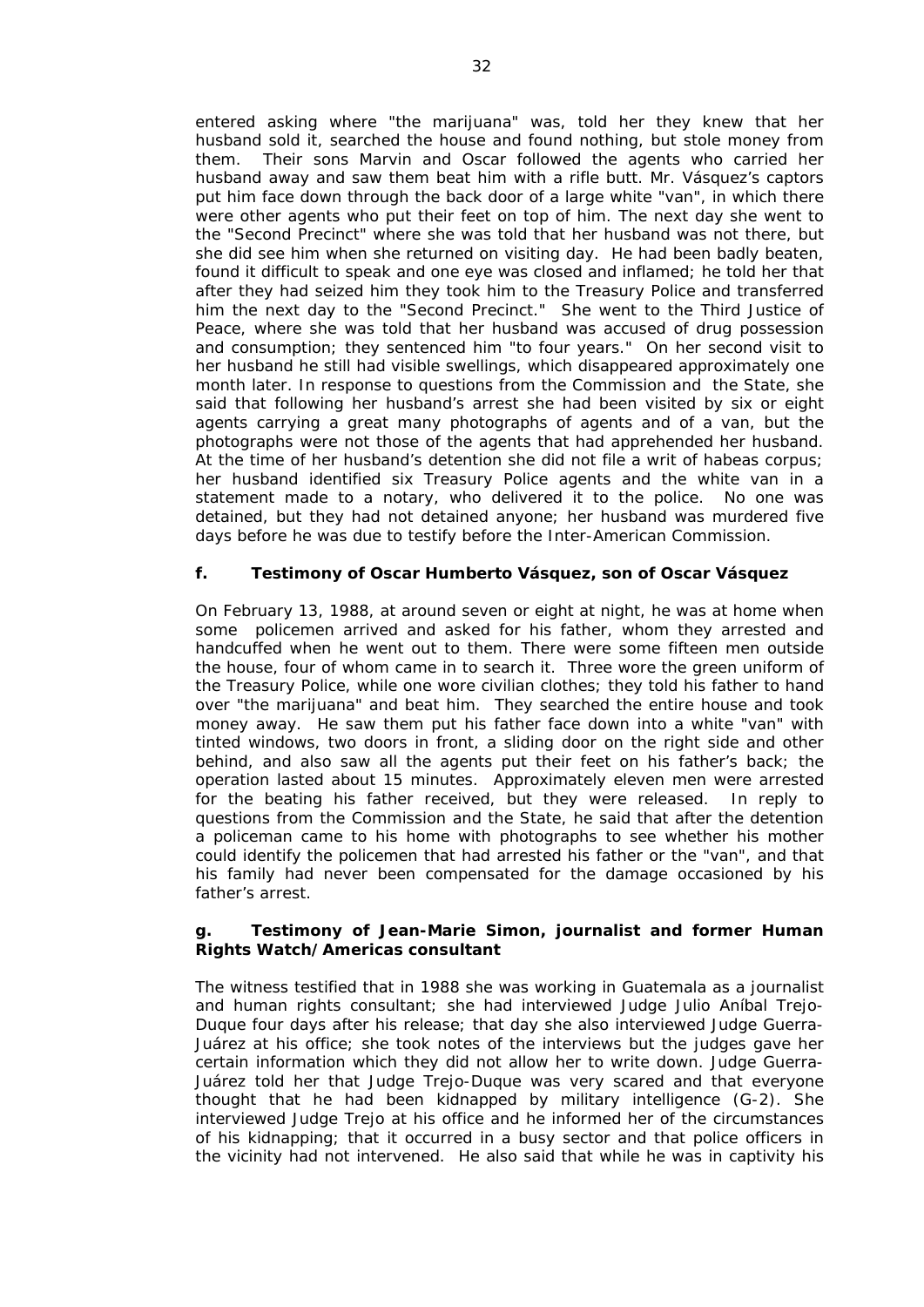entered asking where "the marijuana" was, told her they knew that her husband sold it, searched the house and found nothing, but stole money from them. Their sons Marvin and Oscar followed the agents who carried her husband away and saw them beat him with a rifle butt. Mr. Vásquez's captors put him face down through the back door of a large white "van", in which there were other agents who put their feet on top of him. The next day she went to the "Second Precinct" where she was told that her husband was not there, but she did see him when she returned on visiting day. He had been badly beaten, found it difficult to speak and one eye was closed and inflamed; he told her that after they had seized him they took him to the Treasury Police and transferred him the next day to the "Second Precinct." She went to the Third Justice of Peace, where she was told that her husband was accused of drug possession and consumption; they sentenced him "to four years." On her second visit to her husband he still had visible swellings, which disappeared approximately one month later. In response to questions from the Commission and the State, she said that following her husband's arrest she had been visited by six or eight agents carrying a great many photographs of agents and of a van, but the photographs were not those of the agents that had apprehended her husband. At the time of her husband's detention she did not file a writ of habeas corpus; her husband identified six Treasury Police agents and the white van in a statement made to a notary, who delivered it to the police. No one was detained, but they had not detained anyone; her husband was murdered five days before he was due to testify before the Inter-American Commission.

**f. Testimony of Oscar Humberto Vásquez, son of Oscar Vásquez**

On February 13, 1988, at around seven or eight at night, he was at home when some policemen arrived and asked for his father, whom they arrested and handcuffed when he went out to them. There were some fifteen men outside the house, four of whom came in to search it. Three wore the green uniform of the Treasury Police, while one wore civilian clothes; they told his father to hand over "the marijuana" and beat him. They searched the entire house and took money away. He saw them put his father face down into a white "van" with tinted windows, two doors in front, a sliding door on the right side and other behind, and also saw all the agents put their feet on his father's back; the operation lasted about 15 minutes. Approximately eleven men were arrested for the beating his father received, but they were released. In reply to questions from the Commission and the State, he said that after the detention a policeman came to his home with photographs to see whether his mother could identify the policemen that had arrested his father or the "van", and that his family had never been compensated for the damage occasioned by his father's arrest.

**g. Testimony of Jean-Marie Simon, journalist and former Human Rights Watch/Americas consultant**

The witness testified that in 1988 she was working in Guatemala as a journalist and human rights consultant; she had interviewed Judge Julio Aníbal Trejo-Duque four days after his release; that day she also interviewed Judge Guerra-Juárez at his office; she took notes of the interviews but the judges gave her certain information which they did not allow her to write down. Judge Guerra-Juárez told her that Judge Trejo-Duque was very scared and that everyone thought that he had been kidnapped by military intelligence (G-2). She interviewed Judge Trejo at his office and he informed her of the circumstances of his kidnapping; that it occurred in a busy sector and that police officers in the vicinity had not intervened. He also said that while he was in captivity his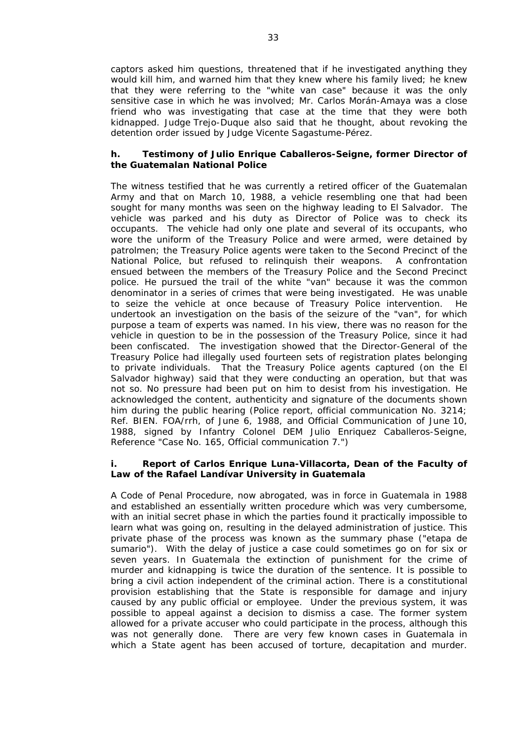captors asked him questions, threatened that if he investigated anything they would kill him, and warned him that they knew where his family lived; he knew that they were referring to the "white van case" because it was the only sensitive case in which he was involved; Mr. Carlos Morán-Amaya was a close friend who was investigating that case at the time that they were both kidnapped. Judge Trejo-Duque also said that he thought, about revoking the detention order issued by Judge Vicente Sagastume-Pérez.

**h. Testimony of Julio Enrique Caballeros-Seigne, former Director of the Guatemalan National Police**

The witness testified that he was currently a retired officer of the Guatemalan Army and that on March 10, 1988, a vehicle resembling one that had been sought for many months was seen on the highway leading to El Salvador. The vehicle was parked and his duty as Director of Police was to check its occupants. The vehicle had only one plate and several of its occupants, who wore the uniform of the Treasury Police and were armed, were detained by patrolmen; the Treasury Police agents were taken to the Second Precinct of the National Police, but refused to relinquish their weapons. A confrontation ensued between the members of the Treasury Police and the Second Precinct police. He pursued the trail of the white "van" because it was the common denominator in a series of crimes that were being investigated. He was unable to seize the vehicle at once because of Treasury Police intervention. He undertook an investigation on the basis of the seizure of the "van", for which purpose a team of experts was named. In his view, there was no reason for the vehicle in question to be in the possession of the Treasury Police, since it had been confiscated. The investigation showed that the Director-General of the Treasury Police had illegally used fourteen sets of registration plates belonging to private individuals. That the Treasury Police agents captured (on the El Salvador highway) said that they were conducting an operation, but that was not so. No pressure had been put on him to desist from his investigation. He acknowledged the content, authenticity and signature of the documents shown him during the public hearing (Police report, official communication No. 3214; Ref. BIEN. FOA/rrh, of June 6, 1988, and Official Communication of June 10, 1988, signed by Infantry Colonel DEM Julio Enriquez Caballeros-Seigne, Reference "Case No. 165, Official communication 7.")

**i. Report of Carlos Enrique Luna-Villacorta, Dean of the Faculty of Law of the Rafael Landívar University in Guatemala**

A Code of Penal Procedure, now abrogated, was in force in Guatemala in 1988 and established an essentially written procedure which was very cumbersome, with an initial secret phase in which the parties found it practically impossible to learn what was going on, resulting in the delayed administration of justice. This private phase of the process was known as the summary phase ("etapa de sumario"). With the delay of justice a case could sometimes go on for six or seven years. In Guatemala the extinction of punishment for the crime of murder and kidnapping is twice the duration of the sentence. It is possible to bring a civil action independent of the criminal action. There is a constitutional provision establishing that the State is responsible for damage and injury caused by any public official or employee. Under the previous system, it was possible to appeal against a decision to dismiss a case. The former system allowed for a private accuser who could participate in the process, although this was not generally done. There are very few known cases in Guatemala in which a State agent has been accused of torture, decapitation and murder.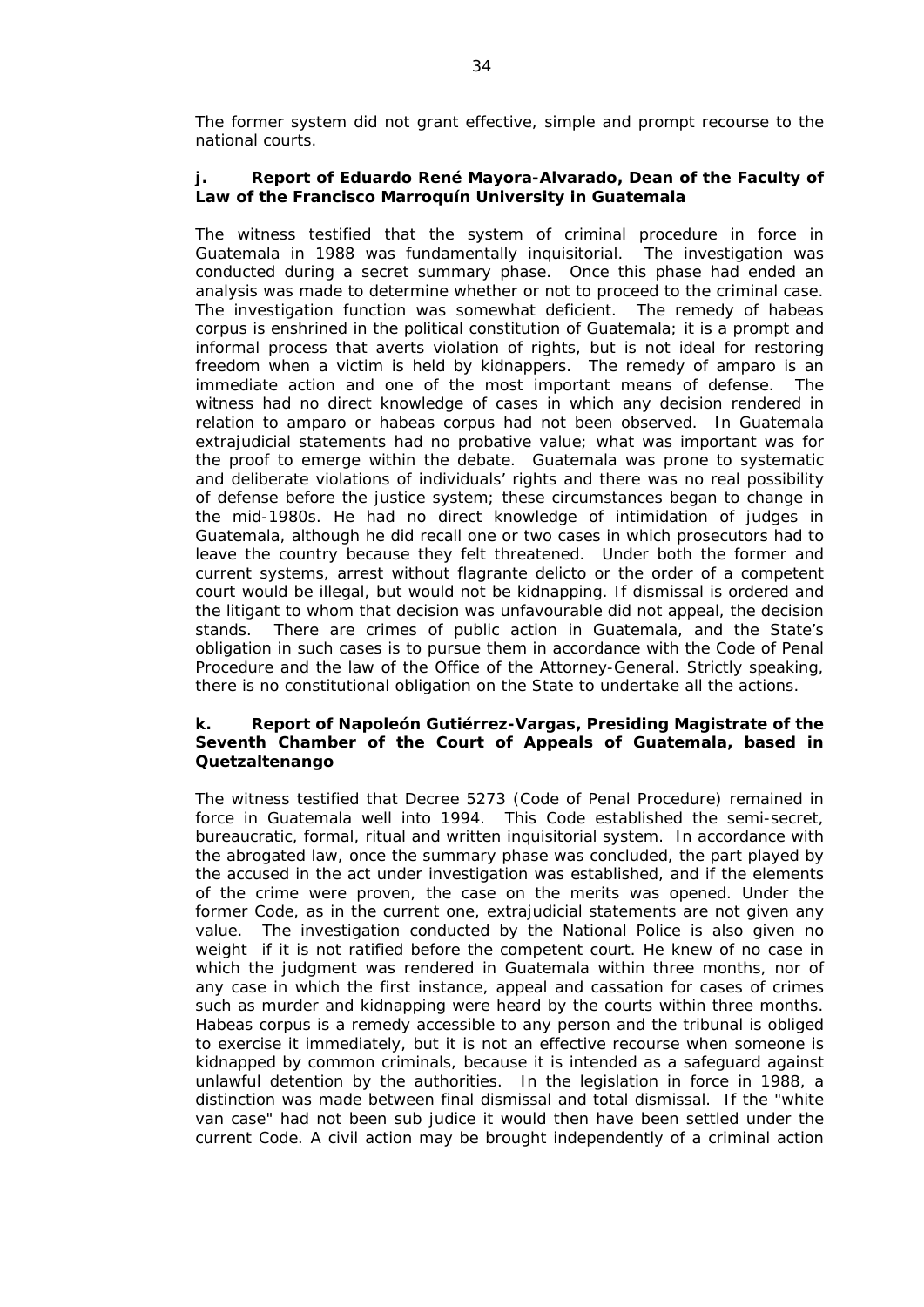The former system did not grant effective, simple and prompt recourse to the national courts.

### j. Report of Eduardo René Mayora-Alvarado, Dean of the Faculty of Law of the Francisco Marroquín University in Guatemala

The witness testified that the system of criminal procedure in force in Guatemala in 1988 was fundamentally inquisitorial. The investigation was conducted during a secret summary phase. Once this phase had ended an analysis was made to determine whether or not to proceed to the criminal case. The investigation function was somewhat deficient. The remedy of habeas corpus is enshrined in the political constitution of Guatemala; it is a prompt and informal process that averts violation of rights, but is not ideal for restoring freedom when a victim is held by kidnappers. The remedy of amparo is an immediate action and one of the most important means of defense. The witness had no direct knowledge of cases in which any decision rendered in relation to amparo or habeas corpus had not been observed. In Guatemala extrajudicial statements had no probative value; what was important was for the proof to emerge within the debate. Guatemala was prone to systematic and deliberate violations of individuals' rights and there was no real possibility of defense before the justice system; these circumstances began to change in the mid-1980s. He had no direct knowledge of intimidation of judges in Guatemala, although he did recall one or two cases in which prosecutors had to leave the country because they felt threatened. Under both the former and current systems, arrest without flagrante delicto or the order of a competent court would be illegal, but would not be kidnapping. If dismissal is ordered and the litigant to whom that decision was unfavourable did not appeal, the decision stands. There are crimes of public action in Guatemala, and the State's obligation in such cases is to pursue them in accordance with the Code of Penal Procedure and the law of the Office of the Attorney-General. Strictly speaking, there is no constitutional obligation on the State to undertake all the actions.

### k. Report of Napoleón Gutiérrez-Vargas, Presiding Magistrate of the Seventh Chamber of the Court of Appeals of Guatemala, based in Quetzaltenango

The witness testified that Decree 5273 (Code of Penal Procedure) remained in force in Guatemala well into 1994. This Code established the semi-secret, bureaucratic, formal, ritual and written inquisitorial system. In accordance with the abrogated law, once the summary phase was concluded, the part played by the accused in the act under investigation was established, and if the elements of the crime were proven, the case on the merits was opened. Under the former Code, as in the current one, extrajudicial statements are not given any value. The investigation conducted by the National Police is also given no weight if it is not ratified before the competent court. He knew of no case in which the judgment was rendered in Guatemala within three months, nor of any case in which the first instance, appeal and cassation for cases of crimes such as murder and kidnapping were heard by the courts within three months. Habeas corpus is a remedy accessible to any person and the tribunal is obliged to exercise it immediately, but it is not an effective recourse when someone is kidnapped by common criminals, because it is intended as a safeguard against unlawful detention by the authorities. In the legislation in force in 1988, a distinction was made between final dismissal and total dismissal. If the "white van case" had not been sub judice it would then have been settled under the current Code. A civil action may be brought independently of a criminal action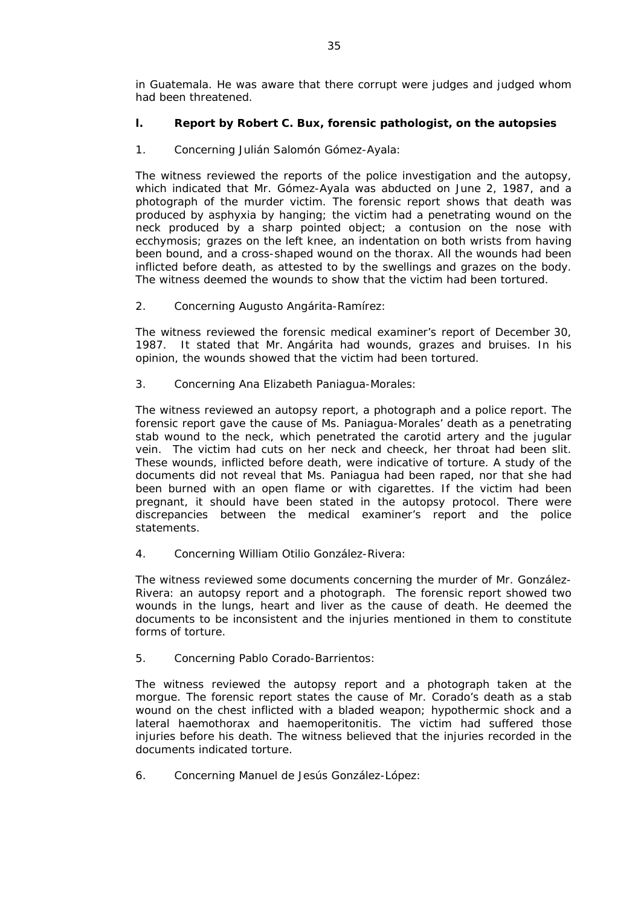in Guatemala. He was aware that there corrupt were judges and judged whom had been threatened.

### l. Report by Robert C. Bux, forensic pathologist, on the autopsies

1. Concerning Julián Salomón Gómez-Ayala:

The witness reviewed the reports of the police investigation and the autopsy, which indicated that Mr. Gómez-Ayala was abducted on June 2, 1987, and a photograph of the murder victim. The forensic report shows that death was produced by asphyxia by hanging; the victim had a penetrating wound on the neck produced by a sharp pointed object; a contusion on the nose with ecchymosis; grazes on the left knee, an indentation on both wrists from having been bound, and a cross-shaped wound on the thorax. All the wounds had been inflicted before death, as attested to by the swellings and grazes on the body. The witness deemed the wounds to show that the victim had been tortured.

2. Concerning Augusto Angárita-Ramírez:

The witness reviewed the forensic medical examiner's report of December 30, 1987. It stated that Mr. Angárita had wounds, grazes and bruises. In his opinion, the wounds showed that the victim had been tortured.

3. Concerning Ana Elizabeth Paniagua-Morales:

The witness reviewed an autopsy report, a photograph and a police report. The forensic report gave the cause of Ms. Paniagua-Morales' death as a penetrating stab wound to the neck, which penetrated the carotid artery and the jugular vein. The victim had cuts on her neck and cheeck, her throat had been slit. These wounds, inflicted before death, were indicative of torture. A study of the documents did not reveal that Ms. Paniagua had been raped, nor that she had been burned with an open flame or with cigarettes. If the victim had been pregnant, it should have been stated in the autopsy protocol. There were discrepancies between the medical examiner's report and the police statements.

4. Concerning William Otilio González-Rivera:

The witness reviewed some documents concerning the murder of Mr. González-Rivera: an autopsy report and a photograph. The forensic report showed two wounds in the lungs, heart and liver as the cause of death. He deemed the documents to be inconsistent and the injuries mentioned in them to constitute forms of torture.

5. Concerning Pablo Corado-Barrientos:

The witness reviewed the autopsy report and a photograph taken at the morgue. The forensic report states the cause of Mr. Corado's death as a stab wound on the chest inflicted with a bladed weapon; hypothermic shock and a lateral haemothorax and haemoperitonitis. The victim had suffered those injuries before his death. The witness believed that the injuries recorded in the documents indicated torture.

6. Concerning Manuel de Jesús González-López: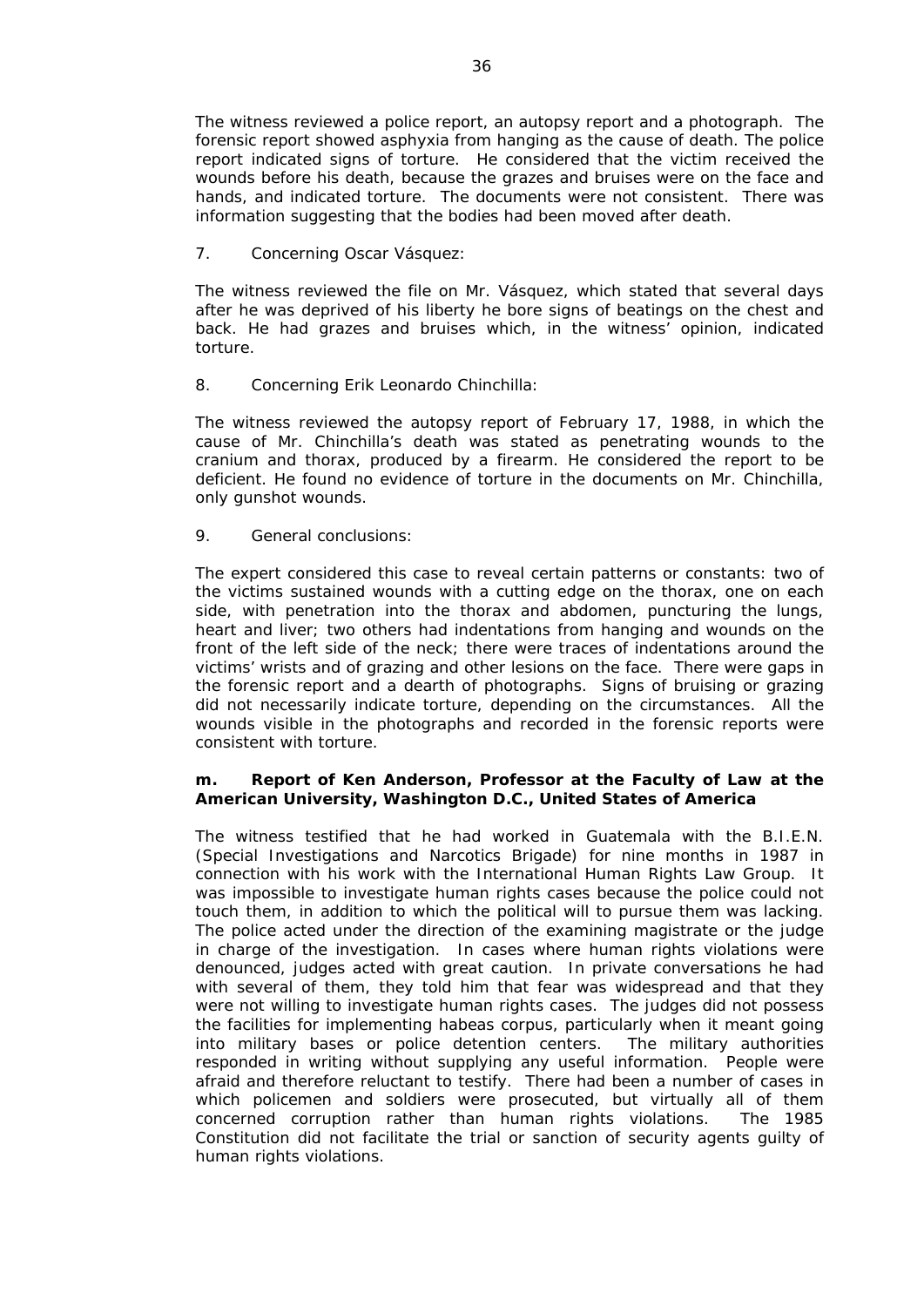The witness reviewed a police report, an autopsy report and a photograph. The forensic report showed asphyxia from hanging as the cause of death. The police report indicated signs of torture. He considered that the victim received the wounds before his death, because the grazes and bruises were on the face and hands, and indicated torture. The documents were not consistent. There was information suggesting that the bodies had been moved after death.

7. Concerning Oscar Vásquez:

The witness reviewed the file on Mr. Vásquez, which stated that several days after he was deprived of his liberty he bore signs of beatings on the chest and back. He had grazes and bruises which, in the witness' opinion, indicated torture.

8. Concerning Erik Leonardo Chinchilla:

The witness reviewed the autopsy report of February 17, 1988, in which the cause of Mr. Chinchilla's death was stated as penetrating wounds to the cranium and thorax, produced by a firearm. He considered the report to be deficient. He found no evidence of torture in the documents on Mr. Chinchilla, only gunshot wounds.

9. General conclusions:

The expert considered this case to reveal certain patterns or constants: two of the victims sustained wounds with a cutting edge on the thorax, one on each side, with penetration into the thorax and abdomen, puncturing the lungs, heart and liver; two others had indentations from hanging and wounds on the front of the left side of the neck; there were traces of indentations around the victims' wrists and of grazing and other lesions on the face. There were gaps in the forensic report and a dearth of photographs. Signs of bruising or grazing did not necessarily indicate torture, depending on the circumstances. All the wounds visible in the photographs and recorded in the forensic reports were consistent with torture.

**m. Report of Ken Anderson, Professor at the Faculty of Law at the American University, Washington D.C., United States of America**

The witness testified that he had worked in Guatemala with the B.I.E.N. (Special Investigations and Narcotics Brigade) for nine months in 1987 in connection with his work with the International Human Rights Law Group. It was impossible to investigate human rights cases because the police could not touch them, in addition to which the political will to pursue them was lacking. The police acted under the direction of the examining magistrate or the judge in charge of the investigation. In cases where human rights violations were denounced, judges acted with great caution. In private conversations he had with several of them, they told him that fear was widespread and that they were not willing to investigate human rights cases. The judges did not possess the facilities for implementing habeas corpus, particularly when it meant going into military bases or police detention centers. The military authorities responded in writing without supplying any useful information. People were afraid and therefore reluctant to testify. There had been a number of cases in which policemen and soldiers were prosecuted, but virtually all of them concerned corruption rather than human rights violations. The 1985 Constitution did not facilitate the trial or sanction of security agents guilty of human rights violations.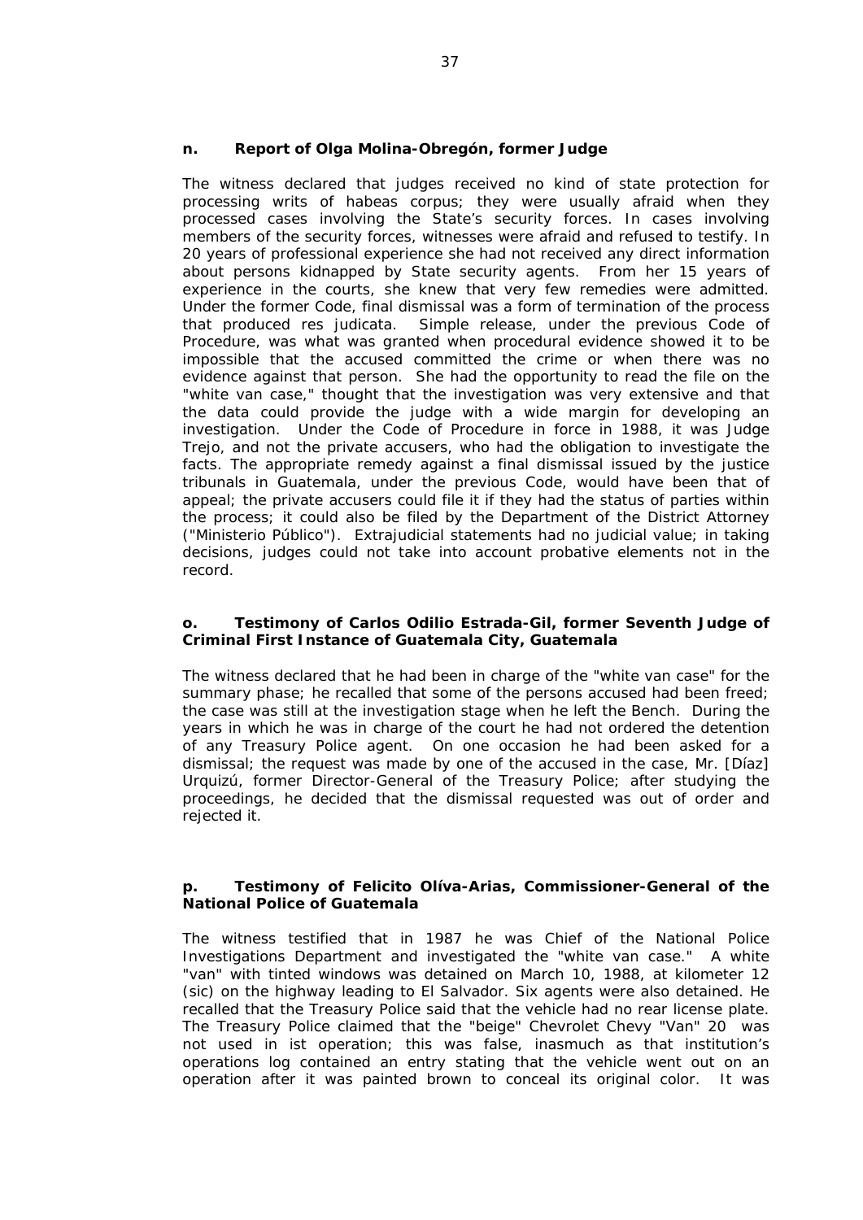**n. Report of Olga Molina-Obregón, former Judge**

The witness declared that judges received no kind of state protection for processing writs of habeas corpus; they were usually afraid when they processed cases involving the State's security forces. In cases involving members of the security forces, witnesses were afraid and refused to testify. In 20 years of professional experience she had not received any direct information about persons kidnapped by State security agents. From her 15 years of experience in the courts, she knew that very few remedies were admitted. Under the former Code, final dismissal was a form of termination of the process that produced res judicata. Simple release, under the previous Code of Procedure, was what was granted when procedural evidence showed it to be impossible that the accused committed the crime or when there was no evidence against that person. She had the opportunity to read the file on the "white van case," thought that the investigation was very extensive and that the data could provide the judge with a wide margin for developing an investigation. Under the Code of Procedure in force in 1988, it was Judge Trejo, and not the private accusers, who had the obligation to investigate the facts. The appropriate remedy against a final dismissal issued by the justice tribunals in Guatemala, under the previous Code, would have been that of appeal; the private accusers could file it if they had the status of parties within the process; it could also be filed by the Department of the District Attorney ("Ministerio Público"). Extrajudicial statements had no judicial value; in taking decisions, judges could not take into account probative elements not in the record.

**o. Testimony of Carlos Odilio Estrada-Gil, former Seventh Judge of Criminal First Instance of Guatemala City, Guatemala**

The witness declared that he had been in charge of the "white van case" for the summary phase; he recalled that some of the persons accused had been freed; the case was still at the investigation stage when he left the Bench. During the years in which he was in charge of the court he had not ordered the detention of any Treasury Police agent. On one occasion he had been asked for a dismissal; the request was made by one of the accused in the case, Mr. [Díaz] Urquizú, former Director-General of the Treasury Police; after studying the proceedings, he decided that the dismissal requested was out of order and rejected it.

**p. Testimony of Felicito Olíva-Arias, Commissioner-General of the National Police of Guatemala**

The witness testified that in 1987 he was Chief of the National Police Investigations Department and investigated the "white van case." A white "van" with tinted windows was detained on March 10, 1988, at kilometer 12 (sic) on the highway leading to El Salvador. Six agents were also detained. He recalled that the Treasury Police said that the vehicle had no rear license plate. The Treasury Police claimed that the "beige" Chevrolet Chevy "Van" 20 was not used in ist operation; this was false, inasmuch as that institution's operations log contained an entry stating that the vehicle went out on an operation after it was painted brown to conceal its original color. It was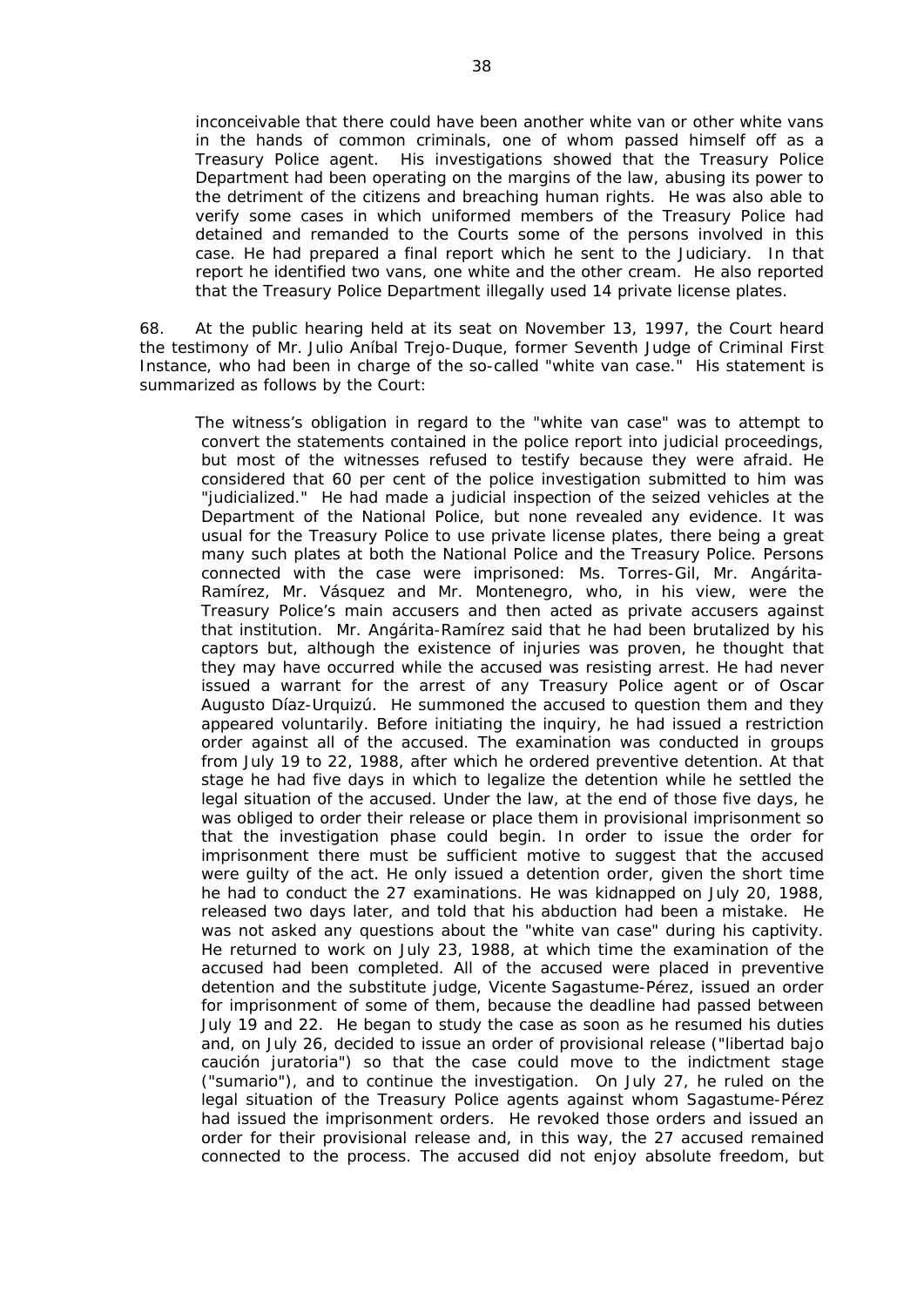inconceivable that there could have been another white van or other white vans in the hands of common criminals, one of whom passed himself off as a Treasury Police agent. His investigations showed that the Treasury Police Department had been operating on the margins of the law, abusing its power to the detriment of the citizens and breaching human rights. He was also able to verify some cases in which uniformed members of the Treasury Police had detained and remanded to the Courts some of the persons involved in this case. He had prepared a final report which he sent to the Judiciary. In that report he identified two vans, one white and the other cream. He also reported that the Treasury Police Department illegally used 14 private license plates.

68. At the public hearing held at its seat on November 13, 1997, the Court heard the testimony of Mr. Julio Aníbal Trejo-Duque, former Seventh Judge of Criminal First Instance, who had been in charge of the so-called "white van case." His statement is summarized as follows by the Court:

> The witness's obligation in regard to the "white van case" was to attempt to convert the statements contained in the police report into judicial proceedings, but most of the witnesses refused to testify because they were afraid. He considered that 60 per cent of the police investigation submitted to him was "judicialized." He had made a judicial inspection of the seized vehicles at the Department of the National Police, but none revealed any evidence. It was usual for the Treasury Police to use private license plates, there being a great many such plates at both the National Police and the Treasury Police. Persons connected with the case were imprisoned: Ms. Torres-Gil, Mr. Angárita-Ramírez, Mr. Vásquez and Mr. Montenegro, who, in his view, were the Treasury Police's main accusers and then acted as private accusers against that institution. Mr. Angárita-Ramírez said that he had been brutalized by his captors but, although the existence of injuries was proven, he thought that they may have occurred while the accused was resisting arrest. He had never issued a warrant for the arrest of any Treasury Police agent or of Oscar Augusto Díaz-Urquizú. He summoned the accused to question them and they appeared voluntarily. Before initiating the inquiry, he had issued a restriction order against all of the accused. The examination was conducted in groups from July 19 to 22, 1988, after which he ordered preventive detention. At that stage he had five days in which to legalize the detention while he settled the legal situation of the accused. Under the law, at the end of those five days, he was obliged to order their release or place them in provisional imprisonment so that the investigation phase could begin. In order to issue the order for imprisonment there must be sufficient motive to suggest that the accused were guilty of the act. He only issued a detention order, given the short time he had to conduct the 27 examinations. He was kidnapped on July 20, 1988, released two days later, and told that his abduction had been a mistake. He was not asked any questions about the "white van case" during his captivity. He returned to work on July 23, 1988, at which time the examination of the accused had been completed. All of the accused were placed in preventive detention and the substitute judge, Vicente Sagastume-Pérez, issued an order for imprisonment of some of them, because the deadline had passed between July 19 and 22. He began to study the case as soon as he resumed his duties and, on July 26, decided to issue an order of provisional release ("libertad bajo caución juratoria") so that the case could move to the indictment stage ("sumario"), and to continue the investigation. On July 27, he ruled on the legal situation of the Treasury Police agents against whom Sagastume-Pérez had issued the imprisonment orders. He revoked those orders and issued an order for their provisional release and, in this way, the 27 accused remained connected to the process. The accused did not enjoy absolute freedom, but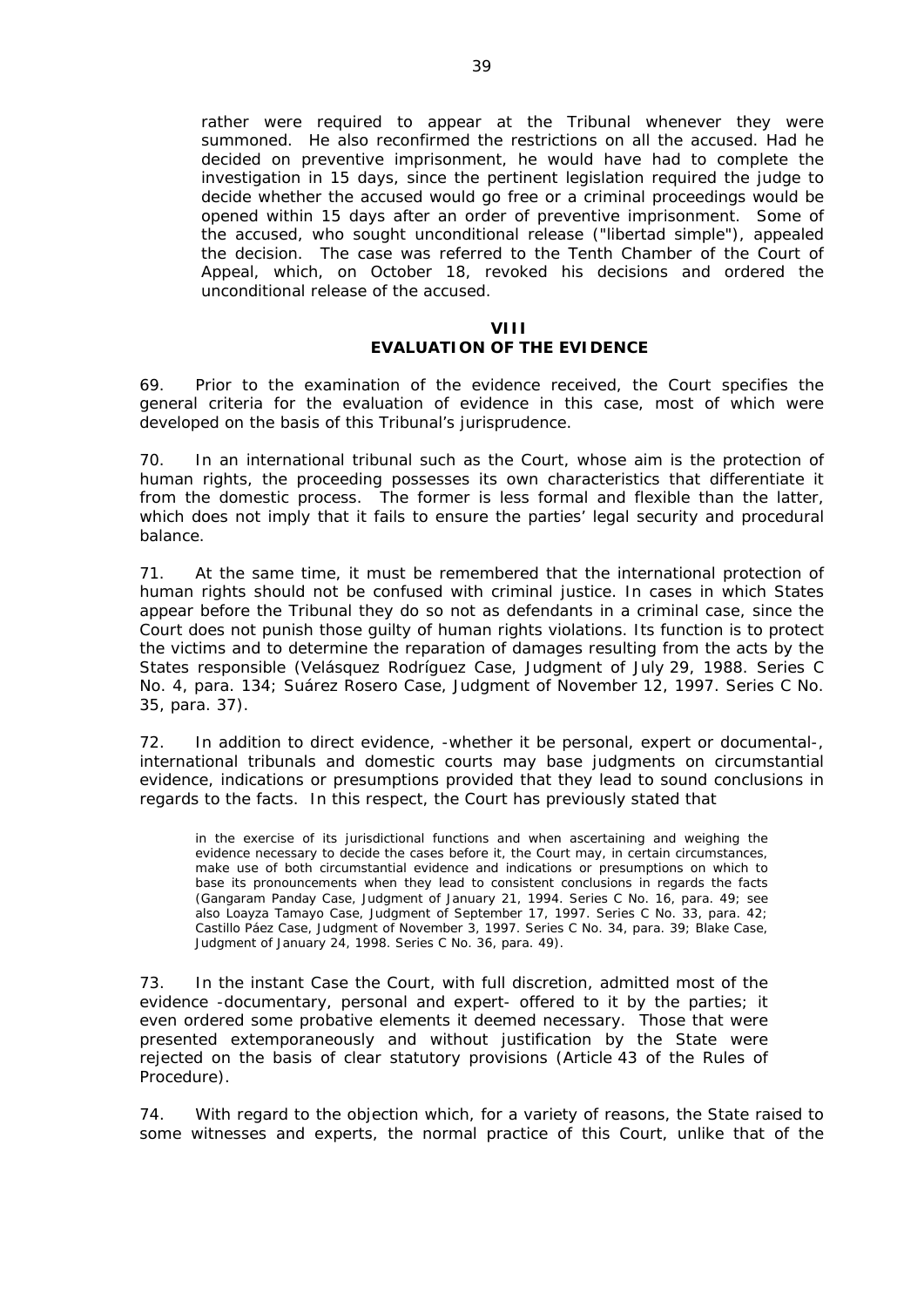rather were required to appear at the Tribunal whenever they were summoned. He also reconfirmed the restrictions on all the accused. Had he decided on preventive imprisonment, he would have had to complete the investigation in 15 days, since the pertinent legislation required the judge to decide whether the accused would go free or a criminal proceedings would be opened within 15 days after an order of preventive imprisonment. Some of the accused, who sought unconditional release ("libertad simple"), appealed the decision. The case was referred to the Tenth Chamber of the Court of Appeal, which, on October 18, revoked his decisions and ordered the unconditional release of the accused.

## VIII
## EVALUATION OF THE EVIDENCE

69. Prior to the examination of the evidence received, the Court specifies the general criteria for the evaluation of evidence in this case, most of which were developed on the basis of this Tribunal's jurisprudence.

70. In an international tribunal such as the Court, whose aim is the protection of human rights, the proceeding possesses its own characteristics that differentiate it from the domestic process. The former is less formal and flexible than the latter, which does not imply that it fails to ensure the parties' legal security and procedural balance.

71. At the same time, it must be remembered that the international protection of human rights should not be confused with criminal justice. In cases in which States appear before the Tribunal they do so not as defendants in a criminal case, since the Court does not punish those guilty of human rights violations. Its function is to protect the victims and to determine the reparation of damages resulting from the acts by the States responsible (*Velásquez Rodríguez Case, Judgment of July 29, 1988*. Series C No. 4, para. 134; *Suárez Rosero Case, Judgment of November 12, 1997*. Series C No. 35, para. 37).

72. In addition to direct evidence, -whether it be personal, expert or documental-, international tribunals and domestic courts may base judgments on circumstantial evidence, indications or presumptions provided that they lead to sound conclusions in regards to the facts. In this respect, the Court has previously stated that

> in the exercise of its jurisdictional functions and when ascertaining and weighing the evidence necessary to decide the cases before it, the Court may, in certain circumstances, make use of both circumstantial evidence and indications or presumptions on which to base its pronouncements when they lead to consistent conclusions in regards the facts (*Gangaram Panday Case, Judgment of January 21, 1994*. Series C No. 16, para. 49; see also *Loayza Tamayo Case, Judgment of September 17, 1997*. Series C No. 33, para. 42; *Castillo Páez Case, Judgment of November 3, 1997*. Series C No. 34, para. 39; *Blake Case, Judgment of January 24, 1998*. Series C No. 36, para. 49).

73. In the instant Case the Court, with full discretion, admitted most of the evidence -documentary, personal and expert- offered to it by the parties; it even ordered some probative elements it deemed necessary. Those that were presented extemporaneously and without justification by the State were rejected on the basis of clear statutory provisions (Article 43 of the Rules of Procedure).

74. With regard to the objection which, for a variety of reasons, the State raised to some witnesses and experts, the normal practice of this Court, unlike that of the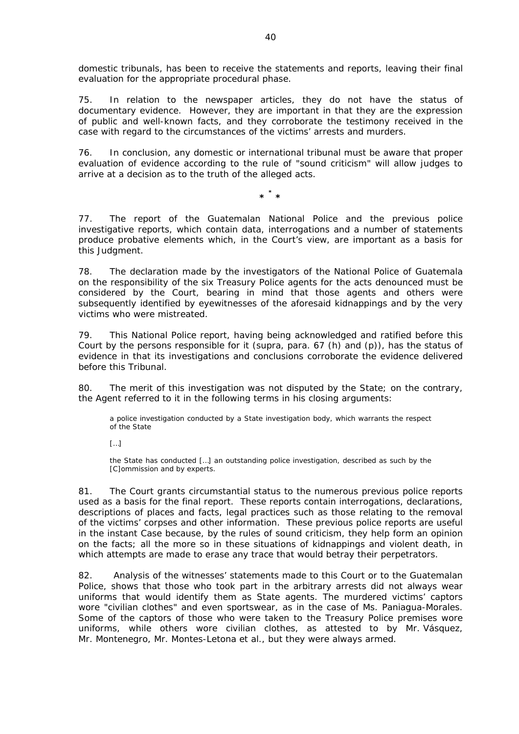domestic tribunals, has been to receive the statements and reports, leaving their final evaluation for the appropriate procedural phase.

75. In relation to the newspaper articles, they do not have the status of documentary evidence. However, they are important in that they are the expression of public and well-known facts, and they corroborate the testimony received in the case with regard to the circumstances of the victims' arrests and murders.

76. In conclusion, any domestic or international tribunal must be aware that proper evaluation of evidence according to the rule of "sound criticism" will allow judges to arrive at a decision as to the truth of the alleged acts.

\* \* \*

77. The report of the Guatemalan National Police and the previous police investigative reports, which contain data, interrogations and a number of statements produce probative elements which, in the Court's view, are important as a basis for this Judgment.

78. The declaration made by the investigators of the National Police of Guatemala on the responsibility of the six Treasury Police agents for the acts denounced must be considered by the Court, bearing in mind that those agents and others were subsequently identified by eyewitnesses of the aforesaid kidnappings and by the very victims who were mistreated.

79. This National Police report, having being acknowledged and ratified before this Court by the persons responsible for it (supra, para. 67 (h) and (p)), has the status of evidence in that its investigations and conclusions corroborate the evidence delivered before this Tribunal.

80. The merit of this investigation was not disputed by the State; on the contrary, the Agent referred to it in the following terms in his closing arguments:

> a police investigation conducted by a State investigation body, which warrants the respect of the State
>
> […]
>
> the State has conducted […] an outstanding police investigation, described as such by the [C]ommission and by experts.

81. The Court grants circumstantial status to the numerous previous police reports used as a basis for the final report. These reports contain interrogations, declarations, descriptions of places and facts, legal practices such as those relating to the removal of the victims' corpses and other information. These previous police reports are useful in the instant Case because, by the rules of sound criticism, they help form an opinion on the facts; all the more so in these situations of kidnappings and violent death, in which attempts are made to erase any trace that would betray their perpetrators.

82. Analysis of the witnesses' statements made to this Court or to the Guatemalan Police, shows that those who took part in the arbitrary arrests did not always wear uniforms that would identify them as State agents. The murdered victims' captors wore "civilian clothes" and even sportswear, as in the case of Ms. Paniagua-Morales. Some of the captors of those who were taken to the Treasury Police premises wore uniforms, while others wore civilian clothes, as attested to by Mr. Vásquez, Mr. Montenegro, Mr. Montes-Letona et al., but they were always armed.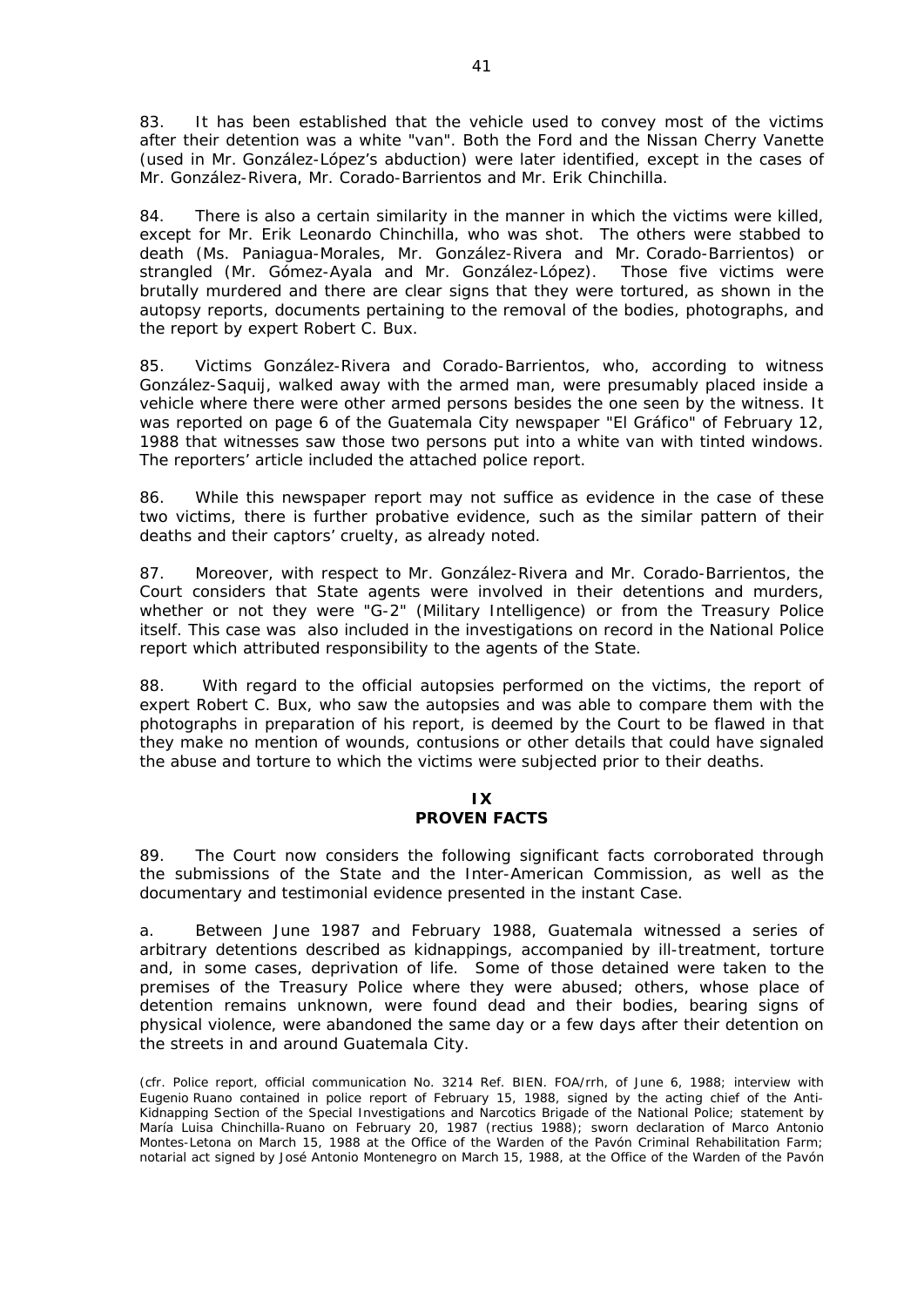83. It has been established that the vehicle used to convey most of the victims after their detention was a white "van". Both the Ford and the Nissan Cherry Vanette (used in Mr. González-López's abduction) were later identified, except in the cases of Mr. González-Rivera, Mr. Corado-Barrientos and Mr. Erik Chinchilla.

84. There is also a certain similarity in the manner in which the victims were killed, except for Mr. Erik Leonardo Chinchilla, who was shot. The others were stabbed to death (Ms. Paniagua-Morales, Mr. González-Rivera and Mr. Corado-Barrientos) or strangled (Mr. Gómez-Ayala and Mr. González-López). Those five victims were brutally murdered and there are clear signs that they were tortured, as shown in the autopsy reports, documents pertaining to the removal of the bodies, photographs, and the report by expert Robert C. Bux.

85. Victims González-Rivera and Corado-Barrientos, who, according to witness González-Saquij, walked away with the armed man, were presumably placed inside a vehicle where there were other armed persons besides the one seen by the witness. It was reported on page 6 of the Guatemala City newspaper "El Gráfico" of February 12, 1988 that witnesses saw those two persons put into a white van with tinted windows. The reporters' article included the attached police report.

86. While this newspaper report may not suffice as evidence in the case of these two victims, there is further probative evidence, such as the similar pattern of their deaths and their captors' cruelty, as already noted.

87. Moreover, with respect to Mr. González-Rivera and Mr. Corado-Barrientos, the Court considers that State agents were involved in their detentions and murders, whether or not they were "G-2" (Military Intelligence) or from the Treasury Police itself. This case was also included in the investigations on record in the National Police report which attributed responsibility to the agents of the State.

88. With regard to the official autopsies performed on the victims, the report of expert Robert C. Bux, who saw the autopsies and was able to compare them with the photographs in preparation of his report, is deemed by the Court to be flawed in that they make no mention of wounds, contusions or other details that could have signaled the abuse and torture to which the victims were subjected prior to their deaths.

## IX
## PROVEN FACTS

89. The Court now considers the following significant facts corroborated through the submissions of the State and the Inter-American Commission, as well as the documentary and testimonial evidence presented in the instant Case.

a. Between June 1987 and February 1988, Guatemala witnessed a series of arbitrary detentions described as kidnappings, accompanied by ill-treatment, torture and, in some cases, deprivation of life. Some of those detained were taken to the premises of the Treasury Police where they were abused; others, whose place of detention remains unknown, were found dead and their bodies, bearing signs of physical violence, were abandoned the same day or a few days after their detention on the streets in and around Guatemala City.

(cfr. Police report, official communication No. 3214 Ref. BIEN. FOA/rrh, of June 6, 1988; interview with Eugenio Ruano contained in police report of February 15, 1988, signed by the acting chief of the Anti-Kidnapping Section of the Special Investigations and Narcotics Brigade of the National Police; statement by María Luisa Chinchilla-Ruano on February 20, 1987 (rectius 1988); sworn declaration of Marco Antonio Montes-Letona on March 15, 1988 at the Office of the Warden of the Pavón Criminal Rehabilitation Farm; notarial act signed by José Antonio Montenegro on March 15, 1988, at the Office of the Warden of the Pavón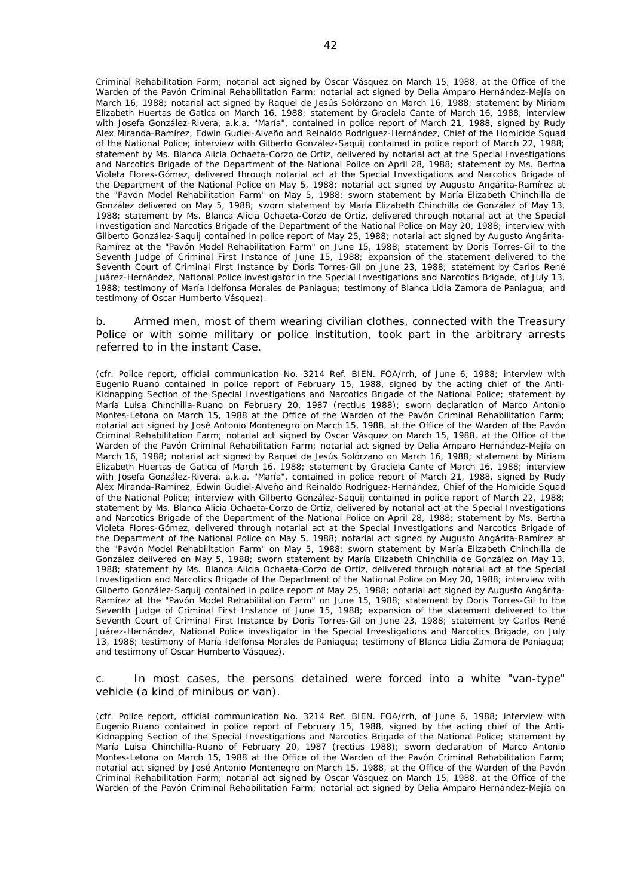Criminal Rehabilitation Farm; notarial act signed by Oscar Vásquez on March 15, 1988, at the Office of the Warden of the Pavón Criminal Rehabilitation Farm; notarial act signed by Delia Amparo Hernández-Mejía on March 16, 1988; notarial act signed by Raquel de Jesús Solórzano on March 16, 1988; statement by Miriam Elizabeth Huertas de Gatica on March 16, 1988; statement by Graciela Cante of March 16, 1988; interview with Josefa González-Rivera, a.k.a. "María", contained in police report of March 21, 1988, signed by Rudy Alex Miranda-Ramírez, Edwin Gudiel-Alveño and Reinaldo Rodríguez-Hernández, Chief of the Homicide Squad of the National Police; interview with Gilberto González-Saquij contained in police report of March 22, 1988; statement by Ms. Blanca Alicia Ochaeta-Corzo de Ortiz, delivered by notarial act at the Special Investigations and Narcotics Brigade of the Department of the National Police on April 28, 1988; statement by Ms. Bertha Violeta Flores-Gómez, delivered through notarial act at the Special Investigations and Narcotics Brigade of the Department of the National Police on May 5, 1988; notarial act signed by Augusto Angárita-Ramírez at the "Pavón Model Rehabilitation Farm" on May 5, 1988; sworn statement by María Elizabeth Chinchilla de González delivered on May 5, 1988; sworn statement by María Elizabeth Chinchilla de González of May 13, 1988; statement by Ms. Blanca Alicia Ochaeta-Corzo de Ortiz, delivered through notarial act at the Special Investigation and Narcotics Brigade of the Department of the National Police on May 20, 1988; interview with Gilberto González-Saquij contained in police report of May 25, 1988; notarial act signed by Augusto Angárita-Ramírez at the "Pavón Model Rehabilitation Farm" on June 15, 1988; statement by Doris Torres-Gil to the Seventh Judge of Criminal First Instance of June 15, 1988; expansion of the statement delivered to the Seventh Court of Criminal First Instance by Doris Torres-Gil on June 23, 1988; statement by Carlos René Juárez-Hernández, National Police investigator in the Special Investigations and Narcotics Brigade, of July 13, 1988; testimony of María Idelfonsa Morales de Paniagua; testimony of Blanca Lidia Zamora de Paniagua; and testimony of Oscar Humberto Vásquez).

b. Armed men, most of them wearing civilian clothes, connected with the Treasury Police or with some military or police institution, took part in the arbitrary arrests referred to in the instant Case.

(cfr. Police report, official communication No. 3214 Ref. BIEN. FOA/rrh, of June 6, 1988; interview with Eugenio Ruano contained in police report of February 15, 1988, signed by the acting chief of the Anti-Kidnapping Section of the Special Investigations and Narcotics Brigade of the National Police; statement by María Luisa Chinchilla-Ruano on February 20, 1987 (rectius 1988); sworn declaration of Marco Antonio Montes-Letona on March 15, 1988 at the Office of the Warden of the Pavón Criminal Rehabilitation Farm; notarial act signed by José Antonio Montenegro on March 15, 1988, at the Office of the Warden of the Pavón Criminal Rehabilitation Farm; notarial act signed by Oscar Vásquez on March 15, 1988, at the Office of the Warden of the Pavón Criminal Rehabilitation Farm; notarial act signed by Delia Amparo Hernández-Mejía on March 16, 1988; notarial act signed by Raquel de Jesús Solórzano on March 16, 1988; statement by Miriam Elizabeth Huertas de Gatica of March 16, 1988; statement by Graciela Cante of March 16, 1988; interview with Josefa González-Rivera, a.k.a. "María", contained in police report of March 21, 1988, signed by Rudy Alex Miranda-Ramírez, Edwin Gudiel-Alveño and Reinaldo Rodríguez-Hernández, Chief of the Homicide Squad of the National Police; interview with Gilberto González-Saquij contained in police report of March 22, 1988; statement by Ms. Blanca Alicia Ochaeta-Corzo de Ortiz, delivered by notarial act at the Special Investigations and Narcotics Brigade of the Department of the National Police on April 28, 1988; statement by Ms. Bertha Violeta Flores-Gómez, delivered through notarial act at the Special Investigations and Narcotics Brigade of the Department of the National Police on May 5, 1988; notarial act signed by Augusto Angárita-Ramírez at the "Pavón Model Rehabilitation Farm" on May 5, 1988; sworn statement by María Elizabeth Chinchilla de González delivered on May 5, 1988; sworn statement by María Elizabeth Chinchilla de González on May 13, 1988; statement by Ms. Blanca Alicia Ochaeta-Corzo de Ortiz, delivered through notarial act at the Special Investigation and Narcotics Brigade of the Department of the National Police on May 20, 1988; interview with Gilberto González-Saquij contained in police report of May 25, 1988; notarial act signed by Augusto Angárita-Ramírez at the "Pavón Model Rehabilitation Farm" on June 15, 1988; statement by Doris Torres-Gil to the Seventh Judge of Criminal First Instance of June 15, 1988; expansion of the statement delivered to the Seventh Court of Criminal First Instance by Doris Torres-Gil on June 23, 1988; statement by Carlos René Juárez-Hernández, National Police investigator in the Special Investigations and Narcotics Brigade, on July 13, 1988; testimony of María Idelfonsa Morales de Paniagua; testimony of Blanca Lidia Zamora de Paniagua; and testimony of Oscar Humberto Vásquez).

c. In most cases, the persons detained were forced into a white "van-type" vehicle (a kind of minibus or van).

(cfr. Police report, official communication No. 3214 Ref. BIEN. FOA/rrh, of June 6, 1988; interview with Eugenio Ruano contained in police report of February 15, 1988, signed by the acting chief of the Anti-Kidnapping Section of the Special Investigations and Narcotics Brigade of the National Police; statement by María Luisa Chinchilla-Ruano of February 20, 1987 (rectius 1988); sworn declaration of Marco Antonio Montes-Letona on March 15, 1988 at the Office of the Warden of the Pavón Criminal Rehabilitation Farm; notarial act signed by José Antonio Montenegro on March 15, 1988, at the Office of the Warden of the Pavón Criminal Rehabilitation Farm; notarial act signed by Oscar Vásquez on March 15, 1988, at the Office of the Warden of the Pavón Criminal Rehabilitation Farm; notarial act signed by Delia Amparo Hernández-Mejía on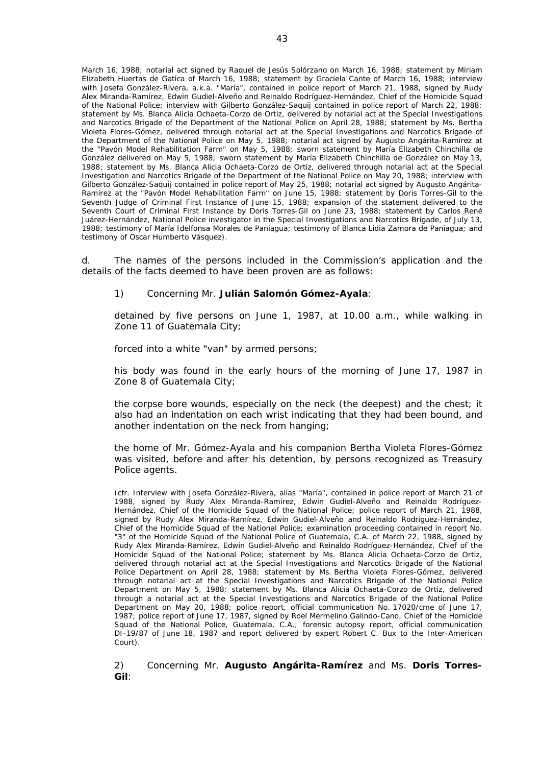March 16, 1988; notarial act signed by Raquel de Jesús Solórzano on March 16, 1988; statement by Miriam Elizabeth Huertas de Gatica of March 16, 1988; statement by Graciela Cante of March 16, 1988; interview with Josefa González-Rivera, a.k.a. "María", contained in police report of March 21, 1988, signed by Rudy Alex Miranda-Ramírez, Edwin Gudiel-Alveño and Reinaldo Rodríguez-Hernández, Chief of the Homicide Squad of the National Police; interview with Gilberto González-Saquij contained in police report of March 22, 1988; statement by Ms. Blanca Alicia Ochaeta-Corzo de Ortiz, delivered by notarial act at the Special Investigations and Narcotics Brigade of the Department of the National Police on April 28, 1988; statement by Ms. Bertha Violeta Flores-Gómez, delivered through notarial act at the Special Investigations and Narcotics Brigade of the Department of the National Police on May 5, 1988; notarial act signed by Augusto Angárita-Ramírez at the "Pavón Model Rehabilitation Farm" on May 5, 1988; sworn statement by María Elizabeth Chinchilla de González delivered on May 5, 1988; sworn statement by María Elizabeth Chinchilla de González on May 13, 1988; statement by Ms. Blanca Alicia Ochaeta-Corzo de Ortiz, delivered through notarial act at the Special Investigation and Narcotics Brigade of the Department of the National Police on May 20, 1988; interview with Gilberto González-Saquij contained in police report of May 25, 1988; notarial act signed by Augusto Angárita-Ramírez at the "Pavón Model Rehabilitation Farm" on June 15, 1988; statement by Doris Torres-Gil to the Seventh Judge of Criminal First Instance of June 15, 1988; expansion of the statement delivered to the Seventh Court of Criminal First Instance by Doris Torres-Gil on June 23, 1988; statement by Carlos René Juárez-Hernández, National Police investigator in the Special Investigations and Narcotics Brigade, of July 13, 1988; testimony of María Idelfonsa Morales de Paniagua; testimony of Blanca Lidia Zamora de Paniagua; and testimony of Oscar Humberto Vásquez).

d. The names of the persons included in the Commission's application and the details of the facts deemed to have been proven are as follows:

1) Concerning Mr. **Julián Salomón Gómez-Ayala**:

detained by five persons on June 1, 1987, at 10.00 a.m., while walking in Zone 11 of Guatemala City;

forced into a white "van" by armed persons;

his body was found in the early hours of the morning of June 17, 1987 in Zone 8 of Guatemala City;

the corpse bore wounds, especially on the neck (the deepest) and the chest; it also had an indentation on each wrist indicating that they had been bound, and another indentation on the neck from hanging;

the home of Mr. Gómez-Ayala and his companion Bertha Violeta Flores-Gómez was visited, before and after his detention, by persons recognized as Treasury Police agents.

(cfr. Interview with Josefa González-Rivera, alias "María", contained in police report of March 21 of 1988, signed by Rudy Alex Miranda-Ramírez, Edwin Gudiel-Alveño and Reinaldo Rodríguez-Hernández, Chief of the Homicide Squad of the National Police; police report of March 21, 1988, signed by Rudy Alex Miranda-Ramírez, Edwin Gudiel-Alveño and Reinaldo Rodríguez-Hernández, Chief of the Homicide Squad of the National Police; examination proceeding contained in report No. "3" of the Homicide Squad of the National Police of Guatemala, C.A. of March 22, 1988, signed by Rudy Alex Miranda-Ramírez, Edwin Gudiel-Alveño and Reinaldo Rodríguez-Hernández, Chief of the Homicide Squad of the National Police; statement by Ms. Blanca Alicia Ochaeta-Corzo de Ortiz, delivered through notarial act at the Special Investigations and Narcotics Brigade of the National Police Department on April 28, 1988; statement by Ms. Bertha Violeta Flores-Gómez, delivered through notarial act at the Special Investigations and Narcotics Brigade of the National Police Department on May 5, 1988; statement by Ms. Blanca Alicia Ochaeta-Corzo de Ortiz, delivered through a notarial act at the Special Investigations and Narcotics Brigade of the National Police Department on May 20, 1988; police report, official communication No. 17020/cme of June 17, 1987; police report of June 17, 1987, signed by Roel Mermelino Galindo-Cano, Chief of the Homicide Squad of the National Police, Guatemala, C.A.; forensic autopsy report, official communication DI-19/87 of June 18, 1987 and report delivered by expert Robert C. Bux to the Inter-American Court).

2) Concerning Mr. **Augusto Angárita-Ramírez** and Ms. **Doris Torres-Gil**: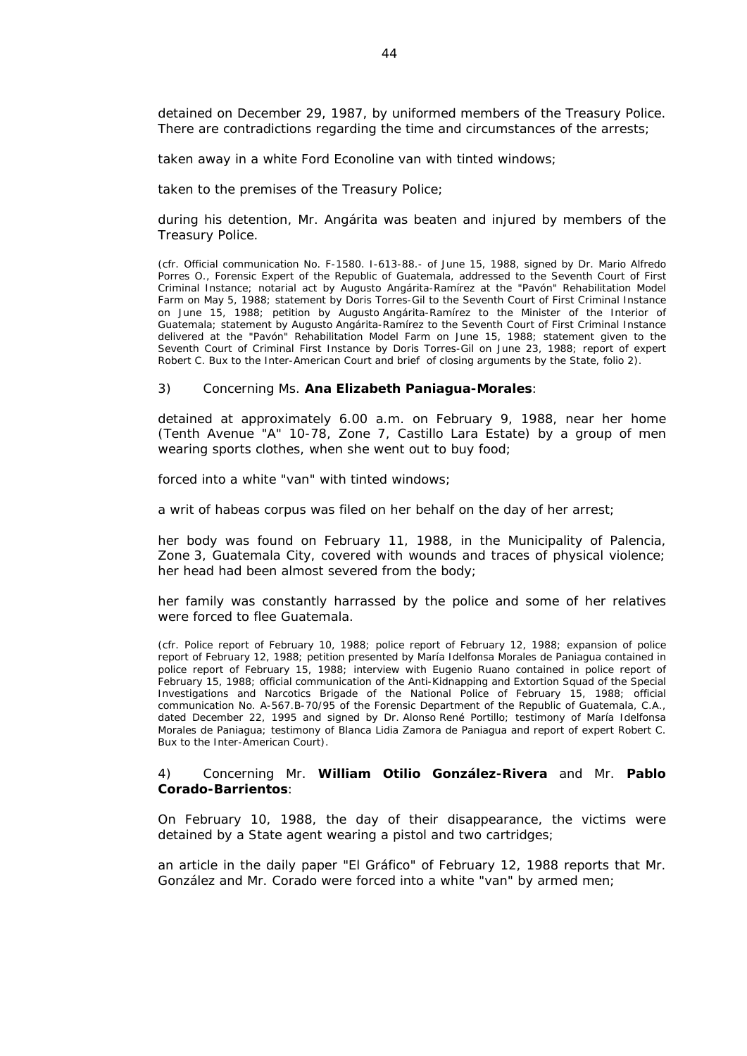detained on December 29, 1987, by uniformed members of the Treasury Police. There are contradictions regarding the time and circumstances of the arrests;

taken away in a white Ford Econoline van with tinted windows;

taken to the premises of the Treasury Police;

during his detention, Mr. Angárita was beaten and injured by members of the Treasury Police.

(cfr. Official communication No. F-1580. I-613-88.- of June 15, 1988, signed by Dr. Mario Alfredo Porres O., Forensic Expert of the Republic of Guatemala, addressed to the Seventh Court of First Criminal Instance; notarial act by Augusto Angárita-Ramírez at the "Pavón" Rehabilitation Model Farm on May 5, 1988; statement by Doris Torres-Gil to the Seventh Court of First Criminal Instance on June 15, 1988; petition by Augusto Angárita-Ramírez to the Minister of the Interior of Guatemala; statement by Augusto Angárita-Ramírez to the Seventh Court of First Criminal Instance delivered at the "Pavón" Rehabilitation Model Farm on June 15, 1988; statement given to the Seventh Court of Criminal First Instance by Doris Torres-Gil on June 23, 1988; report of expert Robert C. Bux to the Inter-American Court and brief of closing arguments by the State, folio 2).

3) Concerning Ms. **Ana Elizabeth Paniagua-Morales**:

detained at approximately 6.00 a.m. on February 9, 1988, near her home (Tenth Avenue "A" 10-78, Zone 7, Castillo Lara Estate) by a group of men wearing sports clothes, when she went out to buy food;

forced into a white "van" with tinted windows;

a writ of habeas corpus was filed on her behalf on the day of her arrest;

her body was found on February 11, 1988, in the Municipality of Palencia, Zone 3, Guatemala City, covered with wounds and traces of physical violence; her head had been almost severed from the body;

her family was constantly harrassed by the police and some of her relatives were forced to flee Guatemala.

(cfr. Police report of February 10, 1988; police report of February 12, 1988; expansion of police report of February 12, 1988; petition presented by María Idelfonsa Morales de Paniagua contained in police report of February 15, 1988; interview with Eugenio Ruano contained in police report of February 15, 1988; official communication of the Anti-Kidnapping and Extortion Squad of the Special Investigations and Narcotics Brigade of the National Police of February 15, 1988; official communication No. A-567.B-70/95 of the Forensic Department of the Republic of Guatemala, C.A., dated December 22, 1995 and signed by Dr. Alonso René Portillo; testimony of María Idelfonsa Morales de Paniagua; testimony of Blanca Lidia Zamora de Paniagua and report of expert Robert C. Bux to the Inter-American Court).

4) Concerning Mr. **William Otilio González-Rivera** and Mr. **Pablo Corado-Barrientos**:

On February 10, 1988, the day of their disappearance, the victims were detained by a State agent wearing a pistol and two cartridges;

an article in the daily paper "El Gráfico" of February 12, 1988 reports that Mr. González and Mr. Corado were forced into a white "van" by armed men;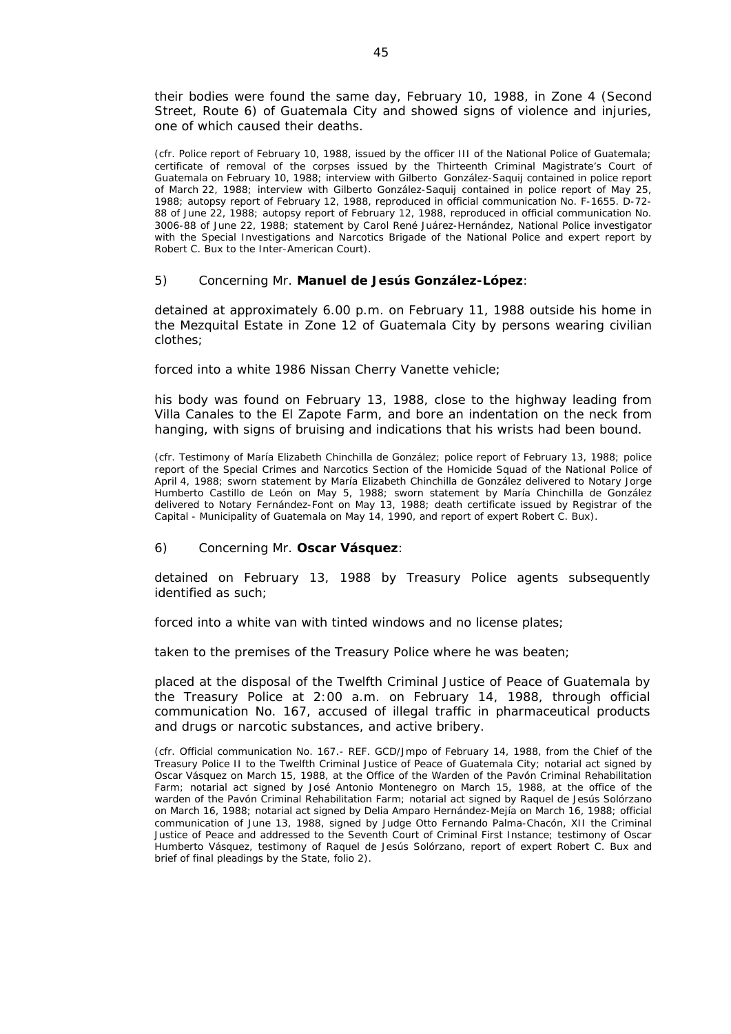their bodies were found the same day, February 10, 1988, in Zone 4 (Second Street, Route 6) of Guatemala City and showed signs of violence and injuries, one of which caused their deaths.

(cfr. Police report of February 10, 1988, issued by the officer III of the National Police of Guatemala; certificate of removal of the corpses issued by the Thirteenth Criminal Magistrate's Court of Guatemala on February 10, 1988; interview with Gilberto González-Saquij contained in police report of March 22, 1988; interview with Gilberto González-Saquij contained in police report of May 25, 1988; autopsy report of February 12, 1988, reproduced in official communication No. F-1655. D-72-88 of June 22, 1988; autopsy report of February 12, 1988, reproduced in official communication No. 3006-88 of June 22, 1988; statement by Carol René Juárez-Hernández, National Police investigator with the Special Investigations and Narcotics Brigade of the National Police and expert report by Robert C. Bux to the Inter-American Court).

5) Concerning Mr. **Manuel de Jesús González-López**:

detained at approximately 6.00 p.m. on February 11, 1988 outside his home in the Mezquital Estate in Zone 12 of Guatemala City by persons wearing civilian clothes;

forced into a white 1986 Nissan Cherry Vanette vehicle;

his body was found on February 13, 1988, close to the highway leading from Villa Canales to the El Zapote Farm, and bore an indentation on the neck from hanging, with signs of bruising and indications that his wrists had been bound.

(cfr. Testimony of María Elizabeth Chinchilla de González; police report of February 13, 1988; police report of the Special Crimes and Narcotics Section of the Homicide Squad of the National Police of April 4, 1988; sworn statement by María Elizabeth Chinchilla de González delivered to Notary Jorge Humberto Castillo de León on May 5, 1988; sworn statement by María Chinchilla de González delivered to Notary Fernández-Font on May 13, 1988; death certificate issued by Registrar of the Capital - Municipality of Guatemala on May 14, 1990, and report of expert Robert C. Bux).

6) Concerning Mr. **Oscar Vásquez**:

detained on February 13, 1988 by Treasury Police agents subsequently identified as such;

forced into a white van with tinted windows and no license plates;

taken to the premises of the Treasury Police where he was beaten;

placed at the disposal of the Twelfth Criminal Justice of Peace of Guatemala by the Treasury Police at 2:00 a.m. on February 14, 1988, through official communication No. 167, accused of illegal traffic in pharmaceutical products and drugs or narcotic substances, and active bribery.

(cfr. Official communication No. 167.- REF. GCD/Jmpo of February 14, 1988, from the Chief of the Treasury Police II to the Twelfth Criminal Justice of Peace of Guatemala City; notarial act signed by Oscar Vásquez on March 15, 1988, at the Office of the Warden of the Pavón Criminal Rehabilitation Farm; notarial act signed by José Antonio Montenegro on March 15, 1988, at the office of the warden of the Pavón Criminal Rehabilitation Farm; notarial act signed by Raquel de Jesús Solórzano on March 16, 1988; notarial act signed by Delia Amparo Hernández-Mejía on March 16, 1988; official communication of June 13, 1988, signed by Judge Otto Fernando Palma-Chacón, XII the Criminal Justice of Peace and addressed to the Seventh Court of Criminal First Instance; testimony of Oscar Humberto Vásquez, testimony of Raquel de Jesús Solórzano, report of expert Robert C. Bux and brief of final pleadings by the State, folio 2).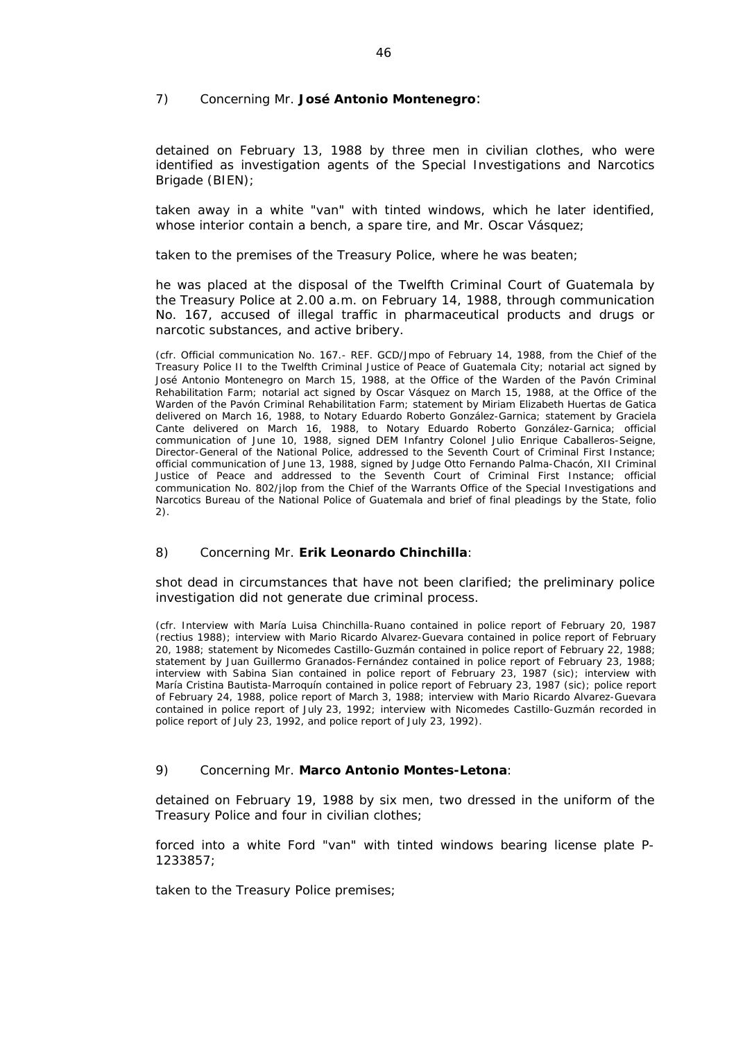7) Concerning Mr. **José Antonio Montenegro**:

detained on February 13, 1988 by three men in civilian clothes, who were identified as investigation agents of the Special Investigations and Narcotics Brigade (BIEN);

taken away in a white "van" with tinted windows, which he later identified, whose interior contain a bench, a spare tire, and Mr. Oscar Vásquez;

taken to the premises of the Treasury Police, where he was beaten;

he was placed at the disposal of the Twelfth Criminal Court of Guatemala by the Treasury Police at 2.00 a.m. on February 14, 1988, through communication No. 167, accused of illegal traffic in pharmaceutical products and drugs or narcotic substances, and active bribery.

(cfr. Official communication No. 167.- REF. GCD/Jmpo of February 14, 1988, from the Chief of the Treasury Police II to the Twelfth Criminal Justice of Peace of Guatemala City; notarial act signed by José Antonio Montenegro on March 15, 1988, at the Office of the Warden of the Pavón Criminal Rehabilitation Farm; notarial act signed by Oscar Vásquez on March 15, 1988, at the Office of the Warden of the Pavón Criminal Rehabilitation Farm; statement by Miriam Elizabeth Huertas de Gatica delivered on March 16, 1988, to Notary Eduardo Roberto González-Garnica; statement by Graciela Cante delivered on March 16, 1988, to Notary Eduardo Roberto González-Garnica; official communication of June 10, 1988, signed DEM Infantry Colonel Julio Enrique Caballeros-Seigne, Director-General of the National Police, addressed to the Seventh Court of Criminal First Instance; official communication of June 13, 1988, signed by Judge Otto Fernando Palma-Chacón, XII Criminal Justice of Peace and addressed to the Seventh Court of Criminal First Instance; official communication No. 802/jlop from the Chief of the Warrants Office of the Special Investigations and Narcotics Bureau of the National Police of Guatemala and brief of final pleadings by the State, folio 2).

8) Concerning Mr. **Erik Leonardo Chinchilla**:

shot dead in circumstances that have not been clarified; the preliminary police investigation did not generate due criminal process.

(cfr. Interview with María Luisa Chinchilla-Ruano contained in police report of February 20, 1987 (rectius 1988); interview with Mario Ricardo Alvarez-Guevara contained in police report of February 20, 1988; statement by Nicomedes Castillo-Guzmán contained in police report of February 22, 1988; statement by Juan Guillermo Granados-Fernández contained in police report of February 23, 1988; interview with Sabina Sian contained in police report of February 23, 1987 (sic); interview with María Cristina Bautista-Marroquín contained in police report of February 23, 1987 (sic); police report of February 24, 1988, police report of March 3, 1988; interview with Mario Ricardo Alvarez-Guevara contained in police report of July 23, 1992; interview with Nicomedes Castillo-Guzmán recorded in police report of July 23, 1992, and police report of July 23, 1992).

9) Concerning Mr. **Marco Antonio Montes-Letona**:

detained on February 19, 1988 by six men, two dressed in the uniform of the Treasury Police and four in civilian clothes;

forced into a white Ford "van" with tinted windows bearing license plate P-1233857;

taken to the Treasury Police premises;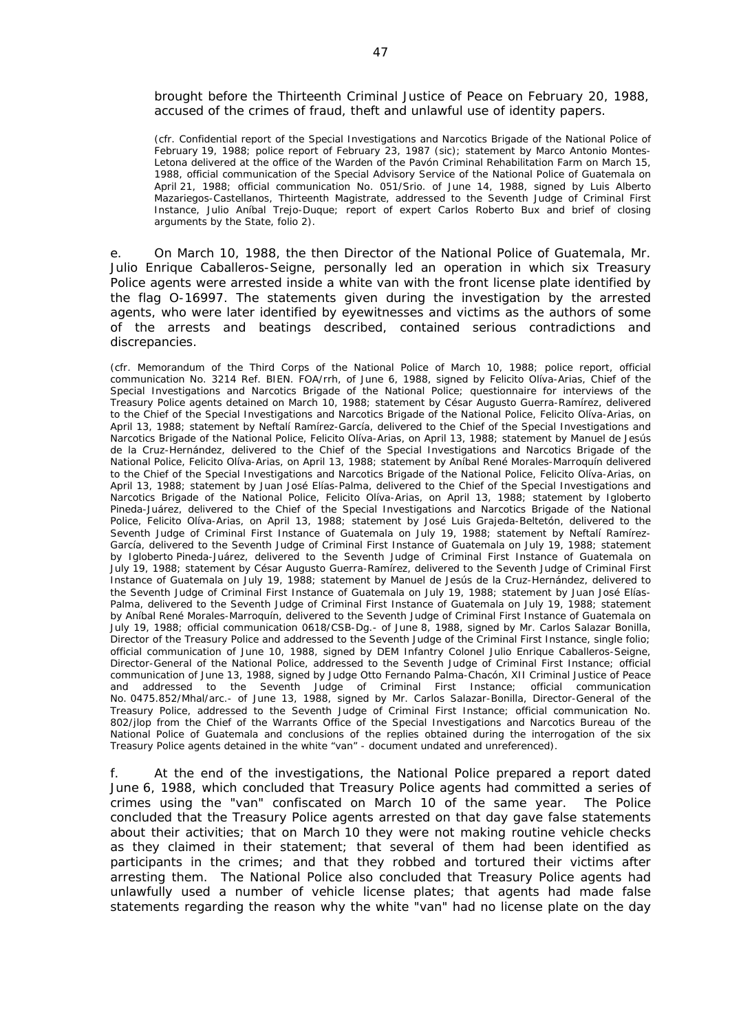brought before the Thirteenth Criminal Justice of Peace on February 20, 1988, accused of the crimes of fraud, theft and unlawful use of identity papers.

(cfr. Confidential report of the Special Investigations and Narcotics Brigade of the National Police of February 19, 1988; police report of February 23, 1987 (sic); statement by Marco Antonio Montes-Letona delivered at the office of the Warden of the Pavón Criminal Rehabilitation Farm on March 15, 1988, official communication of the Special Advisory Service of the National Police of Guatemala on April 21, 1988; official communication No. 051/Srio. of June 14, 1988, signed by Luis Alberto Mazariegos-Castellanos, Thirteenth Magistrate, addressed to the Seventh Judge of Criminal First Instance, Julio Aníbal Trejo-Duque; report of expert Carlos Roberto Bux and brief of closing arguments by the State, folio 2).

e. On March 10, 1988, the then Director of the National Police of Guatemala, Mr. Julio Enrique Caballeros-Seigne, personally led an operation in which six Treasury Police agents were arrested inside a white van with the front license plate identified by the flag O-16997. The statements given during the investigation by the arrested agents, who were later identified by eyewitnesses and victims as the authors of some of the arrests and beatings described, contained serious contradictions and discrepancies.

(cfr. Memorandum of the Third Corps of the National Police of March 10, 1988; police report, official communication No. 3214 Ref. BIEN. FOA/rrh, of June 6, 1988, signed by Felicito Olíva-Arias, Chief of the Special Investigations and Narcotics Brigade of the National Police; questionnaire for interviews of the Treasury Police agents detained on March 10, 1988; statement by César Augusto Guerra-Ramírez, delivered to the Chief of the Special Investigations and Narcotics Brigade of the National Police, Felicito Olíva-Arias, on April 13, 1988; statement by Neftalí Ramírez-García, delivered to the Chief of the Special Investigations and Narcotics Brigade of the National Police, Felicito Olíva-Arias, on April 13, 1988; statement by Manuel de Jesús de la Cruz-Hernández, delivered to the Chief of the Special Investigations and Narcotics Brigade of the National Police, Felicito Olíva-Arias, on April 13, 1988; statement by Aníbal René Morales-Marroquín delivered to the Chief of the Special Investigations and Narcotics Brigade of the National Police, Felicito Olíva-Arias, on April 13, 1988; statement by Juan José Elías-Palma, delivered to the Chief of the Special Investigations and Narcotics Brigade of the National Police, Felicito Olíva-Arias, on April 13, 1988; statement by Igloberto Pineda-Juárez, delivered to the Chief of the Special Investigations and Narcotics Brigade of the National Police, Felicito Olíva-Arias, on April 13, 1988; statement by José Luis Grajeda-Beltetón, delivered to the Seventh Judge of Criminal First Instance of Guatemala on July 19, 1988; statement by Neftalí Ramírez-García, delivered to the Seventh Judge of Criminal First Instance of Guatemala on July 19, 1988; statement by Igloberto Pineda-Juárez, delivered to the Seventh Judge of Criminal First Instance of Guatemala on July 19, 1988; statement by César Augusto Guerra-Ramírez, delivered to the Seventh Judge of Criminal First Instance of Guatemala on July 19, 1988; statement by Manuel de Jesús de la Cruz-Hernández, delivered to the Seventh Judge of Criminal First Instance of Guatemala on July 19, 1988; statement by Juan José Elías-Palma, delivered to the Seventh Judge of Criminal First Instance of Guatemala on July 19, 1988; statement by Aníbal René Morales-Marroquín, delivered to the Seventh Judge of Criminal First Instance of Guatemala on July 19, 1988; official communication 0618/CSB-Dg.- of June 8, 1988, signed by Mr. Carlos Salazar Bonilla, Director of the Treasury Police and addressed to the Seventh Judge of the Criminal First Instance, single folio; official communication of June 10, 1988, signed by DEM Infantry Colonel Julio Enrique Caballeros-Seigne, Director-General of the National Police, addressed to the Seventh Judge of Criminal First Instance; official communication of June 13, 1988, signed by Judge Otto Fernando Palma-Chacón, XII Criminal Justice of Peace and addressed to the Seventh Judge of Criminal First Instance; official communication No. 0475.852/Mhal/arc.- of June 13, 1988, signed by Mr. Carlos Salazar-Bonilla, Director-General of the Treasury Police, addressed to the Seventh Judge of Criminal First Instance; official communication No. 802/jlop from the Chief of the Warrants Office of the Special Investigations and Narcotics Bureau of the National Police of Guatemala and conclusions of the replies obtained during the interrogation of the six Treasury Police agents detained in the white "van" - document undated and unreferenced).

f. At the end of the investigations, the National Police prepared a report dated June 6, 1988, which concluded that Treasury Police agents had committed a series of crimes using the "van" confiscated on March 10 of the same year. The Police concluded that the Treasury Police agents arrested on that day gave false statements about their activities; that on March 10 they were not making routine vehicle checks as they claimed in their statement; that several of them had been identified as participants in the crimes; and that they robbed and tortured their victims after arresting them. The National Police also concluded that Treasury Police agents had unlawfully used a number of vehicle license plates; that agents had made false statements regarding the reason why the white "van" had no license plate on the day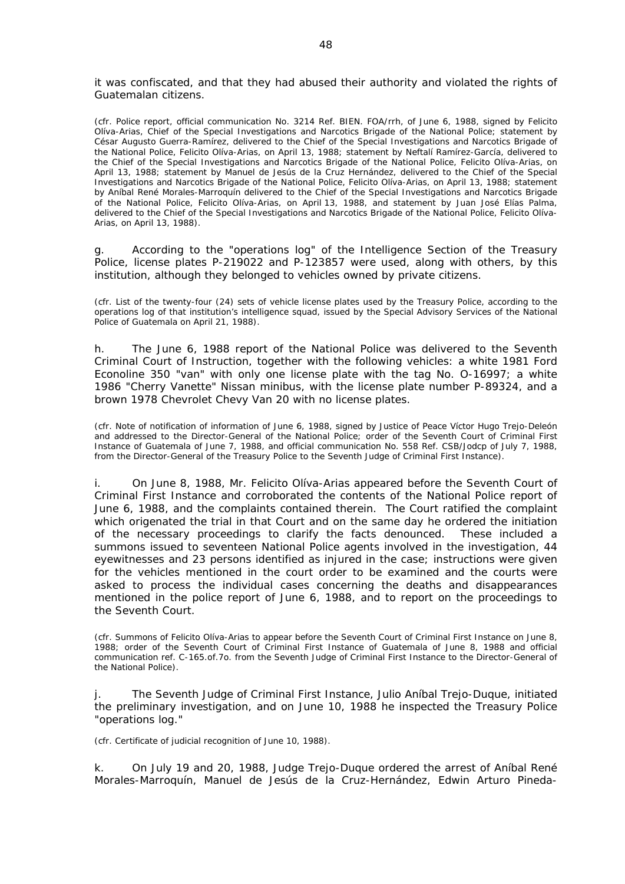it was confiscated, and that they had abused their authority and violated the rights of Guatemalan citizens.

(cfr. Police report, official communication No. 3214 Ref. BIEN. FOA/rrh, of June 6, 1988, signed by Felicito Olíva-Arias, Chief of the Special Investigations and Narcotics Brigade of the National Police; statement by César Augusto Guerra-Ramírez, delivered to the Chief of the Special Investigations and Narcotics Brigade of the National Police, Felicito Olíva-Arias, on April 13, 1988; statement by Neftalí Ramírez-García, delivered to the Chief of the Special Investigations and Narcotics Brigade of the National Police, Felicito Olíva-Arias, on April 13, 1988; statement by Manuel de Jesús de la Cruz Hernández, delivered to the Chief of the Special Investigations and Narcotics Brigade of the National Police, Felicito Olíva-Arias, on April 13, 1988; statement by Aníbal René Morales-Marroquín delivered to the Chief of the Special Investigations and Narcotics Brigade of the National Police, Felicito Olíva-Arias, on April 13, 1988, and statement by Juan José Elías Palma, delivered to the Chief of the Special Investigations and Narcotics Brigade of the National Police, Felicito Olíva-Arias, on April 13, 1988).

g. According to the "operations log" of the Intelligence Section of the Treasury Police, license plates P-219022 and P-123857 were used, along with others, by this institution, although they belonged to vehicles owned by private citizens.

(cfr. List of the twenty-four (24) sets of vehicle license plates used by the Treasury Police, according to the operations log of that institution's intelligence squad, issued by the Special Advisory Services of the National Police of Guatemala on April 21, 1988).

h. The June 6, 1988 report of the National Police was delivered to the Seventh Criminal Court of Instruction, together with the following vehicles: a white 1981 Ford Econoline 350 "van" with only one license plate with the tag No. O-16997; a white 1986 "Cherry Vanette" Nissan minibus, with the license plate number P-89324, and a brown 1978 Chevrolet Chevy Van 20 with no license plates.

(cfr. Note of notification of information of June 6, 1988, signed by Justice of Peace Víctor Hugo Trejo-Deleón and addressed to the Director-General of the National Police; order of the Seventh Court of Criminal First Instance of Guatemala of June 7, 1988, and official communication No. 558 Ref. CSB/Jodcp of July 7, 1988, from the Director-General of the Treasury Police to the Seventh Judge of Criminal First Instance).

i. On June 8, 1988, Mr. Felicito Olíva-Arias appeared before the Seventh Court of Criminal First Instance and corroborated the contents of the National Police report of June 6, 1988, and the complaints contained therein. The Court ratified the complaint which origenated the trial in that Court and on the same day he ordered the initiation of the necessary proceedings to clarify the facts denounced. These included a summons issued to seventeen National Police agents involved in the investigation, 44 eyewitnesses and 23 persons identified as injured in the case; instructions were given for the vehicles mentioned in the court order to be examined and the courts were asked to process the individual cases concerning the deaths and disappearances mentioned in the police report of June 6, 1988, and to report on the proceedings to the Seventh Court.

(cfr. Summons of Felicito Olíva-Arias to appear before the Seventh Court of Criminal First Instance on June 8, 1988; order of the Seventh Court of Criminal First Instance of Guatemala of June 8, 1988 and official communication ref. C-165.of.7o. from the Seventh Judge of Criminal First Instance to the Director-General of the National Police).

j. The Seventh Judge of Criminal First Instance, Julio Aníbal Trejo-Duque, initiated the preliminary investigation, and on June 10, 1988 he inspected the Treasury Police "operations log."

(cfr. Certificate of judicial recognition of June 10, 1988).

k. On July 19 and 20, 1988, Judge Trejo-Duque ordered the arrest of Aníbal René Morales-Marroquín, Manuel de Jesús de la Cruz-Hernández, Edwin Arturo Pineda-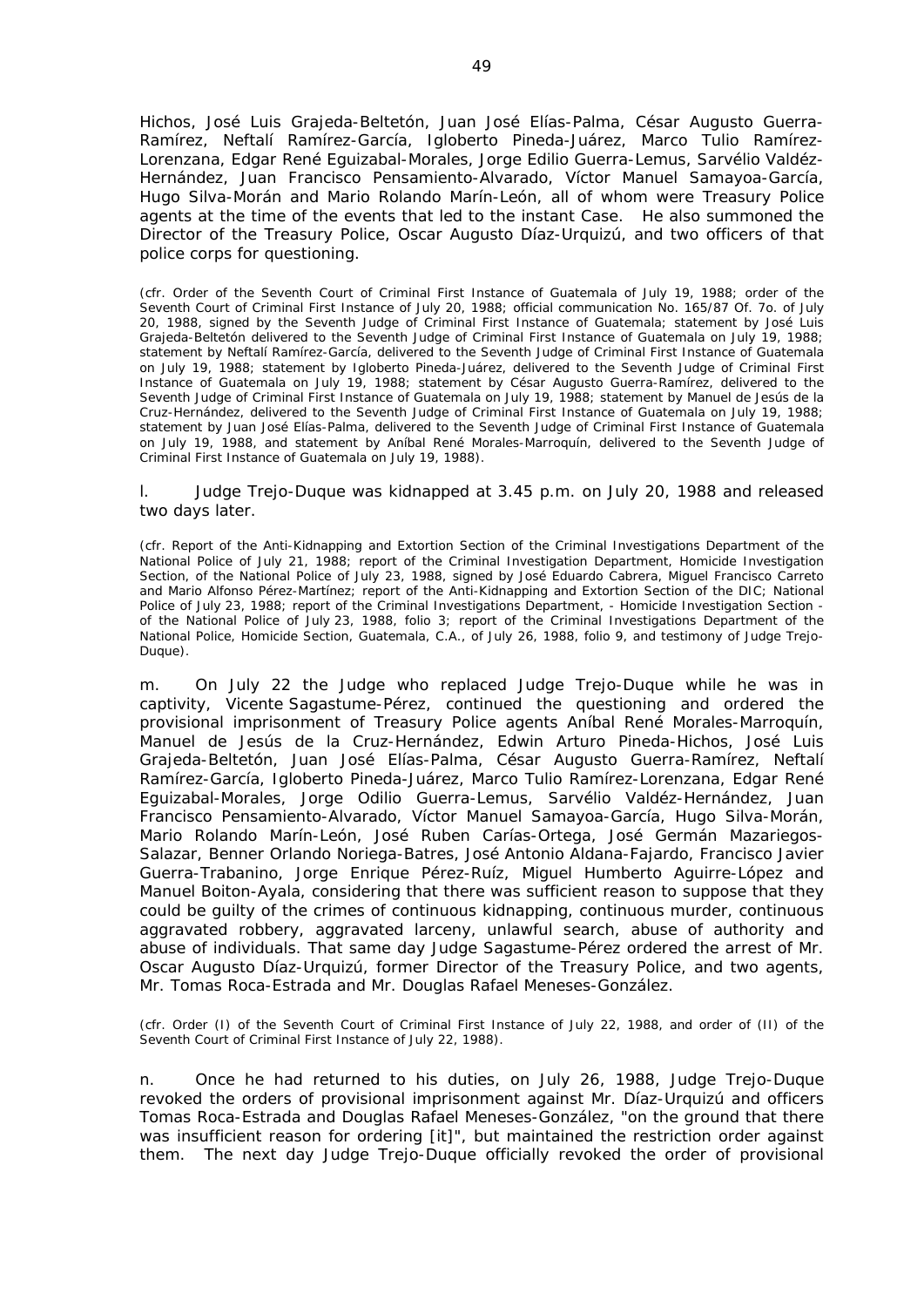Hichos, José Luis Grajeda-Beltetón, Juan José Elías-Palma, César Augusto Guerra-Ramírez, Neftalí Ramírez-García, Igloberto Pineda-Juárez, Marco Tulio Ramírez-Lorenzana, Edgar René Eguizabal-Morales, Jorge Edilio Guerra-Lemus, Sarvélio Valdéz-Hernández, Juan Francisco Pensamiento-Alvarado, Víctor Manuel Samayoa-García, Hugo Silva-Morán and Mario Rolando Marín-León, all of whom were Treasury Police agents at the time of the events that led to the instant Case. He also summoned the Director of the Treasury Police, Oscar Augusto Díaz-Urquizú, and two officers of that police corps for questioning.

(cfr. Order of the Seventh Court of Criminal First Instance of Guatemala of July 19, 1988; order of the Seventh Court of Criminal First Instance of July 20, 1988; official communication No. 165/87 Of. 7o. of July 20, 1988, signed by the Seventh Judge of Criminal First Instance of Guatemala; statement by José Luis Grajeda-Beltetón delivered to the Seventh Judge of Criminal First Instance of Guatemala on July 19, 1988; statement by Neftalí Ramírez-García, delivered to the Seventh Judge of Criminal First Instance of Guatemala on July 19, 1988; statement by Igloberto Pineda-Juárez, delivered to the Seventh Judge of Criminal First Instance of Guatemala on July 19, 1988; statement by César Augusto Guerra-Ramírez, delivered to the Seventh Judge of Criminal First Instance of Guatemala on July 19, 1988; statement by Manuel de Jesús de la Cruz-Hernández, delivered to the Seventh Judge of Criminal First Instance of Guatemala on July 19, 1988; statement by Juan José Elías-Palma, delivered to the Seventh Judge of Criminal First Instance of Guatemala on July 19, 1988, and statement by Aníbal René Morales-Marroquín, delivered to the Seventh Judge of Criminal First Instance of Guatemala on July 19, 1988).

l. Judge Trejo-Duque was kidnapped at 3.45 p.m. on July 20, 1988 and released two days later.

(cfr. Report of the Anti-Kidnapping and Extortion Section of the Criminal Investigations Department of the National Police of July 21, 1988; report of the Criminal Investigation Department, Homicide Investigation Section, of the National Police of July 23, 1988, signed by José Eduardo Cabrera, Miguel Francisco Carreto and Mario Alfonso Pérez-Martínez; report of the Anti-Kidnapping and Extortion Section of the DIC; National Police of July 23, 1988; report of the Criminal Investigations Department, - Homicide Investigation Section - of the National Police of July 23, 1988, folio 3; report of the Criminal Investigations Department of the National Police, Homicide Section, Guatemala, C.A., of July 26, 1988, folio 9, and testimony of Judge Trejo-Duque).

m. On July 22 the Judge who replaced Judge Trejo-Duque while he was in captivity, Vicente Sagastume-Pérez, continued the questioning and ordered the provisional imprisonment of Treasury Police agents Aníbal René Morales-Marroquín, Manuel de Jesús de la Cruz-Hernández, Edwin Arturo Pineda-Hichos, José Luis Grajeda-Beltetón, Juan José Elías-Palma, César Augusto Guerra-Ramírez, Neftalí Ramírez-García, Igloberto Pineda-Juárez, Marco Tulio Ramírez-Lorenzana, Edgar René Eguizabal-Morales, Jorge Odilio Guerra-Lemus, Sarvélio Valdéz-Hernández, Juan Francisco Pensamiento-Alvarado, Víctor Manuel Samayoa-García, Hugo Silva-Morán, Mario Rolando Marín-León, José Ruben Carías-Ortega, José Germán Mazariegos-Salazar, Benner Orlando Noriega-Batres, José Antonio Aldana-Fajardo, Francisco Javier Guerra-Trabanino, Jorge Enrique Pérez-Ruíz, Miguel Humberto Aguirre-López and Manuel Boiton-Ayala, considering that there was sufficient reason to suppose that they could be guilty of the crimes of continuous kidnapping, continuous murder, continuous aggravated robbery, aggravated larceny, unlawful search, abuse of authority and abuse of individuals. That same day Judge Sagastume-Pérez ordered the arrest of Mr. Oscar Augusto Díaz-Urquizú, former Director of the Treasury Police, and two agents, Mr. Tomas Roca-Estrada and Mr. Douglas Rafael Meneses-González.

(cfr. Order (I) of the Seventh Court of Criminal First Instance of July 22, 1988, and order of (II) of the Seventh Court of Criminal First Instance of July 22, 1988).

n. Once he had returned to his duties, on July 26, 1988, Judge Trejo-Duque revoked the orders of provisional imprisonment against Mr. Díaz-Urquizú and officers Tomas Roca-Estrada and Douglas Rafael Meneses-González, "on the ground that there was insufficient reason for ordering [it]", but maintained the restriction order against them. The next day Judge Trejo-Duque officially revoked the order of provisional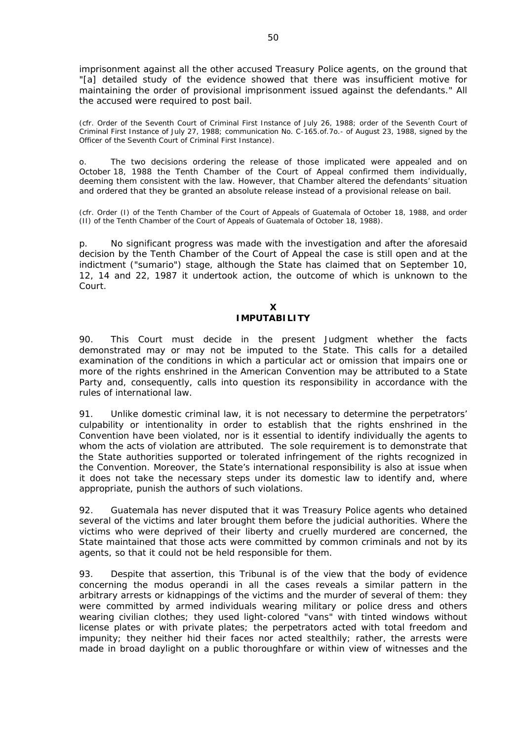imprisonment against all the other accused Treasury Police agents, on the ground that "[a] detailed study of the evidence showed that there was insufficient motive for maintaining the order of provisional imprisonment issued against the defendants." All the accused were required to post bail.

(cfr. Order of the Seventh Court of Criminal First Instance of July 26, 1988; order of the Seventh Court of Criminal First Instance of July 27, 1988; communication No. C-165.of.7o.- of August 23, 1988, signed by the Officer of the Seventh Court of Criminal First Instance).

o. The two decisions ordering the release of those implicated were appealed and on October 18, 1988 the Tenth Chamber of the Court of Appeal confirmed them individually, deeming them consistent with the law. However, that Chamber altered the defendants' situation and ordered that they be granted an absolute release instead of a provisional release on bail.

(cfr. Order (I) of the Tenth Chamber of the Court of Appeals of Guatemala of October 18, 1988, and order (II) of the Tenth Chamber of the Court of Appeals of Guatemala of October 18, 1988).

p. No significant progress was made with the investigation and after the aforesaid decision by the Tenth Chamber of the Court of Appeal the case is still open and at the indictment ("sumario") stage, although the State has claimed that on September 10, 12, 14 and 22, 1987 it undertook action, the outcome of which is unknown to the Court.

## X
## IMPUTABILITY

90. This Court must decide in the present Judgment whether the facts demonstrated may or may not be imputed to the State. This calls for a detailed examination of the conditions in which a particular act or omission that impairs one or more of the rights enshrined in the American Convention may be attributed to a State Party and, consequently, calls into question its responsibility in accordance with the rules of international law.

91. Unlike domestic criminal law, it is not necessary to determine the perpetrators' culpability or intentionality in order to establish that the rights enshrined in the Convention have been violated, nor is it essential to identify individually the agents to whom the acts of violation are attributed. The sole requirement is to demonstrate that the State authorities supported or tolerated infringement of the rights recognized in the Convention. Moreover, the State's international responsibility is also at issue when it does not take the necessary steps under its domestic law to identify and, where appropriate, punish the authors of such violations.

92. Guatemala has never disputed that it was Treasury Police agents who detained several of the victims and later brought them before the judicial authorities. Where the victims who were deprived of their liberty and cruelly murdered are concerned, the State maintained that those acts were committed by common criminals and not by its agents, so that it could not be held responsible for them.

93. Despite that assertion, this Tribunal is of the view that the body of evidence concerning the modus operandi in all the cases reveals a similar pattern in the arbitrary arrests or kidnappings of the victims and the murder of several of them: they were committed by armed individuals wearing military or police dress and others wearing civilian clothes; they used light-colored "vans" with tinted windows without license plates or with private plates; the perpetrators acted with total freedom and impunity; they neither hid their faces nor acted stealthily; rather, the arrests were made in broad daylight on a public thoroughfare or within view of witnesses and the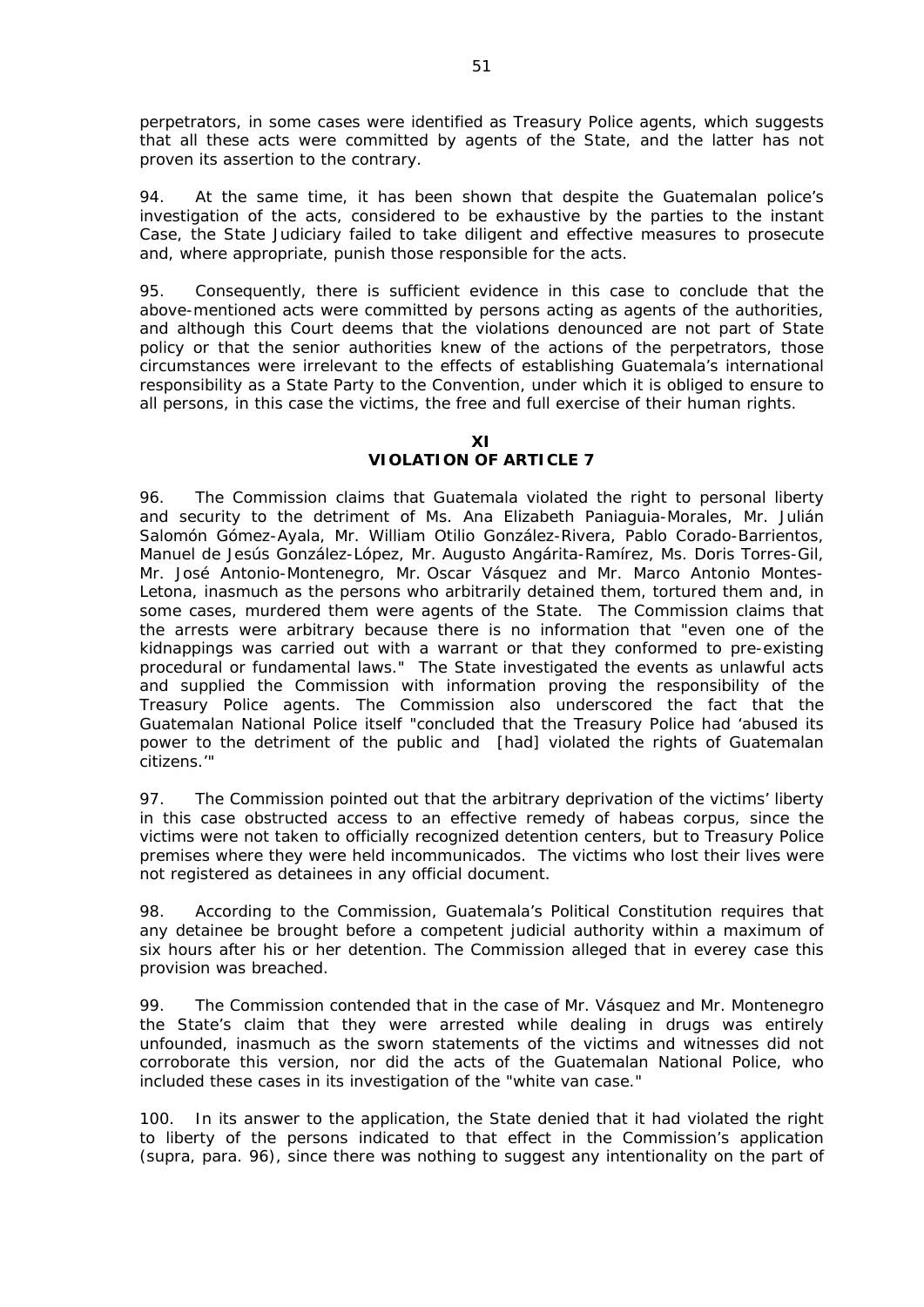perpetrators, in some cases were identified as Treasury Police agents, which suggests that all these acts were committed by agents of the State, and the latter has not proven its assertion to the contrary.

94. At the same time, it has been shown that despite the Guatemalan police's investigation of the acts, considered to be exhaustive by the parties to the instant Case, the State Judiciary failed to take diligent and effective measures to prosecute and, where appropriate, punish those responsible for the acts.

95. Consequently, there is sufficient evidence in this case to conclude that the above-mentioned acts were committed by persons acting as agents of the authorities, and although this Court deems that the violations denounced are not part of State policy or that the senior authorities knew of the actions of the perpetrators, those circumstances were irrelevant to the effects of establishing Guatemala's international responsibility as a State Party to the Convention, under which it is obliged to ensure to all persons, in this case the victims, the free and full exercise of their human rights.

## XI
## VIOLATION OF ARTICLE 7

96. The Commission claims that Guatemala violated the right to personal liberty and security to the detriment of Ms. Ana Elizabeth Paniaguia-Morales, Mr. Julián Salomón Gómez-Ayala, Mr. William Otilio González-Rivera, Pablo Corado-Barrientos, Manuel de Jesús González-López, Mr. Augusto Angárita-Ramírez, Ms. Doris Torres-Gil, Mr. José Antonio-Montenegro, Mr. Oscar Vásquez and Mr. Marco Antonio Montes-Letona, inasmuch as the persons who arbitrarily detained them, tortured them and, in some cases, murdered them were agents of the State. The Commission claims that the arrests were arbitrary because there is no information that "even one of the kidnappings was carried out with a warrant or that they conformed to pre-existing procedural or fundamental laws." The State investigated the events as unlawful acts and supplied the Commission with information proving the responsibility of the Treasury Police agents. The Commission also underscored the fact that the Guatemalan National Police itself "concluded that the Treasury Police had 'abused its power to the detriment of the public and [had] violated the rights of Guatemalan citizens.'"

97. The Commission pointed out that the arbitrary deprivation of the victims' liberty in this case obstructed access to an effective remedy of habeas corpus, since the victims were not taken to officially recognized detention centers, but to Treasury Police premises where they were held incommunicados. The victims who lost their lives were not registered as detainees in any official document.

98. According to the Commission, Guatemala's Political Constitution requires that any detainee be brought before a competent judicial authority within a maximum of six hours after his or her detention. The Commission alleged that in everey case this provision was breached.

99. The Commission contended that in the case of Mr. Vásquez and Mr. Montenegro the State's claim that they were arrested while dealing in drugs was entirely unfounded, inasmuch as the sworn statements of the victims and witnesses did not corroborate this version, nor did the acts of the Guatemalan National Police, who included these cases in its investigation of the "white van case."

100. In its answer to the application, the State denied that it had violated the right to liberty of the persons indicated to that effect in the Commission's application (supra, para. 96), since there was nothing to suggest any intentionality on the part of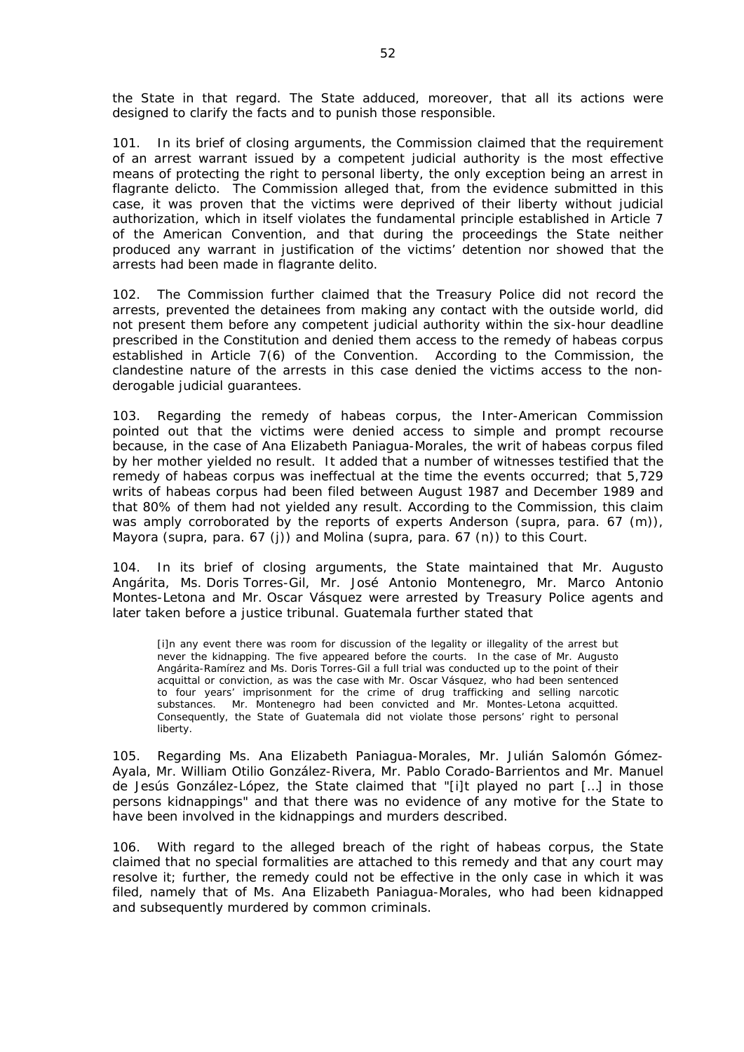the State in that regard. The State adduced, moreover, that all its actions were designed to clarify the facts and to punish those responsible.

101. In its brief of closing arguments, the Commission claimed that the requirement of an arrest warrant issued by a competent judicial authority is the most effective means of protecting the right to personal liberty, the only exception being an arrest in flagrante delicto. The Commission alleged that, from the evidence submitted in this case, it was proven that the victims were deprived of their liberty without judicial authorization, which in itself violates the fundamental principle established in Article 7 of the American Convention, and that during the proceedings the State neither produced any warrant in justification of the victims' detention nor showed that the arrests had been made in flagrante delito.

102. The Commission further claimed that the Treasury Police did not record the arrests, prevented the detainees from making any contact with the outside world, did not present them before any competent judicial authority within the six-hour deadline prescribed in the Constitution and denied them access to the remedy of habeas corpus established in Article 7(6) of the Convention. According to the Commission, the clandestine nature of the arrests in this case denied the victims access to the non-derogable judicial guarantees.

103. Regarding the remedy of habeas corpus, the Inter-American Commission pointed out that the victims were denied access to simple and prompt recourse because, in the case of Ana Elizabeth Paniagua-Morales, the writ of habeas corpus filed by her mother yielded no result. It added that a number of witnesses testified that the remedy of habeas corpus was ineffectual at the time the events occurred; that 5,729 writs of habeas corpus had been filed between August 1987 and December 1989 and that 80% of them had not yielded any result. According to the Commission, this claim was amply corroborated by the reports of experts Anderson (*supra*, para. 67 (m)), Mayora (*supra*, para. 67 (j)) and Molina (*supra*, para. 67 (n)) to this Court.

104. In its brief of closing arguments, the State maintained that Mr. Augusto Angárita, Ms. Doris Torres-Gil, Mr. José Antonio Montenegro, Mr. Marco Antonio Montes-Letona and Mr. Oscar Vásquez were arrested by Treasury Police agents and later taken before a justice tribunal. Guatemala further stated that

> [i]n any event there was room for discussion of the legality or illegality of the arrest but never the kidnapping. The five appeared before the courts. In the case of Mr. Augusto Angárita-Ramírez and Ms. Doris Torres-Gil a full trial was conducted up to the point of their acquittal or conviction, as was the case with Mr. Oscar Vásquez, who had been sentenced to four years' imprisonment for the crime of drug trafficking and selling narcotic substances. Mr. Montenegro had been convicted and Mr. Montes-Letona acquitted. Consequently, the State of Guatemala did not violate those persons' right to personal liberty.

105. Regarding Ms. Ana Elizabeth Paniagua-Morales, Mr. Julián Salomón Gómez-Ayala, Mr. William Otilio González-Rivera, Mr. Pablo Corado-Barrientos and Mr. Manuel de Jesús González-López, the State claimed that "[i]t played no part [...] in those persons kidnappings" and that there was no evidence of any motive for the State to have been involved in the kidnappings and murders described.

106. With regard to the alleged breach of the right of habeas corpus, the State claimed that no special formalities are attached to this remedy and that any court may resolve it; further, the remedy could not be effective in the only case in which it was filed, namely that of Ms. Ana Elizabeth Paniagua-Morales, who had been kidnapped and subsequently murdered by common criminals.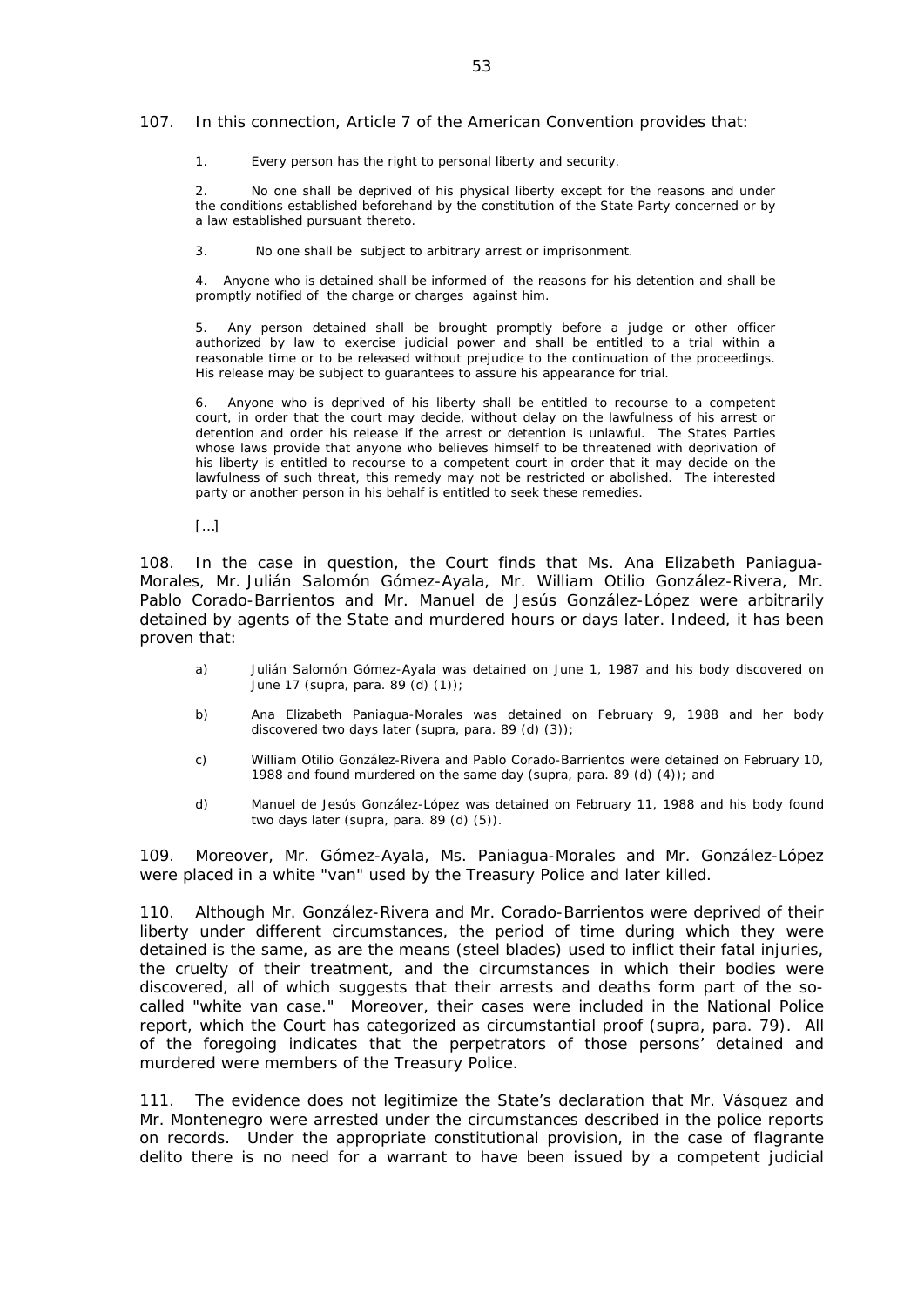107. In this connection, Article 7 of the American Convention provides that:

> 1. Every person has the right to personal liberty and security.
>
> 2. No one shall be deprived of his physical liberty except for the reasons and under the conditions established beforehand by the constitution of the State Party concerned or by a law established pursuant thereto.
>
> 3. No one shall be subject to arbitrary arrest or imprisonment.
>
> 4. Anyone who is detained shall be informed of the reasons for his detention and shall be promptly notified of the charge or charges against him.
>
> 5. Any person detained shall be brought promptly before a judge or other officer authorized by law to exercise judicial power and shall be entitled to a trial within a reasonable time or to be released without prejudice to the continuation of the proceedings. His release may be subject to guarantees to assure his appearance for trial.
>
> 6. Anyone who is deprived of his liberty shall be entitled to recourse to a competent court, in order that the court may decide, without delay on the lawfulness of his arrest or detention and order his release if the arrest or detention is unlawful. The States Parties whose laws provide that anyone who believes himself to be threatened with deprivation of his liberty is entitled to recourse to a competent court in order that it may decide on the lawfulness of such threat, this remedy may not be restricted or abolished. The interested party or another person in his behalf is entitled to seek these remedies.
>
> […]

108. In the case in question, the Court finds that Ms. Ana Elizabeth Paniagua-Morales, Mr. Julián Salomón Gómez-Ayala, Mr. William Otilio González-Rivera, Mr. Pablo Corado-Barrientos and Mr. Manuel de Jesús González-López were arbitrarily detained by agents of the State and murdered hours or days later. Indeed, it has been proven that:

> a) Julián Salomón Gómez-Ayala was detained on June 1, 1987 and his body discovered on June 17 (supra, para. 89 (d) (1));
>
> b) Ana Elizabeth Paniagua-Morales was detained on February 9, 1988 and her body discovered two days later (supra, para. 89 (d) (3));
>
> c) William Otilio González-Rivera and Pablo Corado-Barrientos were detained on February 10, 1988 and found murdered on the same day (supra, para. 89 (d) (4)); and
>
> d) Manuel de Jesús González-López was detained on February 11, 1988 and his body found two days later (supra, para. 89 (d) (5)).

109. Moreover, Mr. Gómez-Ayala, Ms. Paniagua-Morales and Mr. González-López were placed in a white "van" used by the Treasury Police and later killed.

110. Although Mr. González-Rivera and Mr. Corado-Barrientos were deprived of their liberty under different circumstances, the period of time during which they were detained is the same, as are the means (steel blades) used to inflict their fatal injuries, the cruelty of their treatment, and the circumstances in which their bodies were discovered, all of which suggests that their arrests and deaths form part of the so-called "white van case." Moreover, their cases were included in the National Police report, which the Court has categorized as circumstantial proof (supra, para. 79). All of the foregoing indicates that the perpetrators of those persons' detained and murdered were members of the Treasury Police.

111. The evidence does not legitimize the State's declaration that Mr. Vásquez and Mr. Montenegro were arrested under the circumstances described in the police reports on records. Under the appropriate constitutional provision, in the case of flagrante delito there is no need for a warrant to have been issued by a competent judicial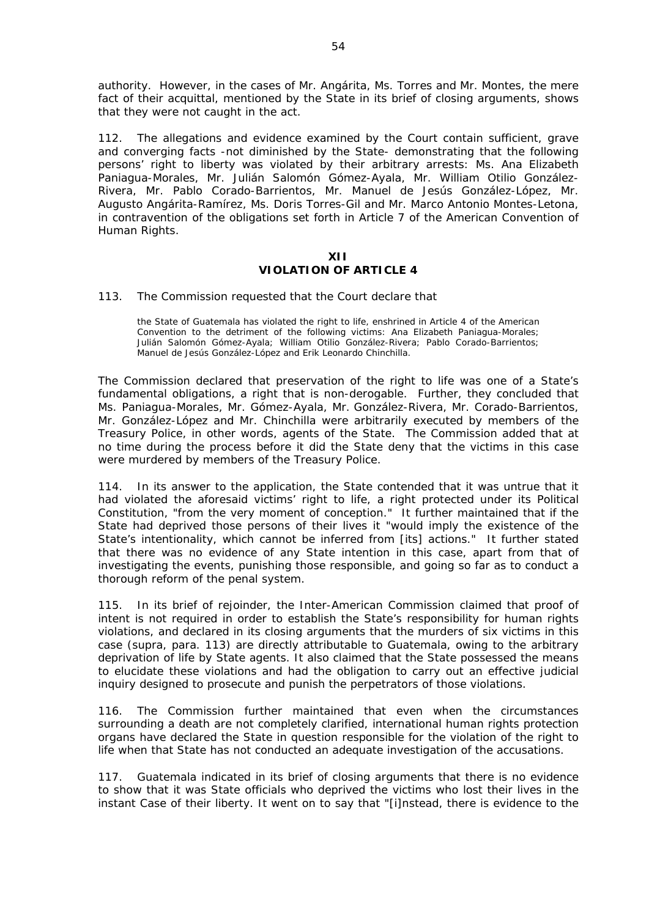authority. However, in the cases of Mr. Angárita, Ms. Torres and Mr. Montes, the mere fact of their acquittal, mentioned by the State in its brief of closing arguments, shows that they were not caught in the act.

112. The allegations and evidence examined by the Court contain sufficient, grave and converging facts -not diminished by the State- demonstrating that the following persons' right to liberty was violated by their arbitrary arrests: Ms. Ana Elizabeth Paniagua-Morales, Mr. Julián Salomón Gómez-Ayala, Mr. William Otilio González-Rivera, Mr. Pablo Corado-Barrientos, Mr. Manuel de Jesús González-López, Mr. Augusto Angárita-Ramírez, Ms. Doris Torres-Gil and Mr. Marco Antonio Montes-Letona, in contravention of the obligations set forth in Article 7 of the American Convention of Human Rights.

## XII
## VIOLATION OF ARTICLE 4

113. The Commission requested that the Court declare that

> the State of Guatemala has violated the right to life, enshrined in Article 4 of the American Convention to the detriment of the following victims: Ana Elizabeth Paniagua-Morales; Julián Salomón Gómez-Ayala; William Otilio González-Rivera; Pablo Corado-Barrientos; Manuel de Jesús González-López and Erik Leonardo Chinchilla.

The Commission declared that preservation of the right to life was one of a State's fundamental obligations, a right that is non-derogable. Further, they concluded that Ms. Paniagua-Morales, Mr. Gómez-Ayala, Mr. González-Rivera, Mr. Corado-Barrientos, Mr. González-López and Mr. Chinchilla were arbitrarily executed by members of the Treasury Police, in other words, agents of the State. The Commission added that at no time during the process before it did the State deny that the victims in this case were murdered by members of the Treasury Police.

114. In its answer to the application, the State contended that it was untrue that it had violated the aforesaid victims' right to life, a right protected under its Political Constitution, "from the very moment of conception." It further maintained that if the State had deprived those persons of their lives it "would imply the existence of the State's intentionality, which cannot be inferred from [its] actions." It further stated that there was no evidence of any State intention in this case, apart from that of investigating the events, punishing those responsible, and going so far as to conduct a thorough reform of the penal system.

115. In its brief of rejoinder, the Inter-American Commission claimed that proof of intent is not required in order to establish the State's responsibility for human rights violations, and declared in its closing arguments that the murders of six victims in this case (supra, para. 113) are directly attributable to Guatemala, owing to the arbitrary deprivation of life by State agents. It also claimed that the State possessed the means to elucidate these violations and had the obligation to carry out an effective judicial inquiry designed to prosecute and punish the perpetrators of those violations.

116. The Commission further maintained that even when the circumstances surrounding a death are not completely clarified, international human rights protection organs have declared the State in question responsible for the violation of the right to life when that State has not conducted an adequate investigation of the accusations.

117. Guatemala indicated in its brief of closing arguments that there is no evidence to show that it was State officials who deprived the victims who lost their lives in the instant Case of their liberty. It went on to say that "[i]nstead, there is evidence to the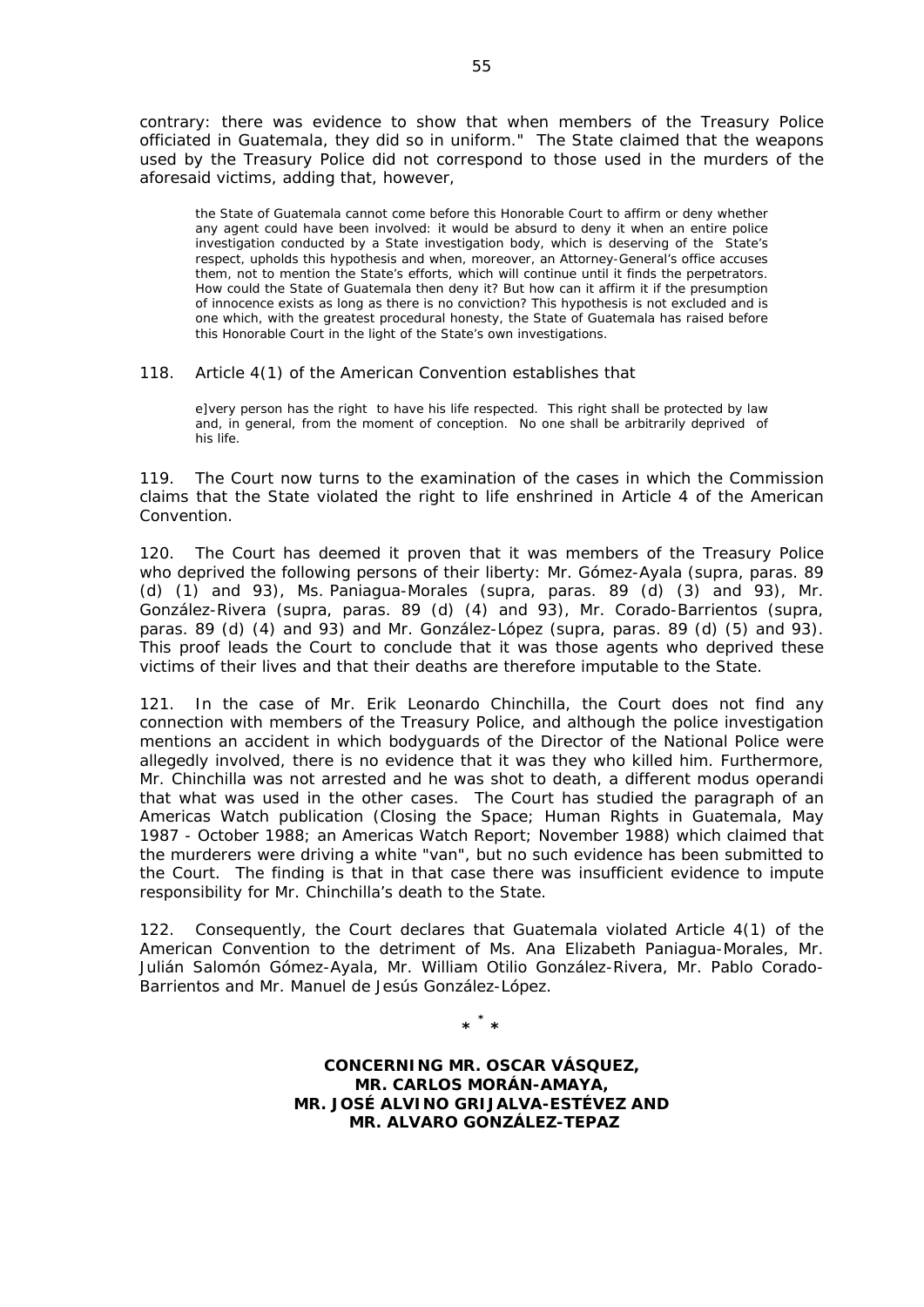contrary: there was evidence to show that when members of the Treasury Police officiated in Guatemala, they did so in uniform." The State claimed that the weapons used by the Treasury Police did not correspond to those used in the murders of the aforesaid victims, adding that, however,

> the State of Guatemala cannot come before this Honorable Court to affirm or deny whether any agent could have been involved: it would be absurd to deny it when an entire police investigation conducted by a State investigation body, which is deserving of the State's respect, upholds this hypothesis and when, moreover, an Attorney-General's office accuses them, not to mention the State's efforts, which will continue until it finds the perpetrators. How could the State of Guatemala then deny it? But how can it affirm it if the presumption of innocence exists as long as there is no conviction? This hypothesis is not excluded and is one which, with the greatest procedural honesty, the State of Guatemala has raised before this Honorable Court in the light of the State's own investigations.

118. Article 4(1) of the American Convention establishes that

> e]very person has the right to have his life respected. This right shall be protected by law and, in general, from the moment of conception. No one shall be arbitrarily deprived of his life.

119. The Court now turns to the examination of the cases in which the Commission claims that the State violated the right to life enshrined in Article 4 of the American Convention.

120. The Court has deemed it proven that it was members of the Treasury Police who deprived the following persons of their liberty: Mr. Gómez-Ayala (supra, paras. 89 (d) (1) and 93), Ms. Paniagua-Morales (supra, paras. 89 (d) (3) and 93), Mr. González-Rivera (supra, paras. 89 (d) (4) and 93), Mr. Corado-Barrientos (supra, paras. 89 (d) (4) and 93) and Mr. González-López (supra, paras. 89 (d) (5) and 93). This proof leads the Court to conclude that it was those agents who deprived these victims of their lives and that their deaths are therefore imputable to the State.

121. In the case of Mr. Erik Leonardo Chinchilla, the Court does not find any connection with members of the Treasury Police, and although the police investigation mentions an accident in which bodyguards of the Director of the National Police were allegedly involved, there is no evidence that it was they who killed him. Furthermore, Mr. Chinchilla was not arrested and he was shot to death, a different modus operandi that what was used in the other cases. The Court has studied the paragraph of an Americas Watch publication (Closing the Space; Human Rights in Guatemala, May 1987 - October 1988; an Americas Watch Report; November 1988) which claimed that the murderers were driving a white "van", but no such evidence has been submitted to the Court. The finding is that in that case there was insufficient evidence to impute responsibility for Mr. Chinchilla's death to the State.

122. Consequently, the Court declares that Guatemala violated Article 4(1) of the American Convention to the detriment of Ms. Ana Elizabeth Paniagua-Morales, Mr. Julián Salomón Gómez-Ayala, Mr. William Otilio González-Rivera, Mr. Pablo Corado-Barrientos and Mr. Manuel de Jesús González-López.

\* \* \*

**CONCERNING MR. OSCAR VÁSQUEZ, MR. CARLOS MORÁN-AMAYA, MR. JOSÉ ALVINO GRIJALVA-ESTÉVEZ AND MR. ALVARO GONZÁLEZ-TEPAZ**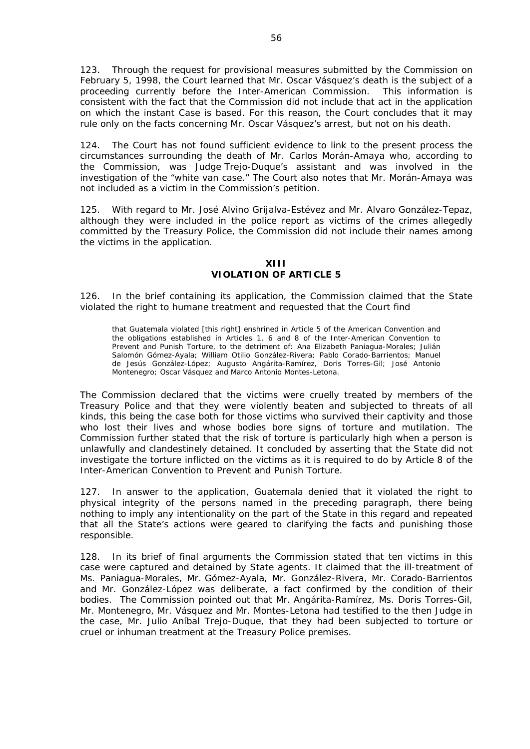123. Through the request for provisional measures submitted by the Commission on February 5, 1998, the Court learned that Mr. Oscar Vásquez's death is the subject of a proceeding currently before the Inter-American Commission. This information is consistent with the fact that the Commission did not include that act in the application on which the instant Case is based. For this reason, the Court concludes that it may rule only on the facts concerning Mr. Oscar Vásquez's arrest, but not on his death.

124. The Court has not found sufficient evidence to link to the present process the circumstances surrounding the death of Mr. Carlos Morán-Amaya who, according to the Commission, was Judge Trejo-Duque's assistant and was involved in the investigation of the "white van case." The Court also notes that Mr. Morán-Amaya was not included as a victim in the Commission's petition.

125. With regard to Mr. José Alvino Grijalva-Estévez and Mr. Alvaro González-Tepaz, although they were included in the police report as victims of the crimes allegedly committed by the Treasury Police, the Commission did not include their names among the victims in the application.

## XIII
## VIOLATION OF ARTICLE 5

126. In the brief containing its application, the Commission claimed that the State violated the right to humane treatment and requested that the Court find

> that Guatemala violated [this right] enshrined in Article 5 of the American Convention and the obligations established in Articles 1, 6 and 8 of the Inter-American Convention to Prevent and Punish Torture, to the detriment of: Ana Elizabeth Paniagua-Morales; Julián Salomón Gómez-Ayala; William Otilio González-Rivera; Pablo Corado-Barrientos; Manuel de Jesús González-López; Augusto Angárita-Ramírez, Doris Torres-Gil; José Antonio Montenegro; Oscar Vásquez and Marco Antonio Montes-Letona.

The Commission declared that the victims were cruelly treated by members of the Treasury Police and that they were violently beaten and subjected to threats of all kinds, this being the case both for those victims who survived their captivity and those who lost their lives and whose bodies bore signs of torture and mutilation. The Commission further stated that the risk of torture is particularly high when a person is unlawfully and clandestinely detained. It concluded by asserting that the State did not investigate the torture inflicted on the victims as it is required to do by Article 8 of the Inter-American Convention to Prevent and Punish Torture.

127. In answer to the application, Guatemala denied that it violated the right to physical integrity of the persons named in the preceding paragraph, there being nothing to imply any intentionality on the part of the State in this regard and repeated that all the State's actions were geared to clarifying the facts and punishing those responsible.

128. In its brief of final arguments the Commission stated that ten victims in this case were captured and detained by State agents. It claimed that the ill-treatment of Ms. Paniagua-Morales, Mr. Gómez-Ayala, Mr. González-Rivera, Mr. Corado-Barrientos and Mr. González-López was deliberate, a fact confirmed by the condition of their bodies. The Commission pointed out that Mr. Angárita-Ramírez, Ms. Doris Torres-Gil, Mr. Montenegro, Mr. Vásquez and Mr. Montes-Letona had testified to the then Judge in the case, Mr. Julio Aníbal Trejo-Duque, that they had been subjected to torture or cruel or inhuman treatment at the Treasury Police premises.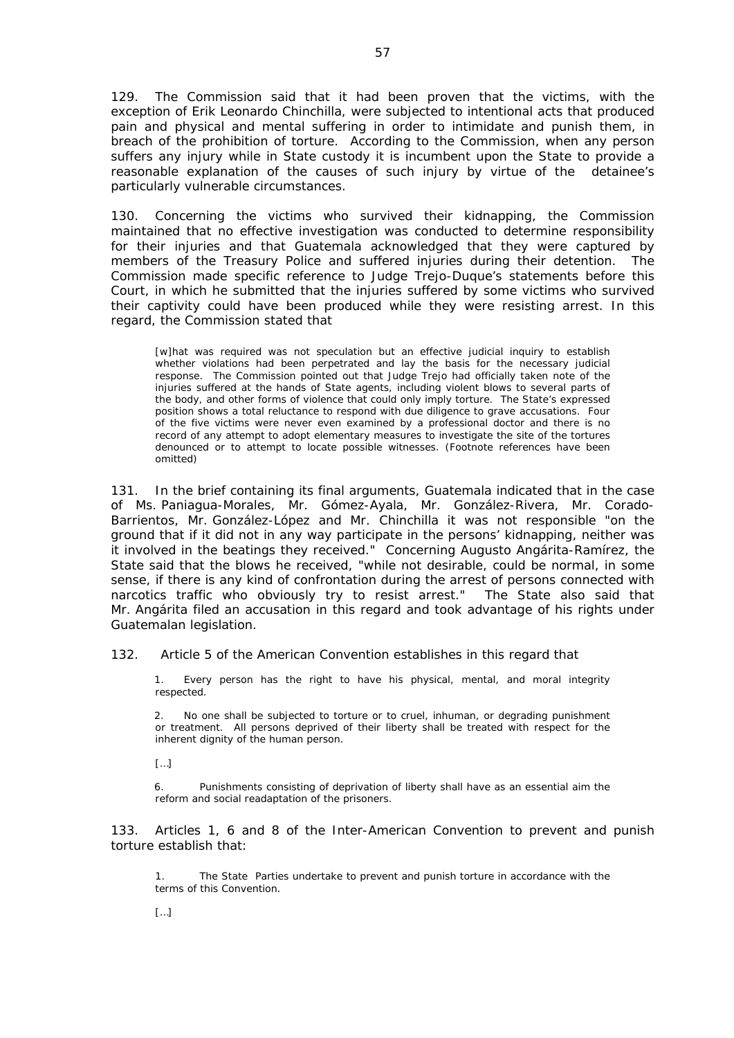129. The Commission said that it had been proven that the victims, with the exception of Erik Leonardo Chinchilla, were subjected to intentional acts that produced pain and physical and mental suffering in order to intimidate and punish them, in breach of the prohibition of torture. According to the Commission, when any person suffers any injury while in State custody it is incumbent upon the State to provide a reasonable explanation of the causes of such injury by virtue of the detainee's particularly vulnerable circumstances.

130. Concerning the victims who survived their kidnapping, the Commission maintained that no effective investigation was conducted to determine responsibility for their injuries and that Guatemala acknowledged that they were captured by members of the Treasury Police and suffered injuries during their detention. The Commission made specific reference to Judge Trejo-Duque's statements before this Court, in which he submitted that the injuries suffered by some victims who survived their captivity could have been produced while they were resisting arrest. In this regard, the Commission stated that

> [w]hat was required was not speculation but an effective judicial inquiry to establish whether violations had been perpetrated and lay the basis for the necessary judicial response. The Commission pointed out that Judge Trejo had officially taken note of the injuries suffered at the hands of State agents, including violent blows to several parts of the body, and other forms of violence that could only imply torture. The State's expressed position shows a total reluctance to respond with due diligence to grave accusations. Four of the five victims were never even examined by a professional doctor and there is no record of any attempt to adopt elementary measures to investigate the site of the tortures denounced or to attempt to locate possible witnesses. (Footnote references have been omitted)

131. In the brief containing its final arguments, Guatemala indicated that in the case of Ms. Paniagua-Morales, Mr. Gómez-Ayala, Mr. González-Rivera, Mr. Corado-Barrientos, Mr. González-López and Mr. Chinchilla it was not responsible "on the ground that if it did not in any way participate in the persons' kidnapping, neither was it involved in the beatings they received." Concerning Augusto Angárita-Ramírez, the State said that the blows he received, "while not desirable, could be normal, in some sense, if there is any kind of confrontation during the arrest of persons connected with narcotics traffic who obviously try to resist arrest." The State also said that Mr. Angárita filed an accusation in this regard and took advantage of his rights under Guatemalan legislation.

132. Article 5 of the American Convention establishes in this regard that

> 1. Every person has the right to have his physical, mental, and moral integrity respected.
>
> 2. No one shall be subjected to torture or to cruel, inhuman, or degrading punishment or treatment. All persons deprived of their liberty shall be treated with respect for the inherent dignity of the human person.
>
> [...]
>
> 6. Punishments consisting of deprivation of liberty shall have as an essential aim the reform and social readaptation of the prisoners.

133. Articles 1, 6 and 8 of the Inter-American Convention to prevent and punish torture establish that:

> 1. The State Parties undertake to prevent and punish torture in accordance with the terms of this Convention.
>
> [...]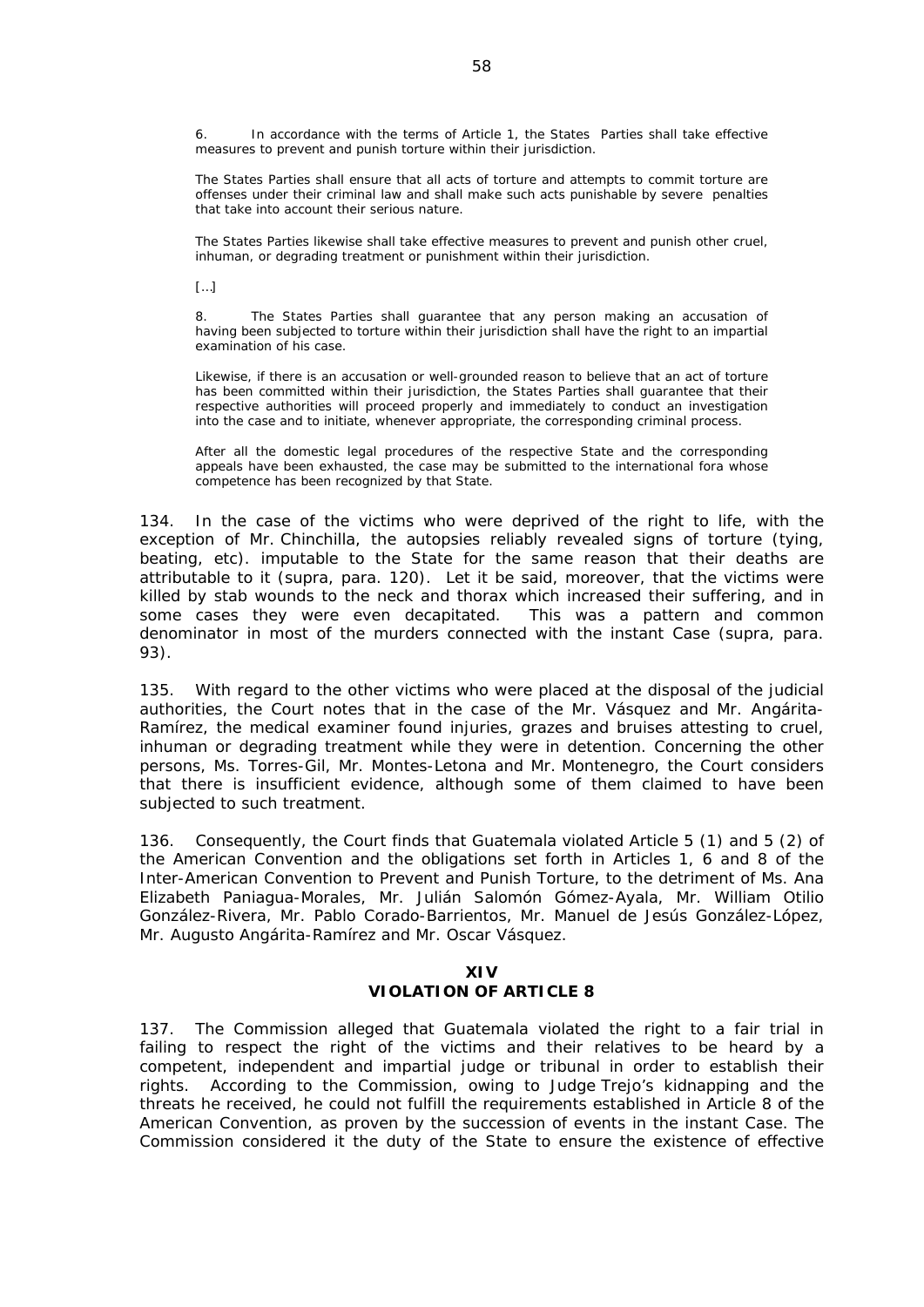6. In accordance with the terms of Article 1, the States Parties shall take effective measures to prevent and punish torture within their jurisdiction.

The States Parties shall ensure that all acts of torture and attempts to commit torture are offenses under their criminal law and shall make such acts punishable by severe penalties that take into account their serious nature.

The States Parties likewise shall take effective measures to prevent and punish other cruel, inhuman, or degrading treatment or punishment within their jurisdiction.

[…]

8. The States Parties shall guarantee that any person making an accusation of having been subjected to torture within their jurisdiction shall have the right to an impartial examination of his case.

Likewise, if there is an accusation or well-grounded reason to believe that an act of torture has been committed within their jurisdiction, the States Parties shall guarantee that their respective authorities will proceed properly and immediately to conduct an investigation into the case and to initiate, whenever appropriate, the corresponding criminal process.

After all the domestic legal procedures of the respective State and the corresponding appeals have been exhausted, the case may be submitted to the international fora whose competence has been recognized by that State.

134. In the case of the victims who were deprived of the right to life, with the exception of Mr. Chinchilla, the autopsies reliably revealed signs of torture (tying, beating, etc). imputable to the State for the same reason that their deaths are attributable to it (supra, para. 120). Let it be said, moreover, that the victims were killed by stab wounds to the neck and thorax which increased their suffering, and in some cases they were even decapitated. This was a pattern and common denominator in most of the murders connected with the instant Case (supra, para. 93).

135. With regard to the other victims who were placed at the disposal of the judicial authorities, the Court notes that in the case of the Mr. Vásquez and Mr. Angárita-Ramírez, the medical examiner found injuries, grazes and bruises attesting to cruel, inhuman or degrading treatment while they were in detention. Concerning the other persons, Ms. Torres-Gil, Mr. Montes-Letona and Mr. Montenegro, the Court considers that there is insufficient evidence, although some of them claimed to have been subjected to such treatment.

136. Consequently, the Court finds that Guatemala violated Article 5 (1) and 5 (2) of the American Convention and the obligations set forth in Articles 1, 6 and 8 of the Inter-American Convention to Prevent and Punish Torture, to the detriment of Ms. Ana Elizabeth Paniagua-Morales, Mr. Julián Salomón Gómez-Ayala, Mr. William Otilio González-Rivera, Mr. Pablo Corado-Barrientos, Mr. Manuel de Jesús González-López, Mr. Augusto Angárita-Ramírez and Mr. Oscar Vásquez.

## XIV
## VIOLATION OF ARTICLE 8

137. The Commission alleged that Guatemala violated the right to a fair trial in failing to respect the right of the victims and their relatives to be heard by a competent, independent and impartial judge or tribunal in order to establish their rights. According to the Commission, owing to Judge Trejo's kidnapping and the threats he received, he could not fulfill the requirements established in Article 8 of the American Convention, as proven by the succession of events in the instant Case. The Commission considered it the duty of the State to ensure the existence of effective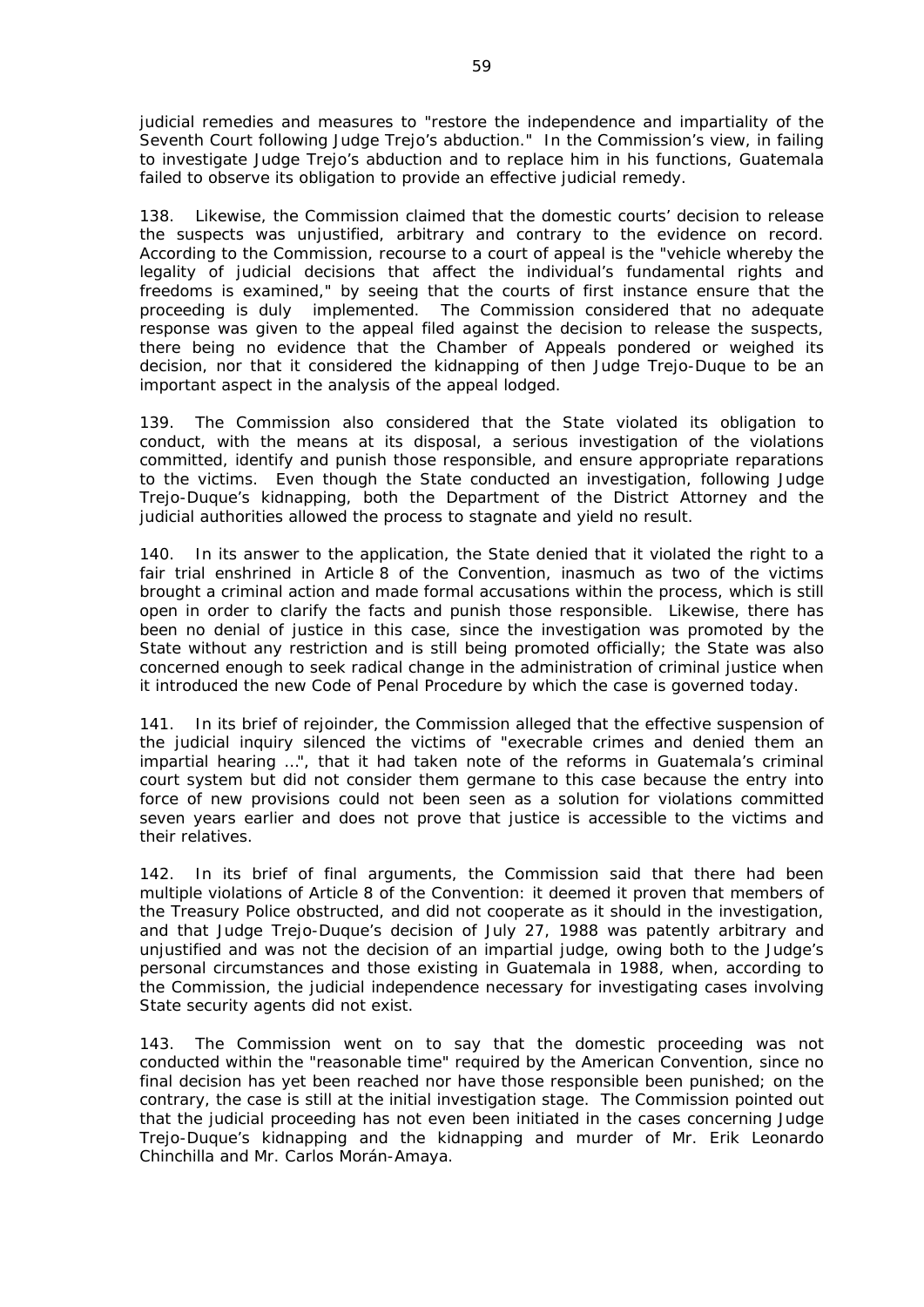judicial remedies and measures to "restore the independence and impartiality of the Seventh Court following Judge Trejo's abduction." In the Commission's view, in failing to investigate Judge Trejo's abduction and to replace him in his functions, Guatemala failed to observe its obligation to provide an effective judicial remedy.

138. Likewise, the Commission claimed that the domestic courts' decision to release the suspects was unjustified, arbitrary and contrary to the evidence on record. According to the Commission, recourse to a court of appeal is the "vehicle whereby the legality of judicial decisions that affect the individual's fundamental rights and freedoms is examined," by seeing that the courts of first instance ensure that the proceeding is duly implemented. The Commission considered that no adequate response was given to the appeal filed against the decision to release the suspects, there being no evidence that the Chamber of Appeals pondered or weighed its decision, nor that it considered the kidnapping of then Judge Trejo-Duque to be an important aspect in the analysis of the appeal lodged.

139. The Commission also considered that the State violated its obligation to conduct, with the means at its disposal, a serious investigation of the violations committed, identify and punish those responsible, and ensure appropriate reparations to the victims. Even though the State conducted an investigation, following Judge Trejo-Duque's kidnapping, both the Department of the District Attorney and the judicial authorities allowed the process to stagnate and yield no result.

140. In its answer to the application, the State denied that it violated the right to a fair trial enshrined in Article 8 of the Convention, inasmuch as two of the victims brought a criminal action and made formal accusations within the process, which is still open in order to clarify the facts and punish those responsible. Likewise, there has been no denial of justice in this case, since the investigation was promoted by the State without any restriction and is still being promoted officially; the State was also concerned enough to seek radical change in the administration of criminal justice when it introduced the new Code of Penal Procedure by which the case is governed today.

141. In its brief of rejoinder, the Commission alleged that the effective suspension of the judicial inquiry silenced the victims of "execrable crimes and denied them an impartial hearing ...", that it had taken note of the reforms in Guatemala's criminal court system but did not consider them germane to this case because the entry into force of new provisions could not been seen as a solution for violations committed seven years earlier and does not prove that justice is accessible to the victims and their relatives.

142. In its brief of final arguments, the Commission said that there had been multiple violations of Article 8 of the Convention: it deemed it proven that members of the Treasury Police obstructed, and did not cooperate as it should in the investigation, and that Judge Trejo-Duque's decision of July 27, 1988 was patently arbitrary and unjustified and was not the decision of an impartial judge, owing both to the Judge's personal circumstances and those existing in Guatemala in 1988, when, according to the Commission, the judicial independence necessary for investigating cases involving State security agents did not exist.

143. The Commission went on to say that the domestic proceeding was not conducted within the "reasonable time" required by the American Convention, since no final decision has yet been reached nor have those responsible been punished; on the contrary, the case is still at the initial investigation stage. The Commission pointed out that the judicial proceeding has not even been initiated in the cases concerning Judge Trejo-Duque's kidnapping and the kidnapping and murder of Mr. Erik Leonardo Chinchilla and Mr. Carlos Morán-Amaya.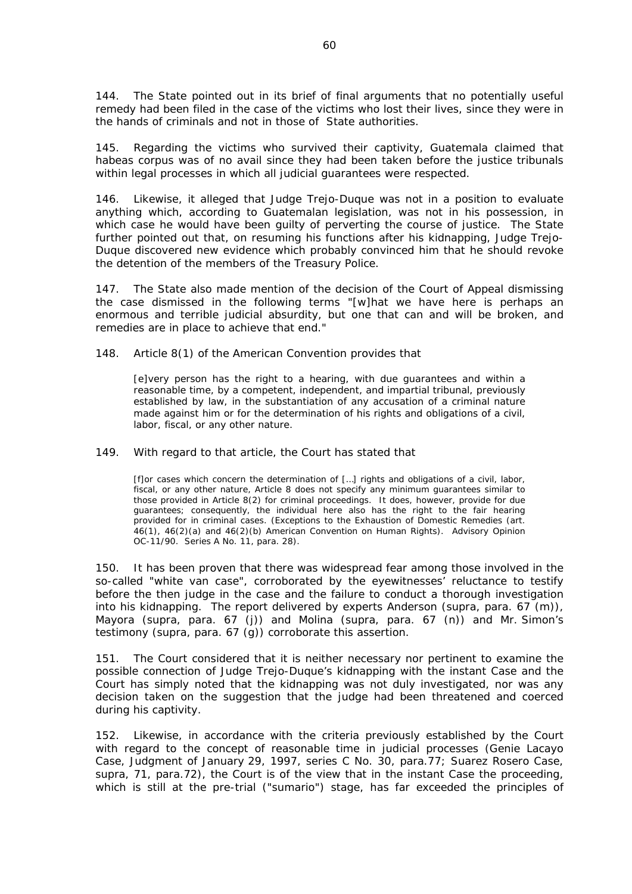144. The State pointed out in its brief of final arguments that no potentially useful remedy had been filed in the case of the victims who lost their lives, since they were in the hands of criminals and not in those of State authorities.

145. Regarding the victims who survived their captivity, Guatemala claimed that habeas corpus was of no avail since they had been taken before the justice tribunals within legal processes in which all judicial guarantees were respected.

146. Likewise, it alleged that Judge Trejo-Duque was not in a position to evaluate anything which, according to Guatemalan legislation, was not in his possession, in which case he would have been guilty of perverting the course of justice. The State further pointed out that, on resuming his functions after his kidnapping, Judge Trejo-Duque discovered new evidence which probably convinced him that he should revoke the detention of the members of the Treasury Police.

147. The State also made mention of the decision of the Court of Appeal dismissing the case dismissed in the following terms "[w]hat we have here is perhaps an enormous and terrible judicial absurdity, but one that can and will be broken, and remedies are in place to achieve that end."

148. Article 8(1) of the American Convention provides that

> [e]very person has the right to a hearing, with due guarantees and within a reasonable time, by a competent, independent, and impartial tribunal, previously established by law, in the substantiation of any accusation of a criminal nature made against him or for the determination of his rights and obligations of a civil, labor, fiscal, or any other nature.

149. With regard to that article, the Court has stated that

> [f]or cases which concern the determination of [...] rights and obligations of a civil, labor, fiscal, or any other nature, Article 8 does not specify any minimum guarantees similar to those provided in Article 8(2) for criminal proceedings. It does, however, provide for due guarantees; consequently, the individual here also has the right to the fair hearing provided for in criminal cases. (Exceptions to the Exhaustion of Domestic Remedies (art. 46(1), 46(2)(a) and 46(2)(b) American Convention on Human Rights). Advisory Opinion OC-11/90. Series A No. 11, para. 28).

150. It has been proven that there was widespread fear among those involved in the so-called "white van case", corroborated by the eyewitnesses' reluctance to testify before the then judge in the case and the failure to conduct a thorough investigation into his kidnapping. The report delivered by experts Anderson (supra, para. 67 (m)), Mayora (supra, para. 67 (j)) and Molina (supra, para. 67 (n)) and Mr. Simon's testimony (supra, para. 67 (g)) corroborate this assertion.

151. The Court considered that it is neither necessary nor pertinent to examine the possible connection of Judge Trejo-Duque's kidnapping with the instant Case and the Court has simply noted that the kidnapping was not duly investigated, nor was any decision taken on the suggestion that the judge had been threatened and coerced during his captivity.

152. Likewise, in accordance with the criteria previously established by the Court with regard to the concept of reasonable time in judicial processes (Genie Lacayo Case, Judgment of January 29, 1997, series C No. 30, para.77; Suarez Rosero Case, supra, 71, para.72), the Court is of the view that in the instant Case the proceeding, which is still at the pre-trial ("sumario") stage, has far exceeded the principles of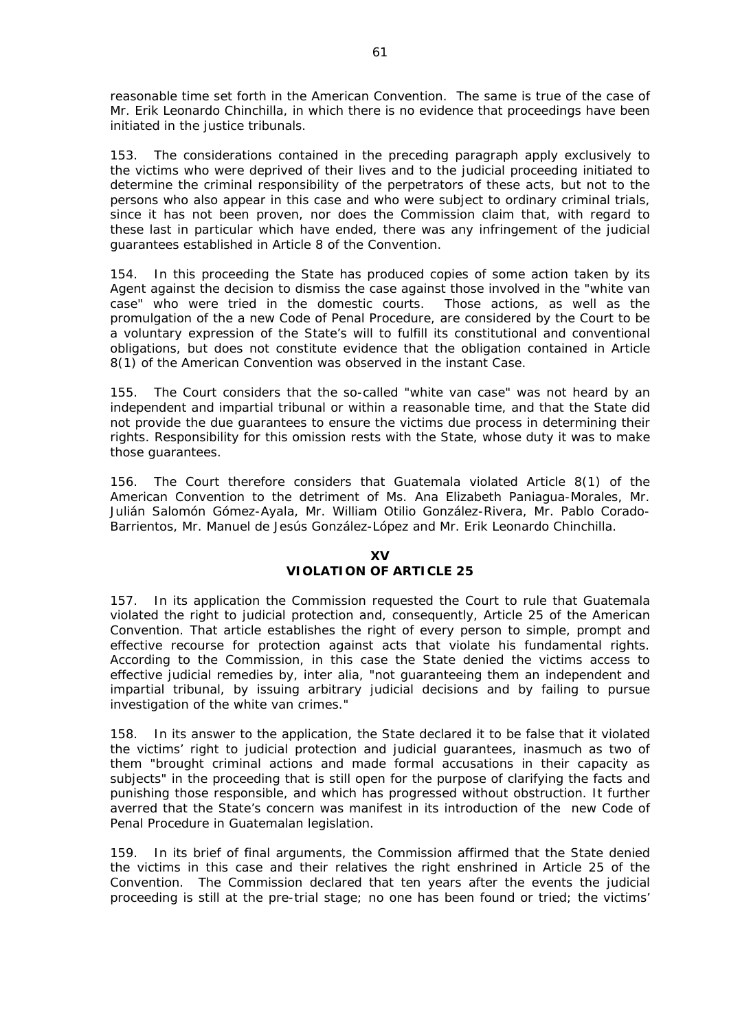reasonable time set forth in the American Convention. The same is true of the case of Mr. Erik Leonardo Chinchilla, in which there is no evidence that proceedings have been initiated in the justice tribunals.

153. The considerations contained in the preceding paragraph apply exclusively to the victims who were deprived of their lives and to the judicial proceeding initiated to determine the criminal responsibility of the perpetrators of these acts, but not to the persons who also appear in this case and who were subject to ordinary criminal trials, since it has not been proven, nor does the Commission claim that, with regard to these last in particular which have ended, there was any infringement of the judicial guarantees established in Article 8 of the Convention.

154. In this proceeding the State has produced copies of some action taken by its Agent against the decision to dismiss the case against those involved in the "white van case" who were tried in the domestic courts. Those actions, as well as the promulgation of the a new Code of Penal Procedure, are considered by the Court to be a voluntary expression of the State's will to fulfill its constitutional and conventional obligations, but does not constitute evidence that the obligation contained in Article 8(1) of the American Convention was observed in the instant Case.

155. The Court considers that the so-called "white van case" was not heard by an independent and impartial tribunal or within a reasonable time, and that the State did not provide the due guarantees to ensure the victims due process in determining their rights. Responsibility for this omission rests with the State, whose duty it was to make those guarantees.

156. The Court therefore considers that Guatemala violated Article 8(1) of the American Convention to the detriment of Ms. Ana Elizabeth Paniagua-Morales, Mr. Julián Salomón Gómez-Ayala, Mr. William Otilio González-Rivera, Mr. Pablo Corado-Barrientos, Mr. Manuel de Jesús González-López and Mr. Erik Leonardo Chinchilla.

## XV
## VIOLATION OF ARTICLE 25

157. In its application the Commission requested the Court to rule that Guatemala violated the right to judicial protection and, consequently, Article 25 of the American Convention. That article establishes the right of every person to simple, prompt and effective recourse for protection against acts that violate his fundamental rights. According to the Commission, in this case the State denied the victims access to effective judicial remedies by, inter alia, "not guaranteeing them an independent and impartial tribunal, by issuing arbitrary judicial decisions and by failing to pursue investigation of the white van crimes."

158. In its answer to the application, the State declared it to be false that it violated the victims' right to judicial protection and judicial guarantees, inasmuch as two of them "brought criminal actions and made formal accusations in their capacity as subjects" in the proceeding that is still open for the purpose of clarifying the facts and punishing those responsible, and which has progressed without obstruction. It further averred that the State's concern was manifest in its introduction of the new Code of Penal Procedure in Guatemalan legislation.

159. In its brief of final arguments, the Commission affirmed that the State denied the victims in this case and their relatives the right enshrined in Article 25 of the Convention. The Commission declared that ten years after the events the judicial proceeding is still at the pre-trial stage; no one has been found or tried; the victims'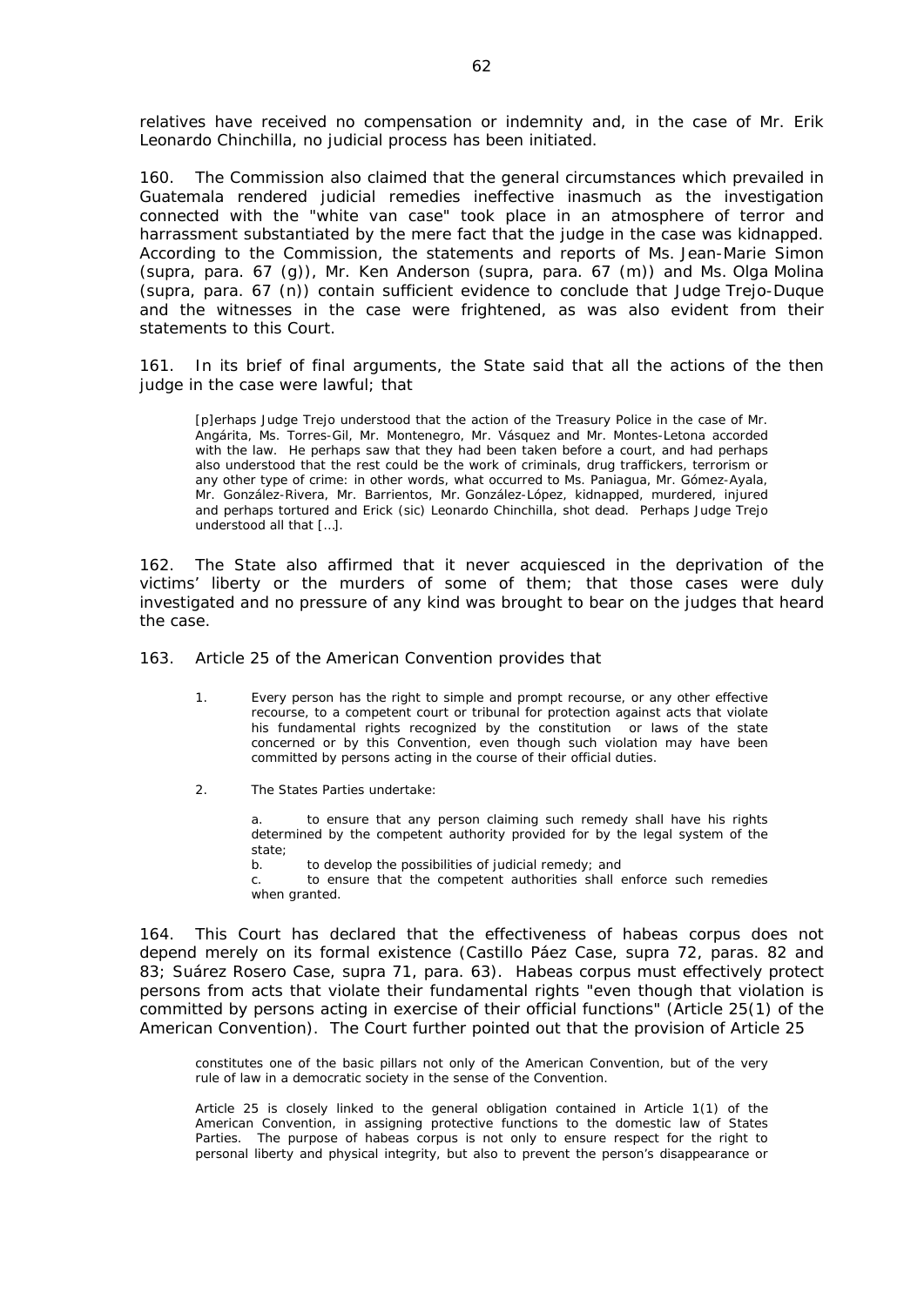relatives have received no compensation or indemnity and, in the case of Mr. Erik Leonardo Chinchilla, no judicial process has been initiated.

160. The Commission also claimed that the general circumstances which prevailed in Guatemala rendered judicial remedies ineffective inasmuch as the investigation connected with the "white van case" took place in an atmosphere of terror and harrassment substantiated by the mere fact that the judge in the case was kidnapped. According to the Commission, the statements and reports of Ms. Jean-Marie Simon (supra, para. 67 (g)), Mr. Ken Anderson (supra, para. 67 (m)) and Ms. Olga Molina (supra, para. 67 (n)) contain sufficient evidence to conclude that Judge Trejo-Duque and the witnesses in the case were frightened, as was also evident from their statements to this Court.

161. In its brief of final arguments, the State said that all the actions of the then judge in the case were lawful; that

> [p]erhaps Judge Trejo understood that the action of the Treasury Police in the case of Mr. Angárita, Ms. Torres-Gil, Mr. Montenegro, Mr. Vásquez and Mr. Montes-Letona accorded with the law. He perhaps saw that they had been taken before a court, and had perhaps also understood that the rest could be the work of criminals, drug traffickers, terrorism or any other type of crime: in other words, what occurred to Ms. Paniagua, Mr. Gómez-Ayala, Mr. González-Rivera, Mr. Barrientos, Mr. González-López, kidnapped, murdered, injured and perhaps tortured and Erick (sic) Leonardo Chinchilla, shot dead. Perhaps Judge Trejo understood all that [...].

162. The State also affirmed that it never acquiesced in the deprivation of the victims' liberty or the murders of some of them; that those cases were duly investigated and no pressure of any kind was brought to bear on the judges that heard the case.

163. Article 25 of the American Convention provides that

> 1. Every person has the right to simple and prompt recourse, or any other effective recourse, to a competent court or tribunal for protection against acts that violate his fundamental rights recognized by the constitution or laws of the state concerned or by this Convention, even though such violation may have been committed by persons acting in the course of their official duties.
>
> 2. The States Parties undertake:
>
> a. to ensure that any person claiming such remedy shall have his rights determined by the competent authority provided for by the legal system of the state;
> b. to develop the possibilities of judicial remedy; and
> c. to ensure that the competent authorities shall enforce such remedies when granted.

164. This Court has declared that the effectiveness of habeas corpus does not depend merely on its formal existence (Castillo Páez Case, supra 72, paras. 82 and 83; Suárez Rosero Case, supra 71, para. 63). Habeas corpus must effectively protect persons from acts that violate their fundamental rights "even though that violation is committed by persons acting in exercise of their official functions" (Article 25(1) of the American Convention). The Court further pointed out that the provision of Article 25

> constitutes one of the basic pillars not only of the American Convention, but of the very rule of law in a democratic society in the sense of the Convention.
>
> Article 25 is closely linked to the general obligation contained in Article 1(1) of the American Convention, in assigning protective functions to the domestic law of States Parties. The purpose of habeas corpus is not only to ensure respect for the right to personal liberty and physical integrity, but also to prevent the person's disappearance or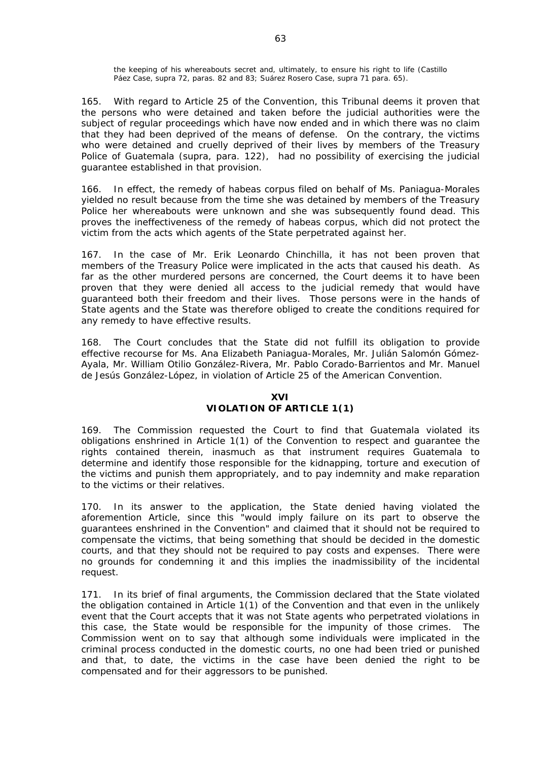the keeping of his whereabouts secret and, ultimately, to ensure his right to life (*Castillo Páez Case*, supra 72, paras. 82 and 83; *Suárez Rosero Case*, supra 71 para. 65).

165. With regard to Article 25 of the Convention, this Tribunal deems it proven that the persons who were detained and taken before the judicial authorities were the subject of regular proceedings which have now ended and in which there was no claim that they had been deprived of the means of defense. On the contrary, the victims who were detained and cruelly deprived of their lives by members of the Treasury Police of Guatemala (*supra*, para. 122), had no possibility of exercising the judicial guarantee established in that provision.

166. In effect, the remedy of habeas corpus filed on behalf of Ms. Paniagua-Morales yielded no result because from the time she was detained by members of the Treasury Police her whereabouts were unknown and she was subsequently found dead. This proves the ineffectiveness of the remedy of habeas corpus, which did not protect the victim from the acts which agents of the State perpetrated against her.

167. In the case of Mr. Erik Leonardo Chinchilla, it has not been proven that members of the Treasury Police were implicated in the acts that caused his death. As far as the other murdered persons are concerned, the Court deems it to have been proven that they were denied all access to the judicial remedy that would have guaranteed both their freedom and their lives. Those persons were in the hands of State agents and the State was therefore obliged to create the conditions required for any remedy to have effective results.

168. The Court concludes that the State did not fulfill its obligation to provide effective recourse for Ms. Ana Elizabeth Paniagua-Morales, Mr. Julián Salomón Gómez-Ayala, Mr. William Otilio González-Rivera, Mr. Pablo Corado-Barrientos and Mr. Manuel de Jesús González-López, in violation of Article 25 of the American Convention.

## XVI
## VIOLATION OF ARTICLE 1(1)

169. The Commission requested the Court to find that Guatemala violated its obligations enshrined in Article 1(1) of the Convention to respect and guarantee the rights contained therein, inasmuch as that instrument requires Guatemala to determine and identify those responsible for the kidnapping, torture and execution of the victims and punish them appropriately, and to pay indemnity and make reparation to the victims or their relatives.

170. In its answer to the application, the State denied having violated the aforemention Article, since this "would imply failure on its part to observe the guarantees enshrined in the Convention" and claimed that it should not be required to compensate the victims, that being something that should be decided in the domestic courts, and that they should not be required to pay costs and expenses. There were no grounds for condemning it and this implies the inadmissibility of the incidental request.

171. In its brief of final arguments, the Commission declared that the State violated the obligation contained in Article 1(1) of the Convention and that even in the unlikely event that the Court accepts that it was not State agents who perpetrated violations in this case, the State would be responsible for the impunity of those crimes. The Commission went on to say that although some individuals were implicated in the criminal process conducted in the domestic courts, no one had been tried or punished and that, to date, the victims in the case have been denied the right to be compensated and for their aggressors to be punished.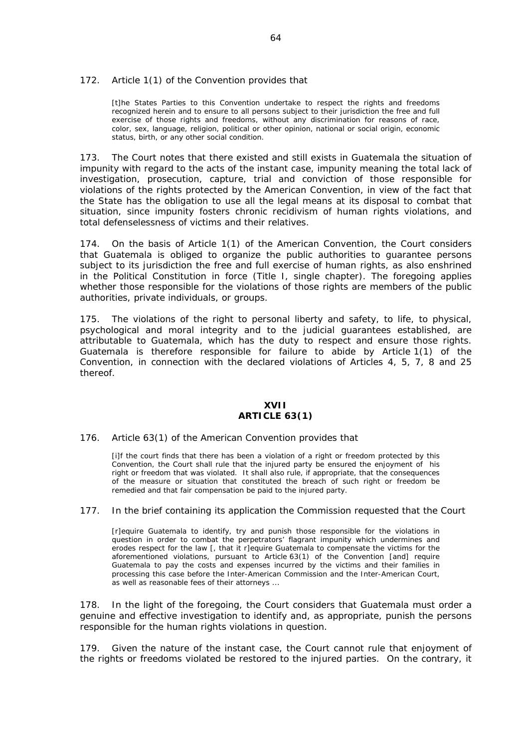172. Article 1(1) of the Convention provides that

> [t]he States Parties to this Convention undertake to respect the rights and freedoms recognized herein and to ensure to all persons subject to their jurisdiction the free and full exercise of those rights and freedoms, without any discrimination for reasons of race, color, sex, language, religion, political or other opinion, national or social origin, economic status, birth, or any other social condition.

173. The Court notes that there existed and still exists in Guatemala the situation of impunity with regard to the acts of the instant case, impunity meaning the total lack of investigation, prosecution, capture, trial and conviction of those responsible for violations of the rights protected by the American Convention, in view of the fact that the State has the obligation to use all the legal means at its disposal to combat that situation, since impunity fosters chronic recidivism of human rights violations, and total defenselessness of victims and their relatives.

174. On the basis of Article 1(1) of the American Convention, the Court considers that Guatemala is obliged to organize the public authorities to guarantee persons subject to its jurisdiction the free and full exercise of human rights, as also enshrined in the Political Constitution in force (Title I, single chapter). The foregoing applies whether those responsible for the violations of those rights are members of the public authorities, private individuals, or groups.

175. The violations of the right to personal liberty and safety, to life, to physical, psychological and moral integrity and to the judicial guarantees established, are attributable to Guatemala, which has the duty to respect and ensure those rights. Guatemala is therefore responsible for failure to abide by Article 1(1) of the Convention, in connection with the declared violations of Articles 4, 5, 7, 8 and 25 thereof.

## XVII
## ARTICLE 63(1)

176. Article 63(1) of the American Convention provides that

> [i]f the court finds that there has been a violation of a right or freedom protected by this Convention, the Court shall rule that the injured party be ensured the enjoyment of his right or freedom that was violated. It shall also rule, if appropriate, that the consequences of the measure or situation that constituted the breach of such right or freedom be remedied and that fair compensation be paid to the injured party.

177. In the brief containing its application the Commission requested that the Court

> [r]equire Guatemala to identify, try and punish those responsible for the violations in question in order to combat the perpetrators' flagrant impunity which undermines and erodes respect for the law [, that it r]equire Guatemala to compensate the victims for the aforementioned violations, pursuant to Article 63(1) of the Convention [and] require Guatemala to pay the costs and expenses incurred by the victims and their families in processing this case before the Inter-American Commission and the Inter-American Court, as well as reasonable fees of their attorneys ...

178. In the light of the foregoing, the Court considers that Guatemala must order a genuine and effective investigation to identify and, as appropriate, punish the persons responsible for the human rights violations in question.

179. Given the nature of the instant case, the Court cannot rule that enjoyment of the rights or freedoms violated be restored to the injured parties. On the contrary, it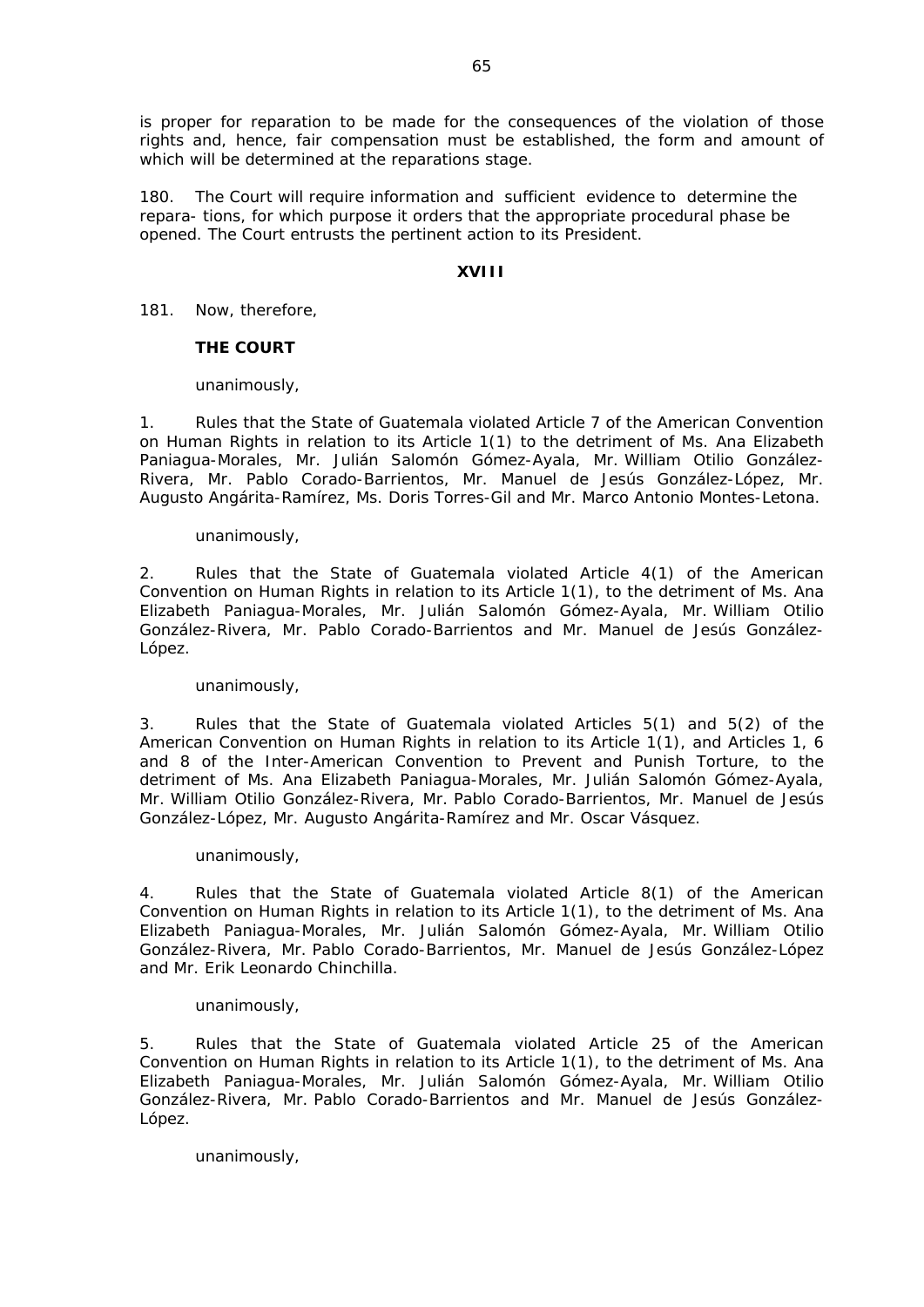is proper for reparation to be made for the consequences of the violation of those rights and, hence, fair compensation must be established, the form and amount of which will be determined at the reparations stage.

180. The Court will require information and sufficient evidence to determine the repara- tions, for which purpose it orders that the appropriate procedural phase be opened. The Court entrusts the pertinent action to its President.

**XVIII**

181. Now, therefore,

**THE COURT**

unanimously,

1. Rules that the State of Guatemala violated Article 7 of the American Convention on Human Rights in relation to its Article 1(1) to the detriment of Ms. Ana Elizabeth Paniagua-Morales, Mr. Julián Salomón Gómez-Ayala, Mr. William Otilio González-Rivera, Mr. Pablo Corado-Barrientos, Mr. Manuel de Jesús González-López, Mr. Augusto Angárita-Ramírez, Ms. Doris Torres-Gil and Mr. Marco Antonio Montes-Letona.

unanimously,

2. Rules that the State of Guatemala violated Article 4(1) of the American Convention on Human Rights in relation to its Article 1(1), to the detriment of Ms. Ana Elizabeth Paniagua-Morales, Mr. Julián Salomón Gómez-Ayala, Mr. William Otilio González-Rivera, Mr. Pablo Corado-Barrientos and Mr. Manuel de Jesús González-López.

unanimously,

3. Rules that the State of Guatemala violated Articles 5(1) and 5(2) of the American Convention on Human Rights in relation to its Article 1(1), and Articles 1, 6 and 8 of the Inter-American Convention to Prevent and Punish Torture, to the detriment of Ms. Ana Elizabeth Paniagua-Morales, Mr. Julián Salomón Gómez-Ayala, Mr. William Otilio González-Rivera, Mr. Pablo Corado-Barrientos, Mr. Manuel de Jesús González-López, Mr. Augusto Angárita-Ramírez and Mr. Oscar Vásquez.

unanimously,

4. Rules that the State of Guatemala violated Article 8(1) of the American Convention on Human Rights in relation to its Article 1(1), to the detriment of Ms. Ana Elizabeth Paniagua-Morales, Mr. Julián Salomón Gómez-Ayala, Mr. William Otilio González-Rivera, Mr. Pablo Corado-Barrientos, Mr. Manuel de Jesús González-López and Mr. Erik Leonardo Chinchilla.

unanimously,

5. Rules that the State of Guatemala violated Article 25 of the American Convention on Human Rights in relation to its Article 1(1), to the detriment of Ms. Ana Elizabeth Paniagua-Morales, Mr. Julián Salomón Gómez-Ayala, Mr. William Otilio González-Rivera, Mr. Pablo Corado-Barrientos and Mr. Manuel de Jesús González-López.

unanimously,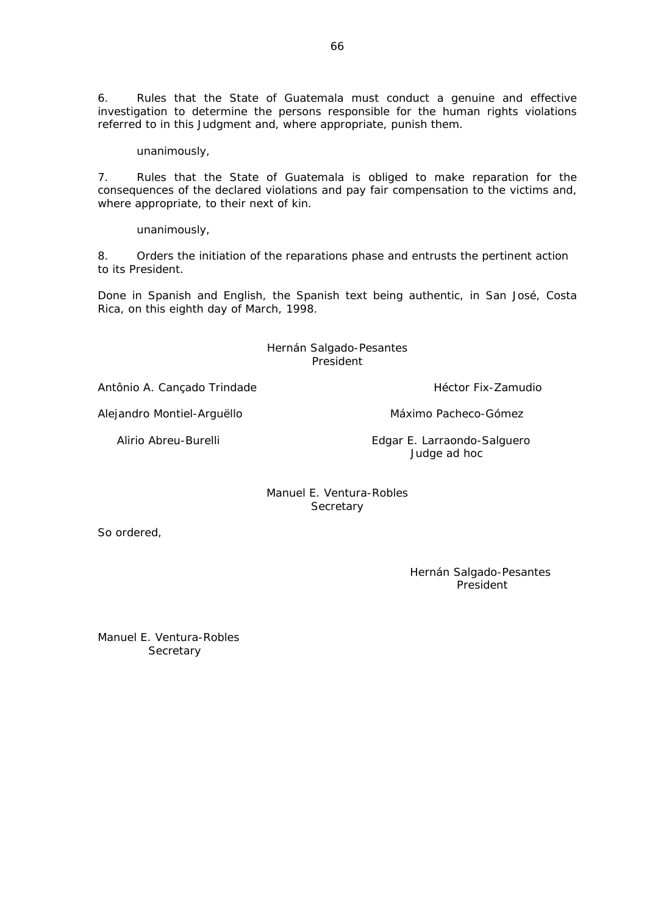6. Rules that the State of Guatemala must conduct a genuine and effective investigation to determine the persons responsible for the human rights violations referred to in this Judgment and, where appropriate, punish them.

unanimously,

7. Rules that the State of Guatemala is obliged to make reparation for the consequences of the declared violations and pay fair compensation to the victims and, where appropriate, to their next of kin.

unanimously,

8. Orders the initiation of the reparations phase and entrusts the pertinent action to its President.

Done in Spanish and English, the Spanish text being authentic, in San José, Costa Rica, on this eighth day of March, 1998.

Hernán Salgado-Pesantes
President

Antônio A. Cançado Trindade

Héctor Fix-Zamudio

Alejandro Montiel-Arguëllo

Máximo Pacheco-Gómez

Alirio Abreu-Burelli

Edgar E. Larraondo-Salguero
Judge ad hoc

Manuel E. Ventura-Robles
Secretary

So ordered,

Hernán Salgado-Pesantes
President

Manuel E. Ventura-Robles
Secretary